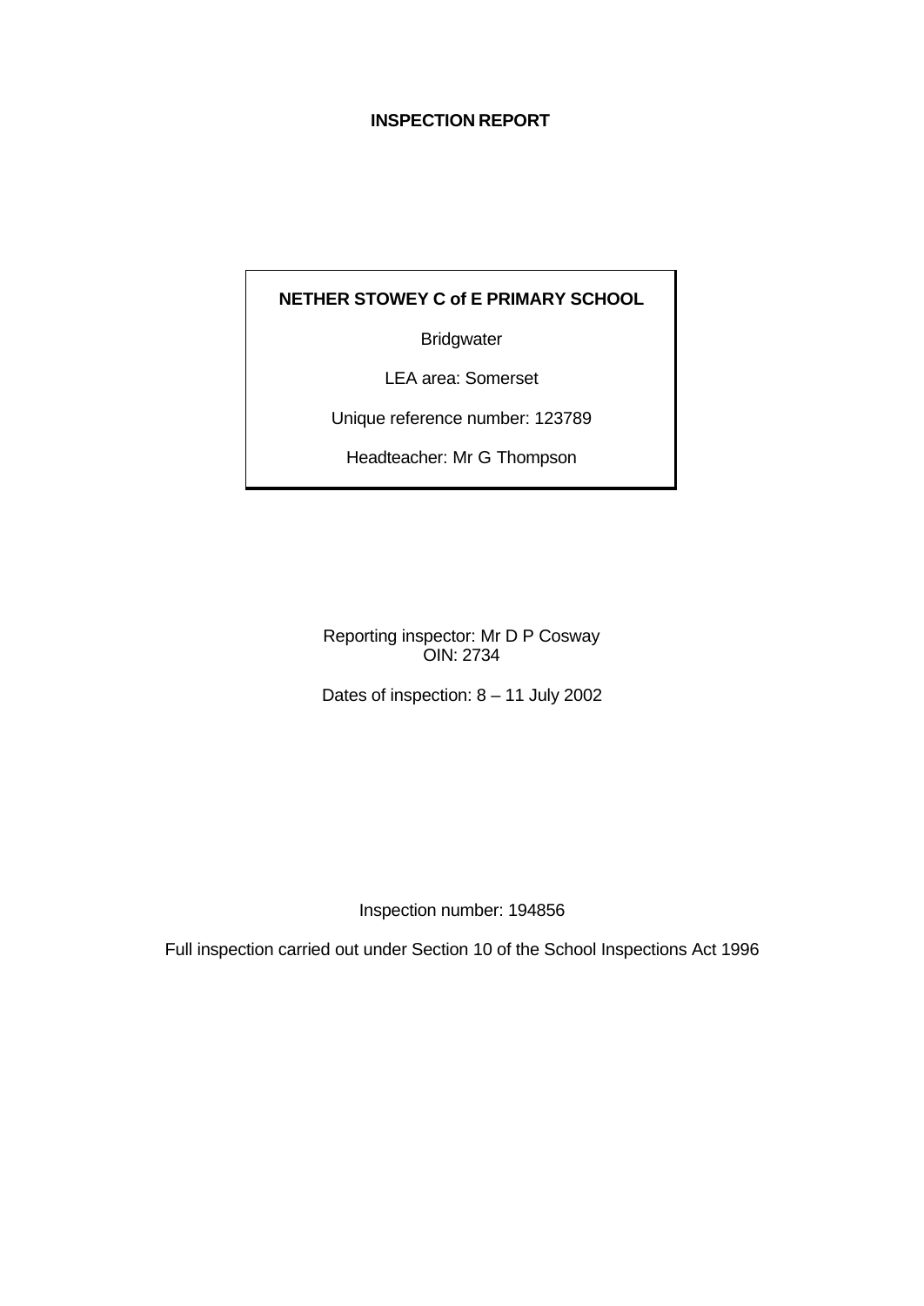# INSPECTION REPORT

**NETHER STOWEY C of E PRIMARY SCHOOL**

Bridgwater

LEA area: Somerset

Unique reference number: 123789

Headteacher: Mr G Thompson

Reporting inspector: Mr D P Cosway
OIN: 2734

Dates of inspection: 8 – 11 July 2002

Inspection number: 194856

Full inspection carried out under Section 10 of the School Inspections Act 1996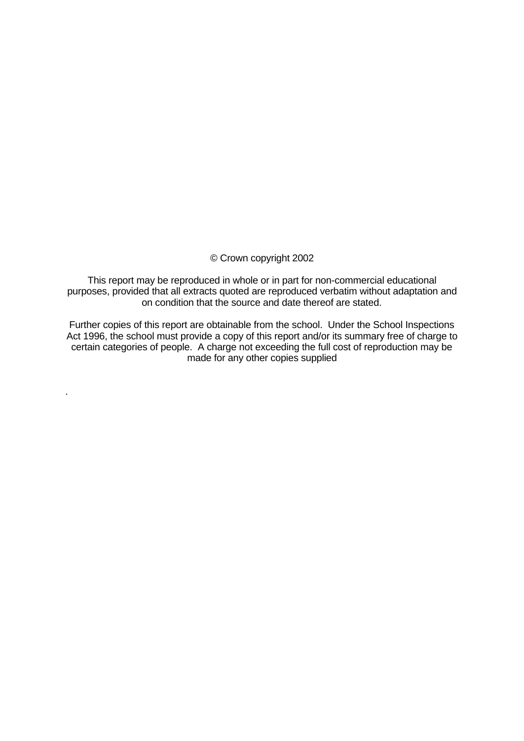© Crown copyright 2002

This report may be reproduced in whole or in part for non-commercial educational purposes, provided that all extracts quoted are reproduced verbatim without adaptation and on condition that the source and date thereof are stated.

Further copies of this report are obtainable from the school. Under the School Inspections Act 1996, the school must provide a copy of this report and/or its summary free of charge to certain categories of people. A charge not exceeding the full cost of reproduction may be made for any other copies supplied

.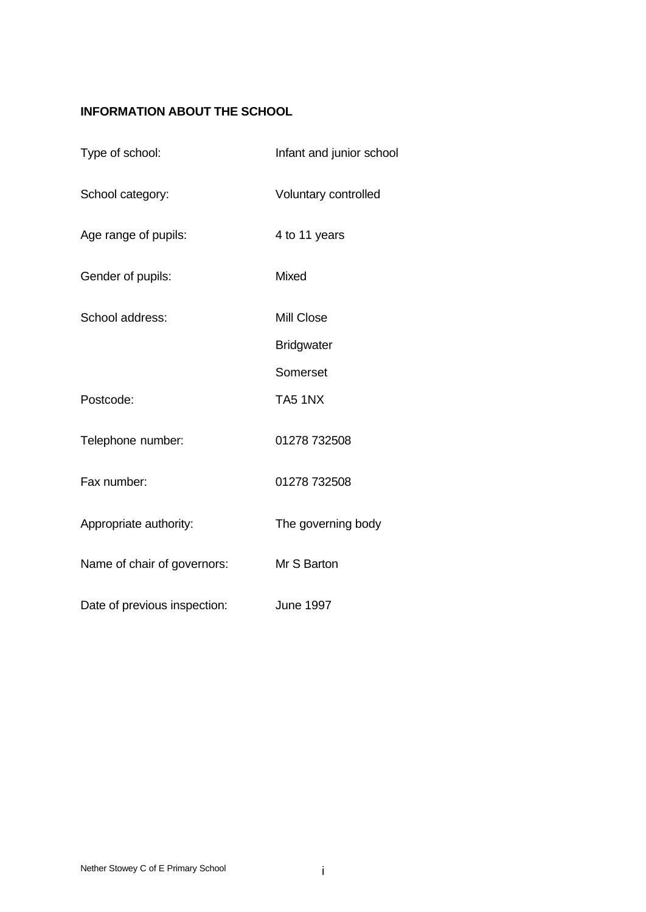## INFORMATION ABOUT THE SCHOOL

| | |
|---|---|
| Type of school: | Infant and junior school |
| School category: | Voluntary controlled |
| Age range of pupils: | 4 to 11 years |
| Gender of pupils: | Mixed |
| School address: | Mill Close<br>Bridgwater<br>Somerset |
| Postcode: | TA5 1NX |
| Telephone number: | 01278 732508 |
| Fax number: | 01278 732508 |
| Appropriate authority: | The governing body |
| Name of chair of governors: | Mr S Barton |
| Date of previous inspection: | June 1997 |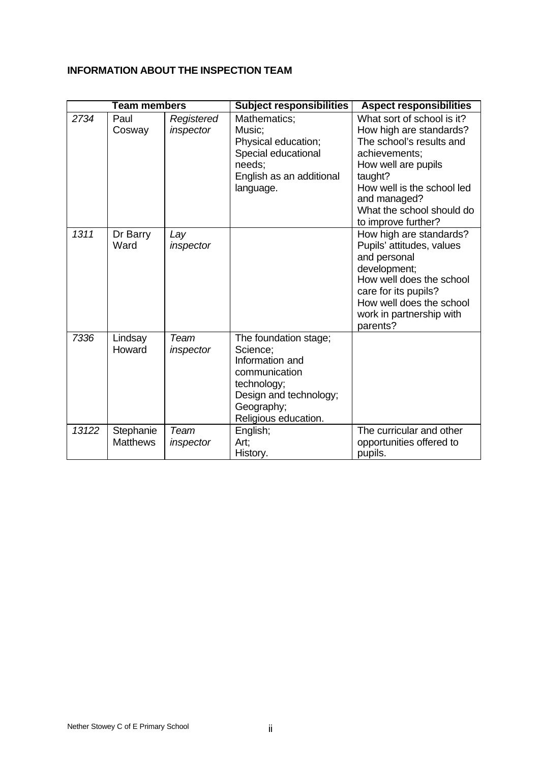**INFORMATION ABOUT THE INSPECTION TEAM**

| Team members | | | Subject responsibilities | Aspect responsibilities |
|---|---|---|---|---|
| *2734* | Paul Cosway | *Registered inspector* | Mathematics; Music; Physical education; Special educational needs; English as an additional language. | What sort of school is it? How high are standards? The school's results and achievements; How well are pupils taught? How well is the school led and managed? What the school should do to improve further? |
| *1311* | Dr Barry Ward | *Lay inspector* | | How high are standards? Pupils' attitudes, values and personal development; How well does the school care for its pupils? How well does the school work in partnership with parents? |
| *7336* | Lindsay Howard | *Team inspector* | The foundation stage; Science; Information and communication technology; Design and technology; Geography; Religious education. | |
| *13122* | Stephanie Matthews | *Team inspector* | English; Art; History. | The curricular and other opportunities offered to pupils. |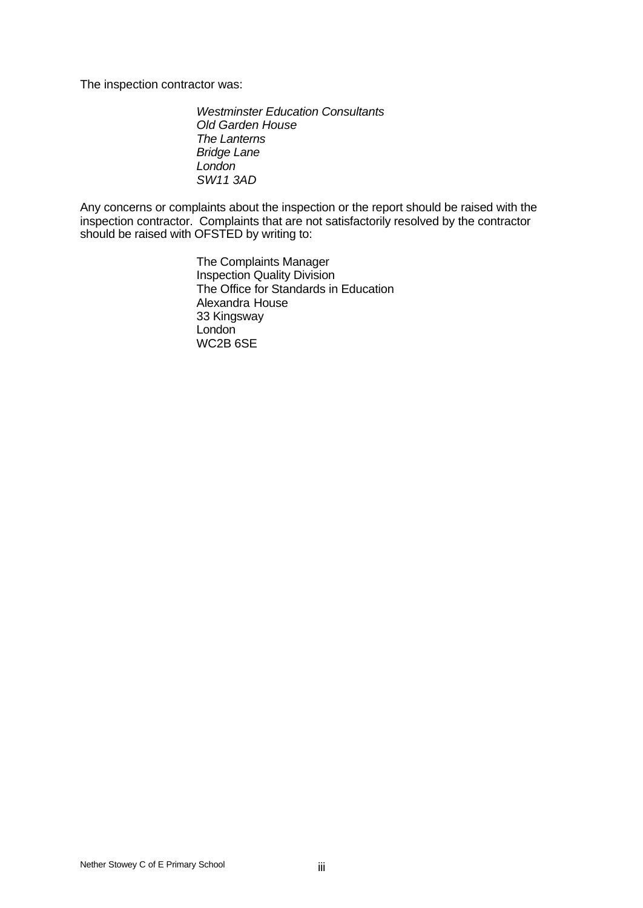The inspection contractor was:

> *Westminster Education Consultants*
> *Old Garden House*
> *The Lanterns*
> *Bridge Lane*
> *London*
> *SW11 3AD*

Any concerns or complaints about the inspection or the report should be raised with the inspection contractor. Complaints that are not satisfactorily resolved by the contractor should be raised with OFSTED by writing to:

> The Complaints Manager
> Inspection Quality Division
> The Office for Standards in Education
> Alexandra House
> 33 Kingsway
> London
> WC2B 6SE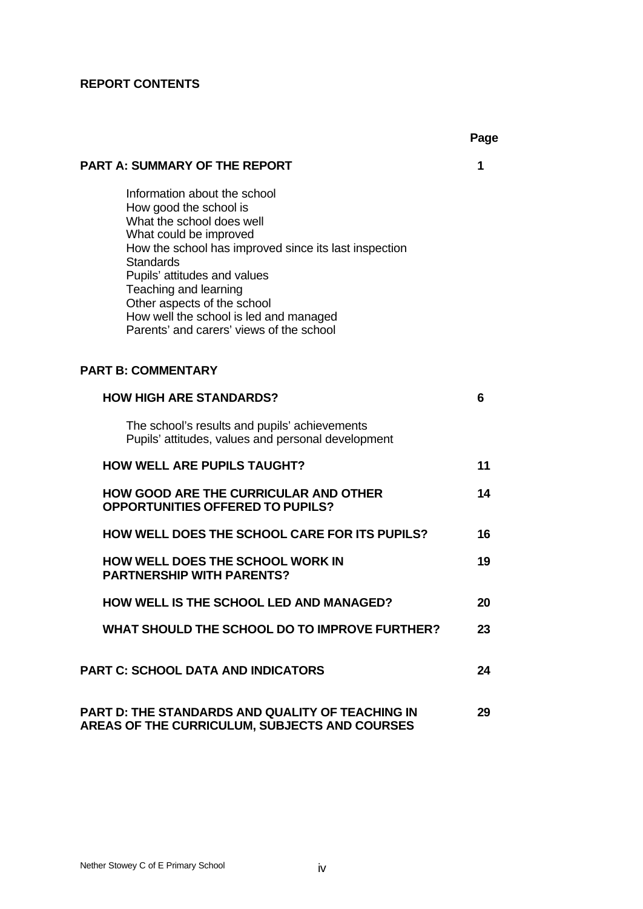## REPORT CONTENTS

| | Page |
|---|---|
| **PART A: SUMMARY OF THE REPORT** | **1** |
| Information about the school<br>How good the school is<br>What the school does well<br>What could be improved<br>How the school has improved since its last inspection<br>Standards<br>Pupils' attitudes and values<br>Teaching and learning<br>Other aspects of the school<br>How well the school is led and managed<br>Parents' and carers' views of the school | |
| **PART B: COMMENTARY** | |
| **HOW HIGH ARE STANDARDS?** | **6** |
| The school's results and pupils' achievements<br>Pupils' attitudes, values and personal development | |
| **HOW WELL ARE PUPILS TAUGHT?** | **11** |
| **HOW GOOD ARE THE CURRICULAR AND OTHER OPPORTUNITIES OFFERED TO PUPILS?** | **14** |
| **HOW WELL DOES THE SCHOOL CARE FOR ITS PUPILS?** | **16** |
| **HOW WELL DOES THE SCHOOL WORK IN PARTNERSHIP WITH PARENTS?** | **19** |
| **HOW WELL IS THE SCHOOL LED AND MANAGED?** | **20** |
| **WHAT SHOULD THE SCHOOL DO TO IMPROVE FURTHER?** | **23** |
| **PART C: SCHOOL DATA AND INDICATORS** | **24** |
| **PART D: THE STANDARDS AND QUALITY OF TEACHING IN AREAS OF THE CURRICULUM, SUBJECTS AND COURSES** | **29** |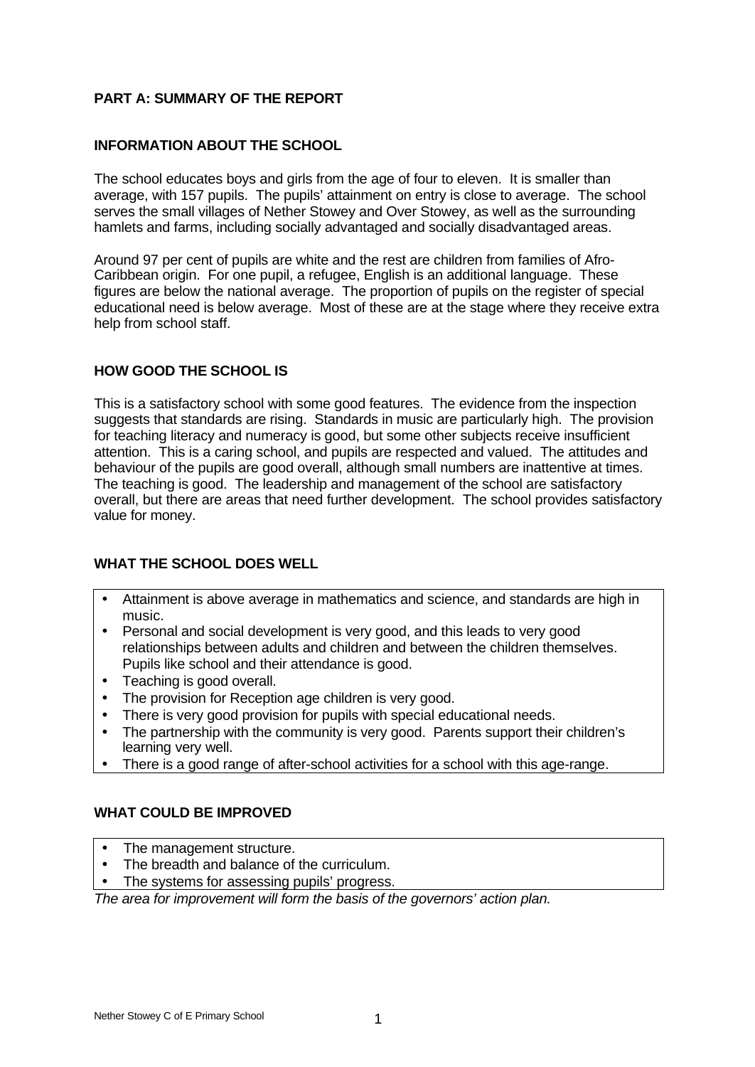## PART A: SUMMARY OF THE REPORT

### INFORMATION ABOUT THE SCHOOL

The school educates boys and girls from the age of four to eleven. It is smaller than average, with 157 pupils. The pupils' attainment on entry is close to average. The school serves the small villages of Nether Stowey and Over Stowey, as well as the surrounding hamlets and farms, including socially advantaged and socially disadvantaged areas.

Around 97 per cent of pupils are white and the rest are children from families of Afro-Caribbean origin. For one pupil, a refugee, English is an additional language. These figures are below the national average. The proportion of pupils on the register of special educational need is below average. Most of these are at the stage where they receive extra help from school staff.

### HOW GOOD THE SCHOOL IS

This is a satisfactory school with some good features. The evidence from the inspection suggests that standards are rising. Standards in music are particularly high. The provision for teaching literacy and numeracy is good, but some other subjects receive insufficient attention. This is a caring school, and pupils are respected and valued. The attitudes and behaviour of the pupils are good overall, although small numbers are inattentive at times. The teaching is good. The leadership and management of the school are satisfactory overall, but there are areas that need further development. The school provides satisfactory value for money.

### WHAT THE SCHOOL DOES WELL

- Attainment is above average in mathematics and science, and standards are high in music.
- Personal and social development is very good, and this leads to very good relationships between adults and children and between the children themselves. Pupils like school and their attendance is good.
- Teaching is good overall.
- The provision for Reception age children is very good.
- There is very good provision for pupils with special educational needs.
- The partnership with the community is very good. Parents support their children's learning very well.
- There is a good range of after-school activities for a school with this age-range.

### WHAT COULD BE IMPROVED

- The management structure.
- The breadth and balance of the curriculum.
- The systems for assessing pupils' progress.

*The area for improvement will form the basis of the governors' action plan.*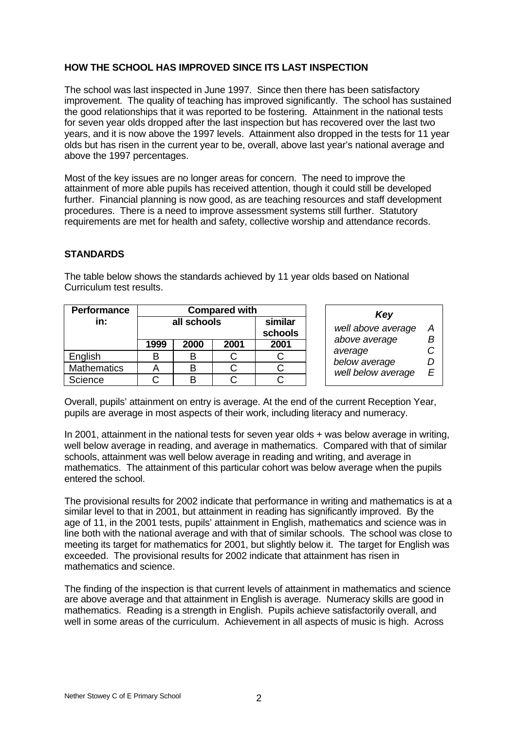## HOW THE SCHOOL HAS IMPROVED SINCE ITS LAST INSPECTION

The school was last inspected in June 1997. Since then there has been satisfactory improvement. The quality of teaching has improved significantly. The school has sustained the good relationships that it was reported to be fostering. Attainment in the national tests for seven year olds dropped after the last inspection but has recovered over the last two years, and it is now above the 1997 levels. Attainment also dropped in the tests for 11 year olds but has risen in the current year to be, overall, above last year's national average and above the 1997 percentages.

Most of the key issues are no longer areas for concern. The need to improve the attainment of more able pupils has received attention, though it could still be developed further. Financial planning is now good, as are teaching resources and staff development procedures. There is a need to improve assessment systems still further. Statutory requirements are met for health and safety, collective worship and attendance records.

## STANDARDS

The table below shows the standards achieved by 11 year olds based on National Curriculum test results.

| Performance in: | Compared with | | | |
|---|---|---|---|---|
| | all schools | | | similar schools |
| | 1999 | 2000 | 2001 | 2001 |
| English | B | B | C | C |
| Mathematics | A | B | C | C |
| Science | C | B | C | C |

| *Key* | |
|---|---|
| *well above average* | *A* |
| *above average* | *B* |
| *average* | *C* |
| *below average* | *D* |
| *well below average* | *E* |

Overall, pupils' attainment on entry is average. At the end of the current Reception Year, pupils are average in most aspects of their work, including literacy and numeracy.

In 2001, attainment in the national tests for seven year olds + was below average in writing, well below average in reading, and average in mathematics. Compared with that of similar schools, attainment was well below average in reading and writing, and average in mathematics. The attainment of this particular cohort was below average when the pupils entered the school.

The provisional results for 2002 indicate that performance in writing and mathematics is at a similar level to that in 2001, but attainment in reading has significantly improved. By the age of 11, in the 2001 tests, pupils' attainment in English, mathematics and science was in line both with the national average and with that of similar schools. The school was close to meeting its target for mathematics for 2001, but slightly below it. The target for English was exceeded. The provisional results for 2002 indicate that attainment has risen in mathematics and science.

The finding of the inspection is that current levels of attainment in mathematics and science are above average and that attainment in English is average. Numeracy skills are good in mathematics. Reading is a strength in English. Pupils achieve satisfactorily overall, and well in some areas of the curriculum. Achievement in all aspects of music is high. Across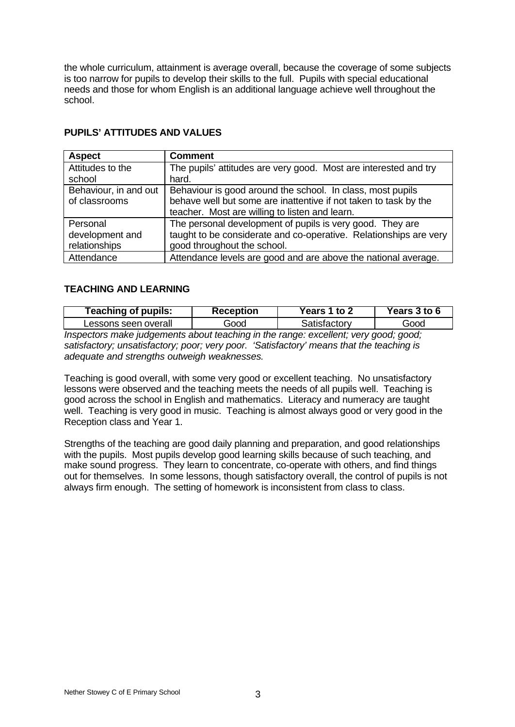the whole curriculum, attainment is average overall, because the coverage of some subjects is too narrow for pupils to develop their skills to the full. Pupils with special educational needs and those for whom English is an additional language achieve well throughout the school.

## PUPILS' ATTITUDES AND VALUES

| Aspect | Comment |
|---|---|
| Attitudes to the school | The pupils' attitudes are very good. Most are interested and try hard. |
| Behaviour, in and out of classrooms | Behaviour is good around the school. In class, most pupils behave well but some are inattentive if not taken to task by the teacher. Most are willing to listen and learn. |
| Personal development and relationships | The personal development of pupils is very good. They are taught to be considerate and co-operative. Relationships are very good throughout the school. |
| Attendance | Attendance levels are good and are above the national average. |

## TEACHING AND LEARNING

| Teaching of pupils: | Reception | Years 1 to 2 | Years 3 to 6 |
|---|---|---|---|
| Lessons seen overall | Good | Satisfactory | Good |

*Inspectors make judgements about teaching in the range: excellent; very good; good; satisfactory; unsatisfactory; poor; very poor. 'Satisfactory' means that the teaching is adequate and strengths outweigh weaknesses.*

Teaching is good overall, with some very good or excellent teaching. No unsatisfactory lessons were observed and the teaching meets the needs of all pupils well. Teaching is good across the school in English and mathematics. Literacy and numeracy are taught well. Teaching is very good in music. Teaching is almost always good or very good in the Reception class and Year 1.

Strengths of the teaching are good daily planning and preparation, and good relationships with the pupils. Most pupils develop good learning skills because of such teaching, and make sound progress. They learn to concentrate, co-operate with others, and find things out for themselves. In some lessons, though satisfactory overall, the control of pupils is not always firm enough. The setting of homework is inconsistent from class to class.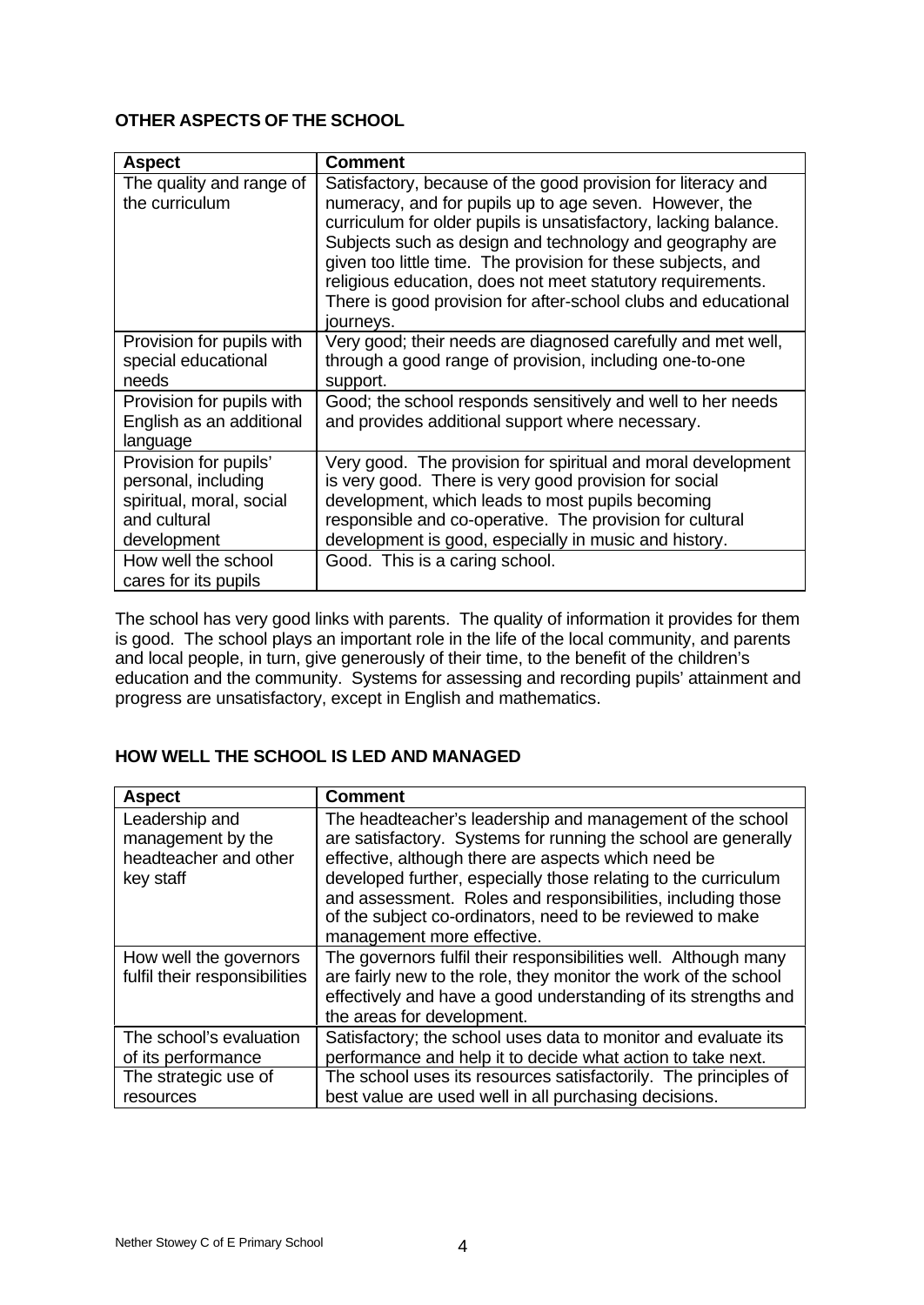**OTHER ASPECTS OF THE SCHOOL**

| Aspect | Comment |
|---|---|
| The quality and range of the curriculum | Satisfactory, because of the good provision for literacy and numeracy, and for pupils up to age seven. However, the curriculum for older pupils is unsatisfactory, lacking balance. Subjects such as design and technology and geography are given too little time. The provision for these subjects, and religious education, does not meet statutory requirements. There is good provision for after-school clubs and educational journeys. |
| Provision for pupils with special educational needs | Very good; their needs are diagnosed carefully and met well, through a good range of provision, including one-to-one support. |
| Provision for pupils with English as an additional language | Good; the school responds sensitively and well to her needs and provides additional support where necessary. |
| Provision for pupils' personal, including spiritual, moral, social and cultural development | Very good. The provision for spiritual and moral development is very good. There is very good provision for social development, which leads to most pupils becoming responsible and co-operative. The provision for cultural development is good, especially in music and history. |
| How well the school cares for its pupils | Good. This is a caring school. |

The school has very good links with parents. The quality of information it provides for them is good. The school plays an important role in the life of the local community, and parents and local people, in turn, give generously of their time, to the benefit of the children's education and the community. Systems for assessing and recording pupils' attainment and progress are unsatisfactory, except in English and mathematics.

**HOW WELL THE SCHOOL IS LED AND MANAGED**

| Aspect | Comment |
|---|---|
| Leadership and management by the headteacher and other key staff | The headteacher's leadership and management of the school are satisfactory. Systems for running the school are generally effective, although there are aspects which need be developed further, especially those relating to the curriculum and assessment. Roles and responsibilities, including those of the subject co-ordinators, need to be reviewed to make management more effective. |
| How well the governors fulfil their responsibilities | The governors fulfil their responsibilities well. Although many are fairly new to the role, they monitor the work of the school effectively and have a good understanding of its strengths and the areas for development. |
| The school's evaluation of its performance | Satisfactory; the school uses data to monitor and evaluate its performance and help it to decide what action to take next. |
| The strategic use of resources | The school uses its resources satisfactorily. The principles of best value are used well in all purchasing decisions. |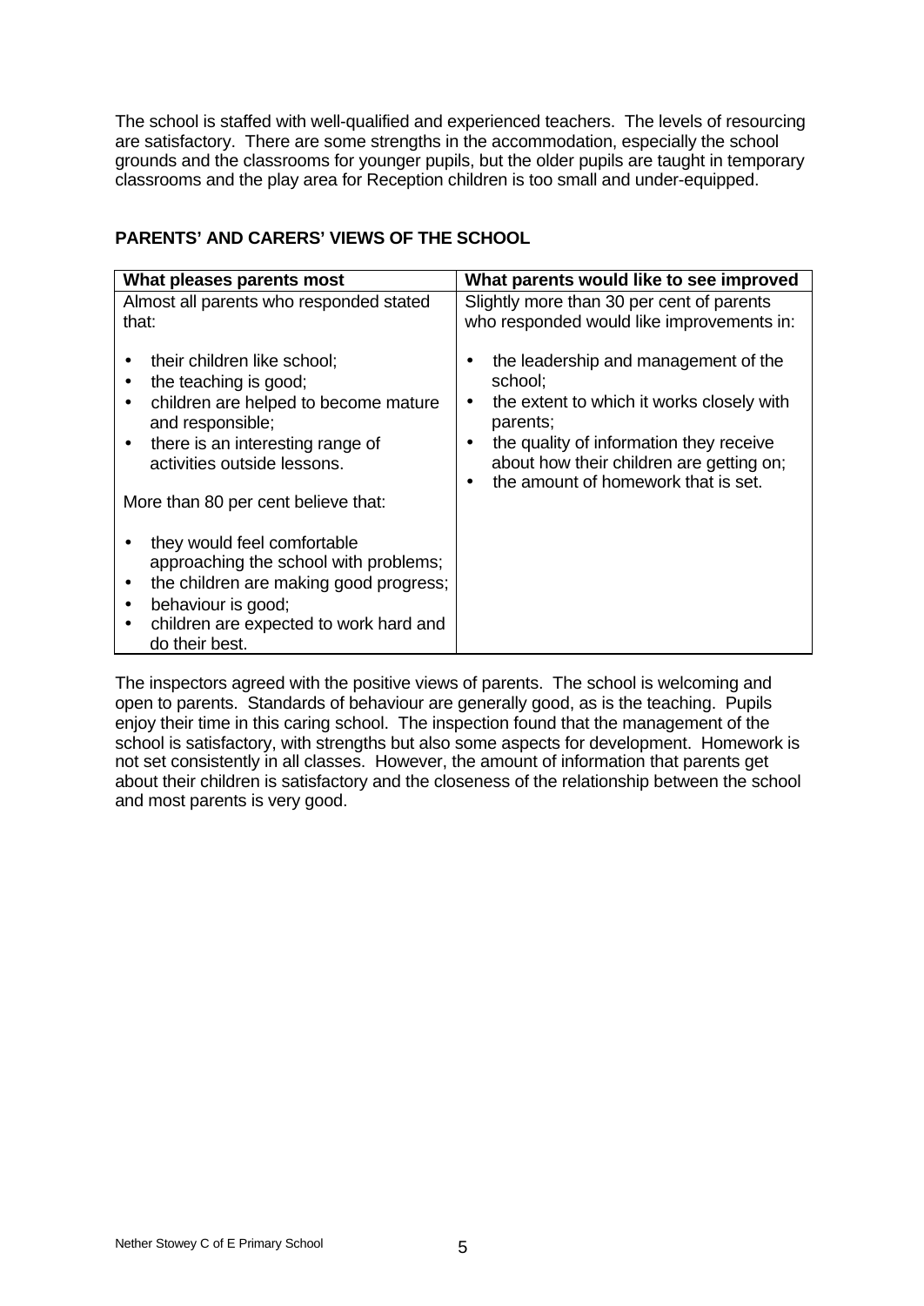The school is staffed with well-qualified and experienced teachers. The levels of resourcing are satisfactory. There are some strengths in the accommodation, especially the school grounds and the classrooms for younger pupils, but the older pupils are taught in temporary classrooms and the play area for Reception children is too small and under-equipped.

**PARENTS' AND CARERS' VIEWS OF THE SCHOOL**

| What pleases parents most | What parents would like to see improved |
|---|---|
| Almost all parents who responded stated that:<br><br>• their children like school;<br>• the teaching is good;<br>• children are helped to become mature and responsible;<br>• there is an interesting range of activities outside lessons.<br><br>More than 80 per cent believe that:<br><br>• they would feel comfortable approaching the school with problems;<br>• the children are making good progress;<br>• behaviour is good;<br>• children are expected to work hard and do their best. | Slightly more than 30 per cent of parents who responded would like improvements in:<br><br>• the leadership and management of the school;<br>• the extent to which it works closely with parents;<br>• the quality of information they receive about how their children are getting on;<br>• the amount of homework that is set. |

The inspectors agreed with the positive views of parents. The school is welcoming and open to parents. Standards of behaviour are generally good, as is the teaching. Pupils enjoy their time in this caring school. The inspection found that the management of the school is satisfactory, with strengths but also some aspects for development. Homework is not set consistently in all classes. However, the amount of information that parents get about their children is satisfactory and the closeness of the relationship between the school and most parents is very good.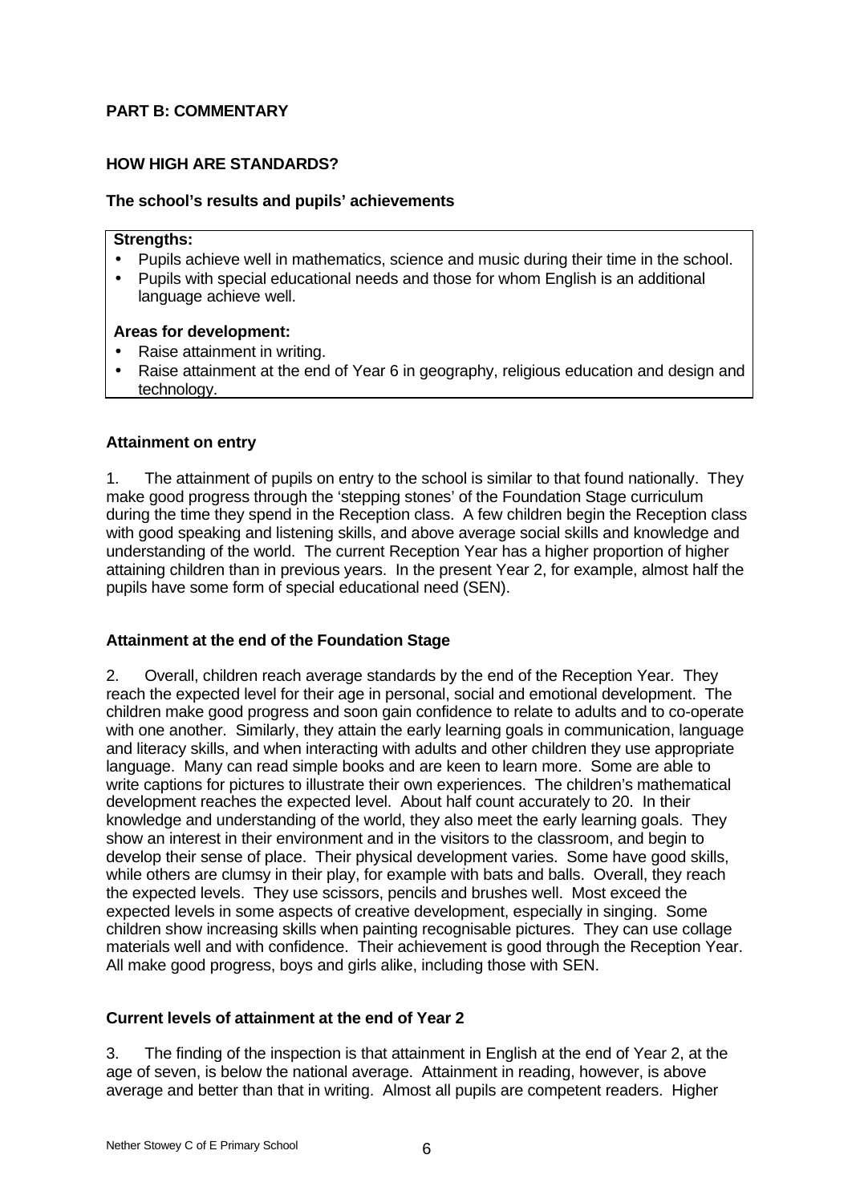## PART B: COMMENTARY

## HOW HIGH ARE STANDARDS?

### The school's results and pupils' achievements

**Strengths:**

- Pupils achieve well in mathematics, science and music during their time in the school.
- Pupils with special educational needs and those for whom English is an additional language achieve well.

**Areas for development:**

- Raise attainment in writing.
- Raise attainment at the end of Year 6 in geography, religious education and design and technology.

### Attainment on entry

1. The attainment of pupils on entry to the school is similar to that found nationally. They make good progress through the 'stepping stones' of the Foundation Stage curriculum during the time they spend in the Reception class. A few children begin the Reception class with good speaking and listening skills, and above average social skills and knowledge and understanding of the world. The current Reception Year has a higher proportion of higher attaining children than in previous years. In the present Year 2, for example, almost half the pupils have some form of special educational need (SEN).

### Attainment at the end of the Foundation Stage

2. Overall, children reach average standards by the end of the Reception Year. They reach the expected level for their age in personal, social and emotional development. The children make good progress and soon gain confidence to relate to adults and to co-operate with one another. Similarly, they attain the early learning goals in communication, language and literacy skills, and when interacting with adults and other children they use appropriate language. Many can read simple books and are keen to learn more. Some are able to write captions for pictures to illustrate their own experiences. The children's mathematical development reaches the expected level. About half count accurately to 20. In their knowledge and understanding of the world, they also meet the early learning goals. They show an interest in their environment and in the visitors to the classroom, and begin to develop their sense of place. Their physical development varies. Some have good skills, while others are clumsy in their play, for example with bats and balls. Overall, they reach the expected levels. They use scissors, pencils and brushes well. Most exceed the expected levels in some aspects of creative development, especially in singing. Some children show increasing skills when painting recognisable pictures. They can use collage materials well and with confidence. Their achievement is good through the Reception Year. All make good progress, boys and girls alike, including those with SEN.

### Current levels of attainment at the end of Year 2

3. The finding of the inspection is that attainment in English at the end of Year 2, at the age of seven, is below the national average. Attainment in reading, however, is above average and better than that in writing. Almost all pupils are competent readers. Higher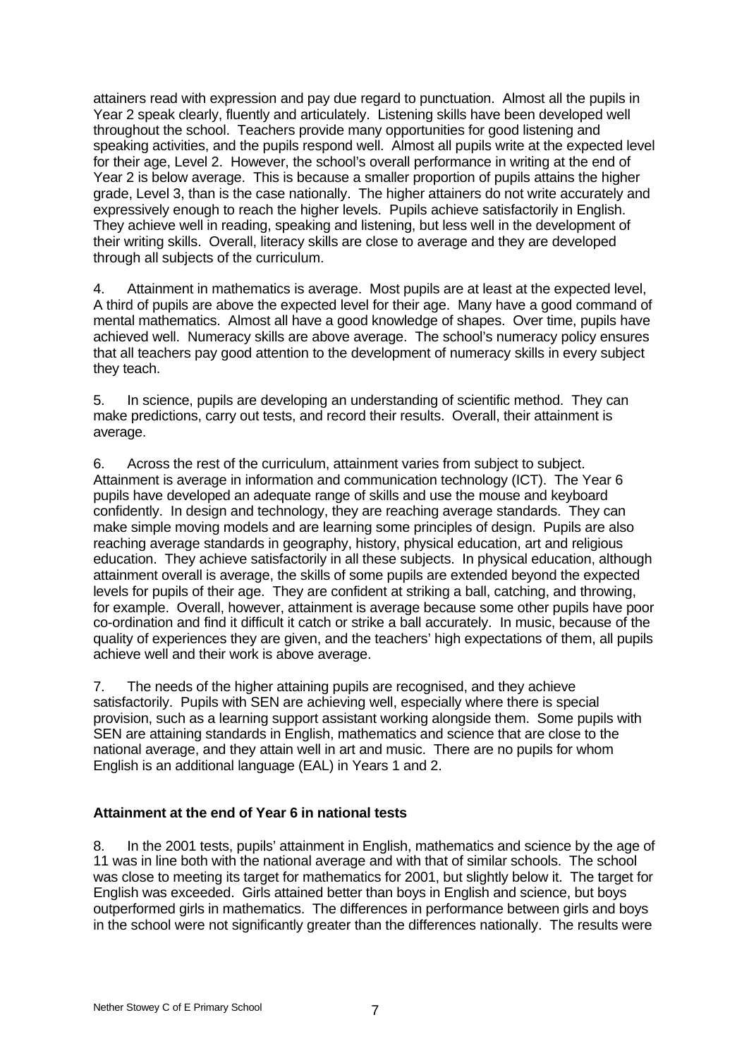attainers read with expression and pay due regard to punctuation. Almost all the pupils in Year 2 speak clearly, fluently and articulately. Listening skills have been developed well throughout the school. Teachers provide many opportunities for good listening and speaking activities, and the pupils respond well. Almost all pupils write at the expected level for their age, Level 2. However, the school's overall performance in writing at the end of Year 2 is below average. This is because a smaller proportion of pupils attains the higher grade, Level 3, than is the case nationally. The higher attainers do not write accurately and expressively enough to reach the higher levels. Pupils achieve satisfactorily in English. They achieve well in reading, speaking and listening, but less well in the development of their writing skills. Overall, literacy skills are close to average and they are developed through all subjects of the curriculum.

4. Attainment in mathematics is average. Most pupils are at least at the expected level, A third of pupils are above the expected level for their age. Many have a good command of mental mathematics. Almost all have a good knowledge of shapes. Over time, pupils have achieved well. Numeracy skills are above average. The school's numeracy policy ensures that all teachers pay good attention to the development of numeracy skills in every subject they teach.

5. In science, pupils are developing an understanding of scientific method. They can make predictions, carry out tests, and record their results. Overall, their attainment is average.

6. Across the rest of the curriculum, attainment varies from subject to subject. Attainment is average in information and communication technology (ICT). The Year 6 pupils have developed an adequate range of skills and use the mouse and keyboard confidently. In design and technology, they are reaching average standards. They can make simple moving models and are learning some principles of design. Pupils are also reaching average standards in geography, history, physical education, art and religious education. They achieve satisfactorily in all these subjects. In physical education, although attainment overall is average, the skills of some pupils are extended beyond the expected levels for pupils of their age. They are confident at striking a ball, catching, and throwing, for example. Overall, however, attainment is average because some other pupils have poor co-ordination and find it difficult it catch or strike a ball accurately. In music, because of the quality of experiences they are given, and the teachers' high expectations of them, all pupils achieve well and their work is above average.

7. The needs of the higher attaining pupils are recognised, and they achieve satisfactorily. Pupils with SEN are achieving well, especially where there is special provision, such as a learning support assistant working alongside them. Some pupils with SEN are attaining standards in English, mathematics and science that are close to the national average, and they attain well in art and music. There are no pupils for whom English is an additional language (EAL) in Years 1 and 2.

**Attainment at the end of Year 6 in national tests**

8. In the 2001 tests, pupils' attainment in English, mathematics and science by the age of 11 was in line both with the national average and with that of similar schools. The school was close to meeting its target for mathematics for 2001, but slightly below it. The target for English was exceeded. Girls attained better than boys in English and science, but boys outperformed girls in mathematics. The differences in performance between girls and boys in the school were not significantly greater than the differences nationally. The results were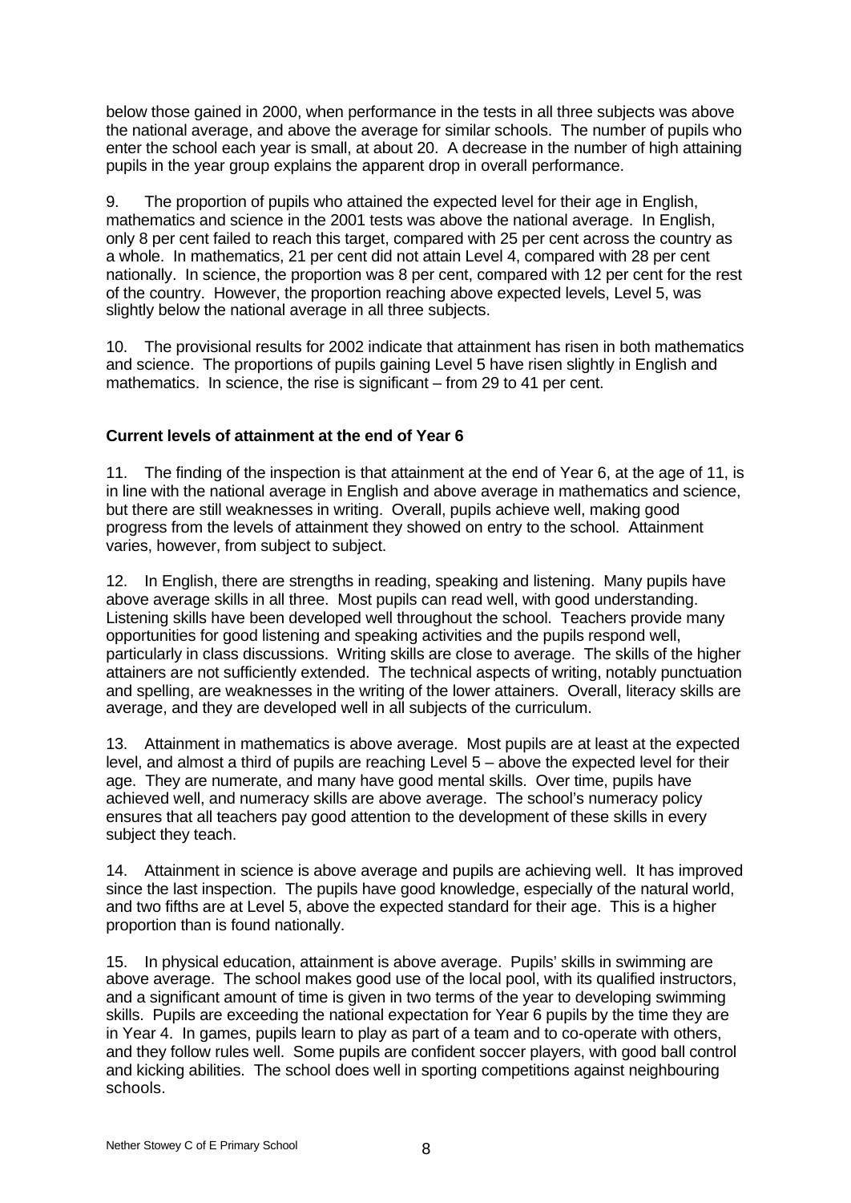below those gained in 2000, when performance in the tests in all three subjects was above the national average, and above the average for similar schools. The number of pupils who enter the school each year is small, at about 20. A decrease in the number of high attaining pupils in the year group explains the apparent drop in overall performance.

9. The proportion of pupils who attained the expected level for their age in English, mathematics and science in the 2001 tests was above the national average. In English, only 8 per cent failed to reach this target, compared with 25 per cent across the country as a whole. In mathematics, 21 per cent did not attain Level 4, compared with 28 per cent nationally. In science, the proportion was 8 per cent, compared with 12 per cent for the rest of the country. However, the proportion reaching above expected levels, Level 5, was slightly below the national average in all three subjects.

10. The provisional results for 2002 indicate that attainment has risen in both mathematics and science. The proportions of pupils gaining Level 5 have risen slightly in English and mathematics. In science, the rise is significant – from 29 to 41 per cent.

**Current levels of attainment at the end of Year 6**

11. The finding of the inspection is that attainment at the end of Year 6, at the age of 11, is in line with the national average in English and above average in mathematics and science, but there are still weaknesses in writing. Overall, pupils achieve well, making good progress from the levels of attainment they showed on entry to the school. Attainment varies, however, from subject to subject.

12. In English, there are strengths in reading, speaking and listening. Many pupils have above average skills in all three. Most pupils can read well, with good understanding. Listening skills have been developed well throughout the school. Teachers provide many opportunities for good listening and speaking activities and the pupils respond well, particularly in class discussions. Writing skills are close to average. The skills of the higher attainers are not sufficiently extended. The technical aspects of writing, notably punctuation and spelling, are weaknesses in the writing of the lower attainers. Overall, literacy skills are average, and they are developed well in all subjects of the curriculum.

13. Attainment in mathematics is above average. Most pupils are at least at the expected level, and almost a third of pupils are reaching Level 5 – above the expected level for their age. They are numerate, and many have good mental skills. Over time, pupils have achieved well, and numeracy skills are above average. The school's numeracy policy ensures that all teachers pay good attention to the development of these skills in every subject they teach.

14. Attainment in science is above average and pupils are achieving well. It has improved since the last inspection. The pupils have good knowledge, especially of the natural world, and two fifths are at Level 5, above the expected standard for their age. This is a higher proportion than is found nationally.

15. In physical education, attainment is above average. Pupils' skills in swimming are above average. The school makes good use of the local pool, with its qualified instructors, and a significant amount of time is given in two terms of the year to developing swimming skills. Pupils are exceeding the national expectation for Year 6 pupils by the time they are in Year 4. In games, pupils learn to play as part of a team and to co-operate with others, and they follow rules well. Some pupils are confident soccer players, with good ball control and kicking abilities. The school does well in sporting competitions against neighbouring schools.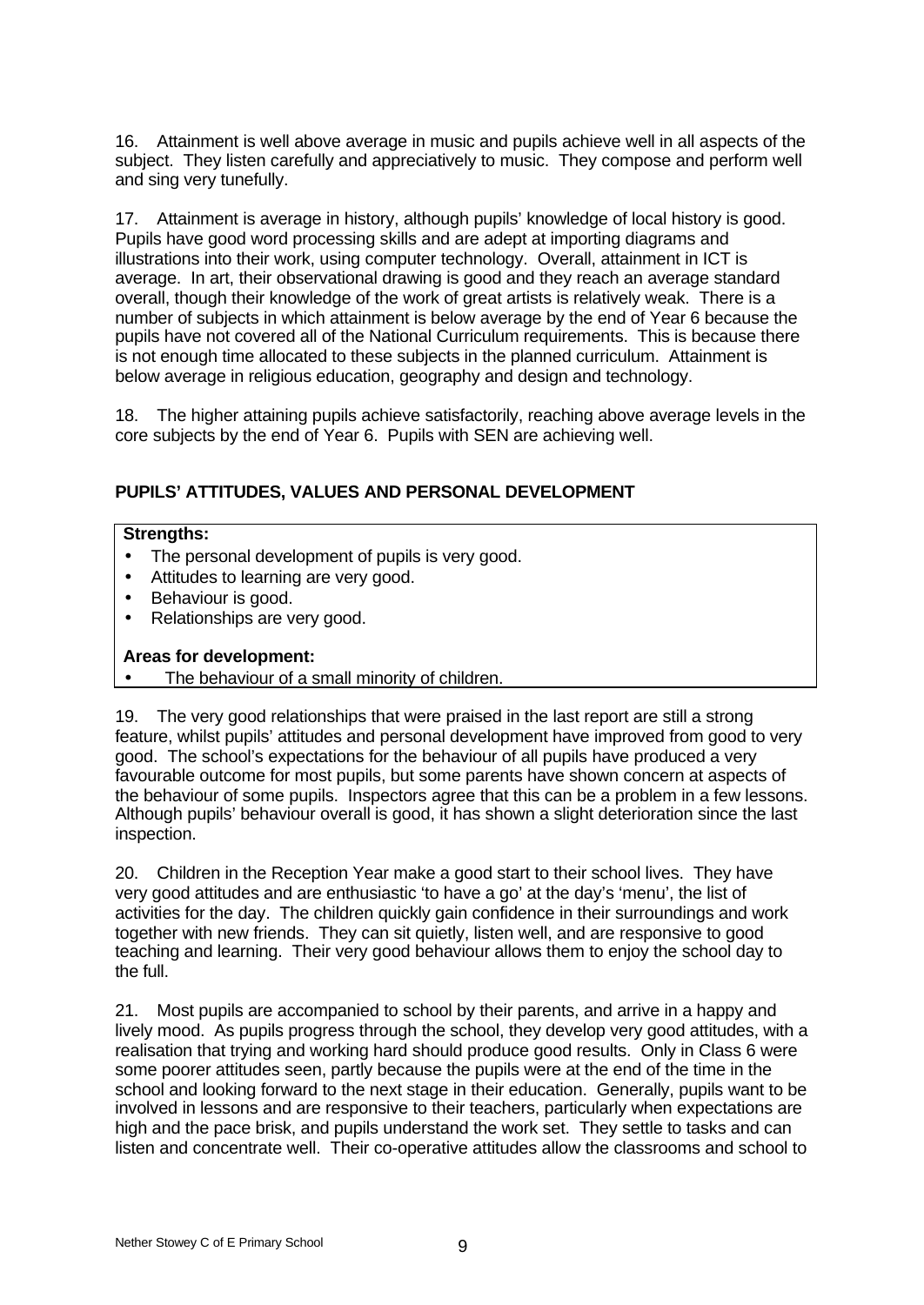16. Attainment is well above average in music and pupils achieve well in all aspects of the subject. They listen carefully and appreciatively to music. They compose and perform well and sing very tunefully.

17. Attainment is average in history, although pupils' knowledge of local history is good. Pupils have good word processing skills and are adept at importing diagrams and illustrations into their work, using computer technology. Overall, attainment in ICT is average. In art, their observational drawing is good and they reach an average standard overall, though their knowledge of the work of great artists is relatively weak. There is a number of subjects in which attainment is below average by the end of Year 6 because the pupils have not covered all of the National Curriculum requirements. This is because there is not enough time allocated to these subjects in the planned curriculum. Attainment is below average in religious education, geography and design and technology.

18. The higher attaining pupils achieve satisfactorily, reaching above average levels in the core subjects by the end of Year 6. Pupils with SEN are achieving well.

## PUPILS' ATTITUDES, VALUES AND PERSONAL DEVELOPMENT

**Strengths:**

- The personal development of pupils is very good.
- Attitudes to learning are very good.
- Behaviour is good.
- Relationships are very good.

**Areas for development:**

- The behaviour of a small minority of children.

19. The very good relationships that were praised in the last report are still a strong feature, whilst pupils' attitudes and personal development have improved from good to very good. The school's expectations for the behaviour of all pupils have produced a very favourable outcome for most pupils, but some parents have shown concern at aspects of the behaviour of some pupils. Inspectors agree that this can be a problem in a few lessons. Although pupils' behaviour overall is good, it has shown a slight deterioration since the last inspection.

20. Children in the Reception Year make a good start to their school lives. They have very good attitudes and are enthusiastic 'to have a go' at the day's 'menu', the list of activities for the day. The children quickly gain confidence in their surroundings and work together with new friends. They can sit quietly, listen well, and are responsive to good teaching and learning. Their very good behaviour allows them to enjoy the school day to the full.

21. Most pupils are accompanied to school by their parents, and arrive in a happy and lively mood. As pupils progress through the school, they develop very good attitudes, with a realisation that trying and working hard should produce good results. Only in Class 6 were some poorer attitudes seen, partly because the pupils were at the end of the time in the school and looking forward to the next stage in their education. Generally, pupils want to be involved in lessons and are responsive to their teachers, particularly when expectations are high and the pace brisk, and pupils understand the work set. They settle to tasks and can listen and concentrate well. Their co-operative attitudes allow the classrooms and school to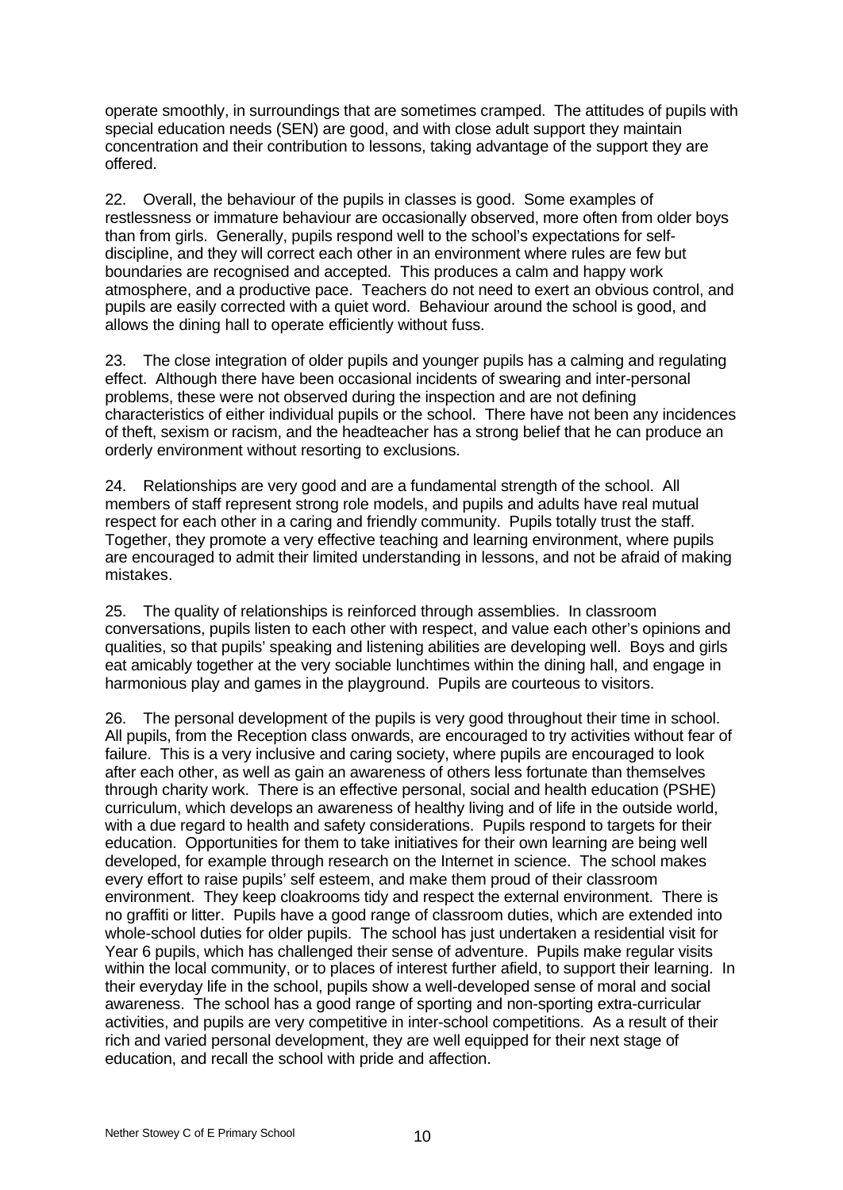operate smoothly, in surroundings that are sometimes cramped. The attitudes of pupils with special education needs (SEN) are good, and with close adult support they maintain concentration and their contribution to lessons, taking advantage of the support they are offered.

22. Overall, the behaviour of the pupils in classes is good. Some examples of restlessness or immature behaviour are occasionally observed, more often from older boys than from girls. Generally, pupils respond well to the school's expectations for self-discipline, and they will correct each other in an environment where rules are few but boundaries are recognised and accepted. This produces a calm and happy work atmosphere, and a productive pace. Teachers do not need to exert an obvious control, and pupils are easily corrected with a quiet word. Behaviour around the school is good, and allows the dining hall to operate efficiently without fuss.

23. The close integration of older pupils and younger pupils has a calming and regulating effect. Although there have been occasional incidents of swearing and inter-personal problems, these were not observed during the inspection and are not defining characteristics of either individual pupils or the school. There have not been any incidences of theft, sexism or racism, and the headteacher has a strong belief that he can produce an orderly environment without resorting to exclusions.

24. Relationships are very good and are a fundamental strength of the school. All members of staff represent strong role models, and pupils and adults have real mutual respect for each other in a caring and friendly community. Pupils totally trust the staff. Together, they promote a very effective teaching and learning environment, where pupils are encouraged to admit their limited understanding in lessons, and not be afraid of making mistakes.

25. The quality of relationships is reinforced through assemblies. In classroom conversations, pupils listen to each other with respect, and value each other's opinions and qualities, so that pupils' speaking and listening abilities are developing well. Boys and girls eat amicably together at the very sociable lunchtimes within the dining hall, and engage in harmonious play and games in the playground. Pupils are courteous to visitors.

26. The personal development of the pupils is very good throughout their time in school. All pupils, from the Reception class onwards, are encouraged to try activities without fear of failure. This is a very inclusive and caring society, where pupils are encouraged to look after each other, as well as gain an awareness of others less fortunate than themselves through charity work. There is an effective personal, social and health education (PSHE) curriculum, which develops an awareness of healthy living and of life in the outside world, with a due regard to health and safety considerations. Pupils respond to targets for their education. Opportunities for them to take initiatives for their own learning are being well developed, for example through research on the Internet in science. The school makes every effort to raise pupils' self esteem, and make them proud of their classroom environment. They keep cloakrooms tidy and respect the external environment. There is no graffiti or litter. Pupils have a good range of classroom duties, which are extended into whole-school duties for older pupils. The school has just undertaken a residential visit for Year 6 pupils, which has challenged their sense of adventure. Pupils make regular visits within the local community, or to places of interest further afield, to support their learning. In their everyday life in the school, pupils show a well-developed sense of moral and social awareness. The school has a good range of sporting and non-sporting extra-curricular activities, and pupils are very competitive in inter-school competitions. As a result of their rich and varied personal development, they are well equipped for their next stage of education, and recall the school with pride and affection.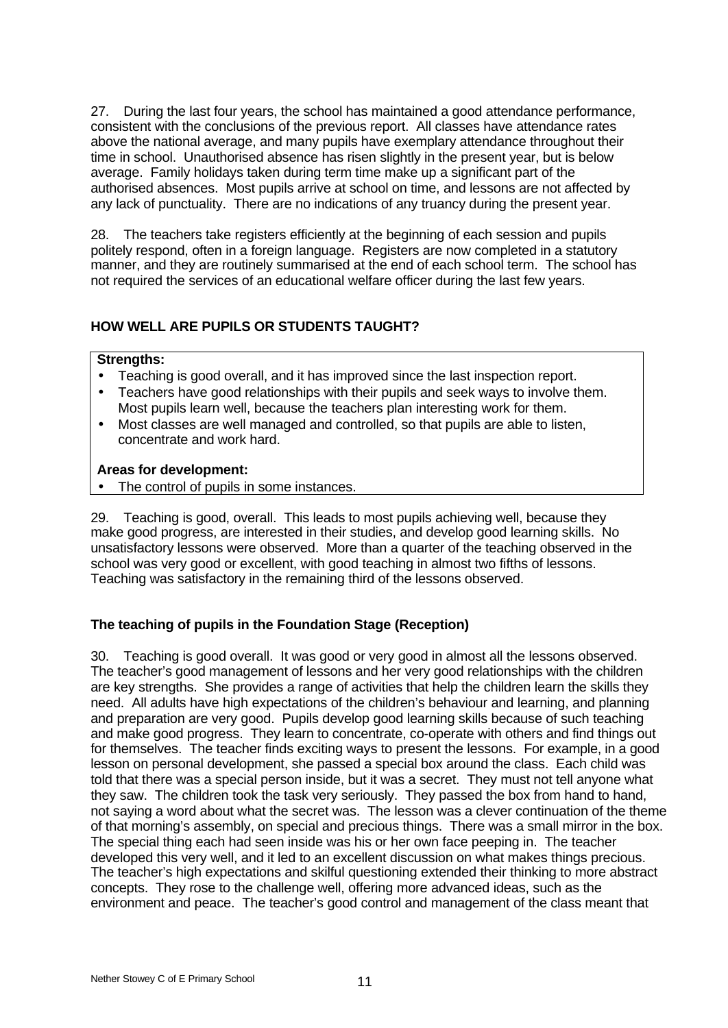27. During the last four years, the school has maintained a good attendance performance, consistent with the conclusions of the previous report. All classes have attendance rates above the national average, and many pupils have exemplary attendance throughout their time in school. Unauthorised absence has risen slightly in the present year, but is below average. Family holidays taken during term time make up a significant part of the authorised absences. Most pupils arrive at school on time, and lessons are not affected by any lack of punctuality. There are no indications of any truancy during the present year.

28. The teachers take registers efficiently at the beginning of each session and pupils politely respond, often in a foreign language. Registers are now completed in a statutory manner, and they are routinely summarised at the end of each school term. The school has not required the services of an educational welfare officer during the last few years.

## HOW WELL ARE PUPILS OR STUDENTS TAUGHT?

**Strengths:**

- Teaching is good overall, and it has improved since the last inspection report.
- Teachers have good relationships with their pupils and seek ways to involve them. Most pupils learn well, because the teachers plan interesting work for them.
- Most classes are well managed and controlled, so that pupils are able to listen, concentrate and work hard.

**Areas for development:**

- The control of pupils in some instances.

29. Teaching is good, overall. This leads to most pupils achieving well, because they make good progress, are interested in their studies, and develop good learning skills. No unsatisfactory lessons were observed. More than a quarter of the teaching observed in the school was very good or excellent, with good teaching in almost two fifths of lessons. Teaching was satisfactory in the remaining third of the lessons observed.

### The teaching of pupils in the Foundation Stage (Reception)

30. Teaching is good overall. It was good or very good in almost all the lessons observed. The teacher's good management of lessons and her very good relationships with the children are key strengths. She provides a range of activities that help the children learn the skills they need. All adults have high expectations of the children's behaviour and learning, and planning and preparation are very good. Pupils develop good learning skills because of such teaching and make good progress. They learn to concentrate, co-operate with others and find things out for themselves. The teacher finds exciting ways to present the lessons. For example, in a good lesson on personal development, she passed a special box around the class. Each child was told that there was a special person inside, but it was a secret. They must not tell anyone what they saw. The children took the task very seriously. They passed the box from hand to hand, not saying a word about what the secret was. The lesson was a clever continuation of the theme of that morning's assembly, on special and precious things. There was a small mirror in the box. The special thing each had seen inside was his or her own face peeping in. The teacher developed this very well, and it led to an excellent discussion on what makes things precious. The teacher's high expectations and skilful questioning extended their thinking to more abstract concepts. They rose to the challenge well, offering more advanced ideas, such as the environment and peace. The teacher's good control and management of the class meant that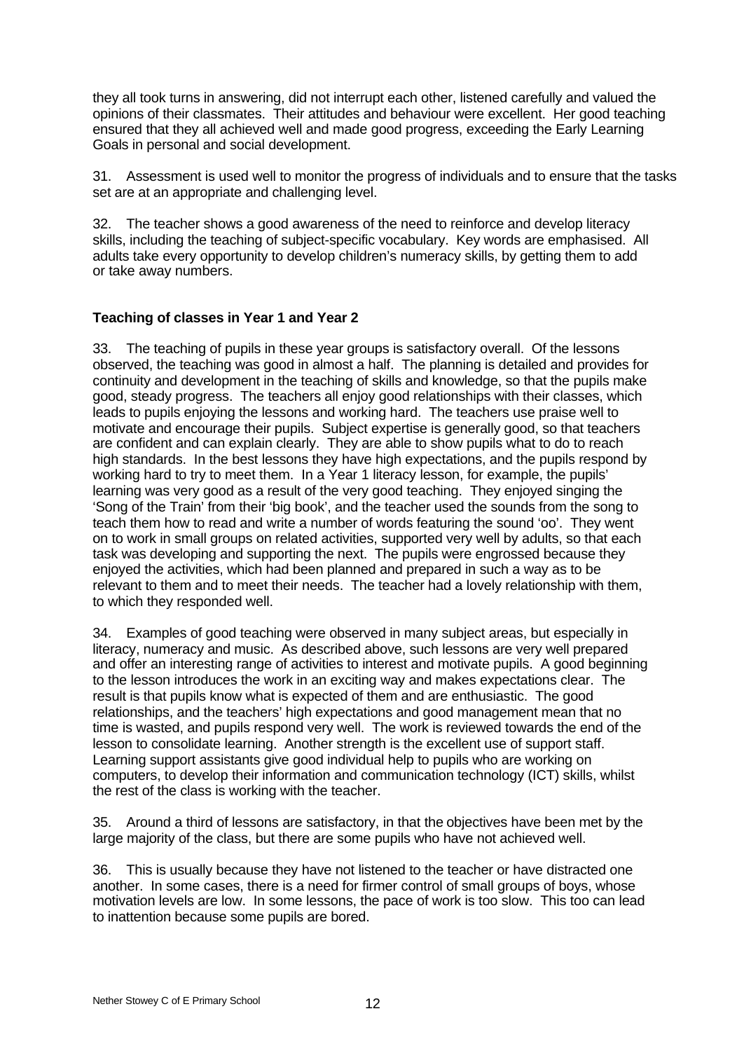they all took turns in answering, did not interrupt each other, listened carefully and valued the opinions of their classmates. Their attitudes and behaviour were excellent. Her good teaching ensured that they all achieved well and made good progress, exceeding the Early Learning Goals in personal and social development.

31. Assessment is used well to monitor the progress of individuals and to ensure that the tasks set are at an appropriate and challenging level.

32. The teacher shows a good awareness of the need to reinforce and develop literacy skills, including the teaching of subject-specific vocabulary. Key words are emphasised. All adults take every opportunity to develop children's numeracy skills, by getting them to add or take away numbers.

### Teaching of classes in Year 1 and Year 2

33. The teaching of pupils in these year groups is satisfactory overall. Of the lessons observed, the teaching was good in almost a half. The planning is detailed and provides for continuity and development in the teaching of skills and knowledge, so that the pupils make good, steady progress. The teachers all enjoy good relationships with their classes, which leads to pupils enjoying the lessons and working hard. The teachers use praise well to motivate and encourage their pupils. Subject expertise is generally good, so that teachers are confident and can explain clearly. They are able to show pupils what to do to reach high standards. In the best lessons they have high expectations, and the pupils respond by working hard to try to meet them. In a Year 1 literacy lesson, for example, the pupils' learning was very good as a result of the very good teaching. They enjoyed singing the 'Song of the Train' from their 'big book', and the teacher used the sounds from the song to teach them how to read and write a number of words featuring the sound 'oo'. They went on to work in small groups on related activities, supported very well by adults, so that each task was developing and supporting the next. The pupils were engrossed because they enjoyed the activities, which had been planned and prepared in such a way as to be relevant to them and to meet their needs. The teacher had a lovely relationship with them, to which they responded well.

34. Examples of good teaching were observed in many subject areas, but especially in literacy, numeracy and music. As described above, such lessons are very well prepared and offer an interesting range of activities to interest and motivate pupils. A good beginning to the lesson introduces the work in an exciting way and makes expectations clear. The result is that pupils know what is expected of them and are enthusiastic. The good relationships, and the teachers' high expectations and good management mean that no time is wasted, and pupils respond very well. The work is reviewed towards the end of the lesson to consolidate learning. Another strength is the excellent use of support staff. Learning support assistants give good individual help to pupils who are working on computers, to develop their information and communication technology (ICT) skills, whilst the rest of the class is working with the teacher.

35. Around a third of lessons are satisfactory, in that the objectives have been met by the large majority of the class, but there are some pupils who have not achieved well.

36. This is usually because they have not listened to the teacher or have distracted one another. In some cases, there is a need for firmer control of small groups of boys, whose motivation levels are low. In some lessons, the pace of work is too slow. This too can lead to inattention because some pupils are bored.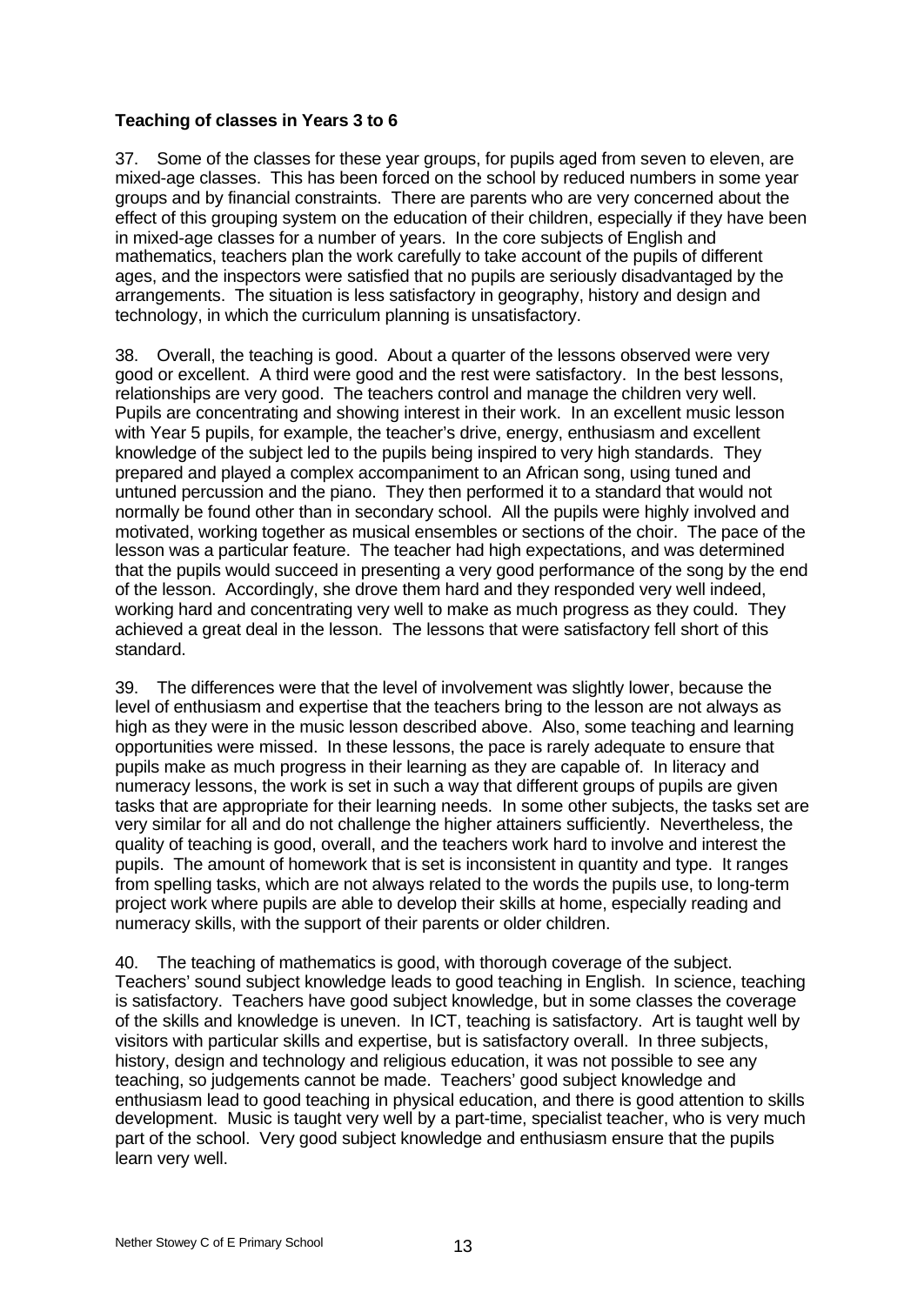**Teaching of classes in Years 3 to 6**

37. Some of the classes for these year groups, for pupils aged from seven to eleven, are mixed-age classes. This has been forced on the school by reduced numbers in some year groups and by financial constraints. There are parents who are very concerned about the effect of this grouping system on the education of their children, especially if they have been in mixed-age classes for a number of years. In the core subjects of English and mathematics, teachers plan the work carefully to take account of the pupils of different ages, and the inspectors were satisfied that no pupils are seriously disadvantaged by the arrangements. The situation is less satisfactory in geography, history and design and technology, in which the curriculum planning is unsatisfactory.

38. Overall, the teaching is good. About a quarter of the lessons observed were very good or excellent. A third were good and the rest were satisfactory. In the best lessons, relationships are very good. The teachers control and manage the children very well. Pupils are concentrating and showing interest in their work. In an excellent music lesson with Year 5 pupils, for example, the teacher's drive, energy, enthusiasm and excellent knowledge of the subject led to the pupils being inspired to very high standards. They prepared and played a complex accompaniment to an African song, using tuned and untuned percussion and the piano. They then performed it to a standard that would not normally be found other than in secondary school. All the pupils were highly involved and motivated, working together as musical ensembles or sections of the choir. The pace of the lesson was a particular feature. The teacher had high expectations, and was determined that the pupils would succeed in presenting a very good performance of the song by the end of the lesson. Accordingly, she drove them hard and they responded very well indeed, working hard and concentrating very well to make as much progress as they could. They achieved a great deal in the lesson. The lessons that were satisfactory fell short of this standard.

39. The differences were that the level of involvement was slightly lower, because the level of enthusiasm and expertise that the teachers bring to the lesson are not always as high as they were in the music lesson described above. Also, some teaching and learning opportunities were missed. In these lessons, the pace is rarely adequate to ensure that pupils make as much progress in their learning as they are capable of. In literacy and numeracy lessons, the work is set in such a way that different groups of pupils are given tasks that are appropriate for their learning needs. In some other subjects, the tasks set are very similar for all and do not challenge the higher attainers sufficiently. Nevertheless, the quality of teaching is good, overall, and the teachers work hard to involve and interest the pupils. The amount of homework that is set is inconsistent in quantity and type. It ranges from spelling tasks, which are not always related to the words the pupils use, to long-term project work where pupils are able to develop their skills at home, especially reading and numeracy skills, with the support of their parents or older children.

40. The teaching of mathematics is good, with thorough coverage of the subject. Teachers' sound subject knowledge leads to good teaching in English. In science, teaching is satisfactory. Teachers have good subject knowledge, but in some classes the coverage of the skills and knowledge is uneven. In ICT, teaching is satisfactory. Art is taught well by visitors with particular skills and expertise, but is satisfactory overall. In three subjects, history, design and technology and religious education, it was not possible to see any teaching, so judgements cannot be made. Teachers' good subject knowledge and enthusiasm lead to good teaching in physical education, and there is good attention to skills development. Music is taught very well by a part-time, specialist teacher, who is very much part of the school. Very good subject knowledge and enthusiasm ensure that the pupils learn very well.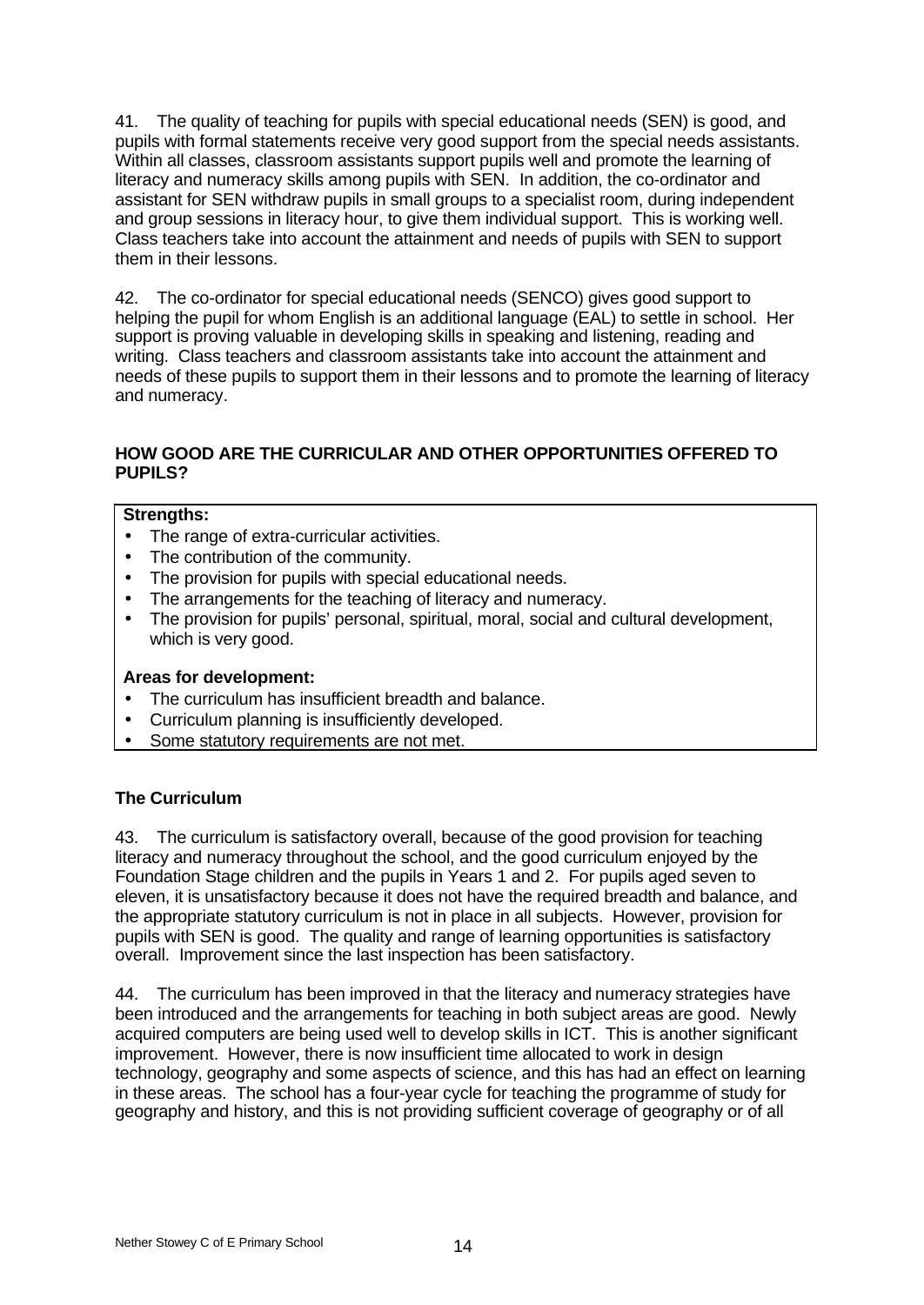41. The quality of teaching for pupils with special educational needs (SEN) is good, and pupils with formal statements receive very good support from the special needs assistants. Within all classes, classroom assistants support pupils well and promote the learning of literacy and numeracy skills among pupils with SEN. In addition, the co-ordinator and assistant for SEN withdraw pupils in small groups to a specialist room, during independent and group sessions in literacy hour, to give them individual support. This is working well. Class teachers take into account the attainment and needs of pupils with SEN to support them in their lessons.

42. The co-ordinator for special educational needs (SENCO) gives good support to helping the pupil for whom English is an additional language (EAL) to settle in school. Her support is proving valuable in developing skills in speaking and listening, reading and writing. Class teachers and classroom assistants take into account the attainment and needs of these pupils to support them in their lessons and to promote the learning of literacy and numeracy.

## HOW GOOD ARE THE CURRICULAR AND OTHER OPPORTUNITIES OFFERED TO PUPILS?

**Strengths:**

- The range of extra-curricular activities.
- The contribution of the community.
- The provision for pupils with special educational needs.
- The arrangements for the teaching of literacy and numeracy.
- The provision for pupils' personal, spiritual, moral, social and cultural development, which is very good.

**Areas for development:**

- The curriculum has insufficient breadth and balance.
- Curriculum planning is insufficiently developed.
- Some statutory requirements are not met.

### The Curriculum

43. The curriculum is satisfactory overall, because of the good provision for teaching literacy and numeracy throughout the school, and the good curriculum enjoyed by the Foundation Stage children and the pupils in Years 1 and 2. For pupils aged seven to eleven, it is unsatisfactory because it does not have the required breadth and balance, and the appropriate statutory curriculum is not in place in all subjects. However, provision for pupils with SEN is good. The quality and range of learning opportunities is satisfactory overall. Improvement since the last inspection has been satisfactory.

44. The curriculum has been improved in that the literacy and numeracy strategies have been introduced and the arrangements for teaching in both subject areas are good. Newly acquired computers are being used well to develop skills in ICT. This is another significant improvement. However, there is now insufficient time allocated to work in design technology, geography and some aspects of science, and this has had an effect on learning in these areas. The school has a four-year cycle for teaching the programme of study for geography and history, and this is not providing sufficient coverage of geography or of all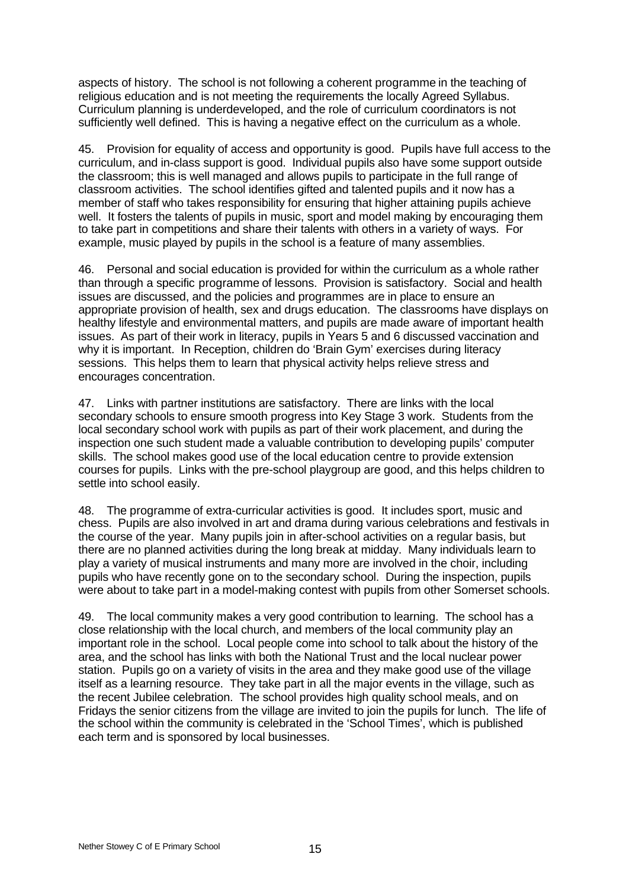aspects of history. The school is not following a coherent programme in the teaching of religious education and is not meeting the requirements the locally Agreed Syllabus. Curriculum planning is underdeveloped, and the role of curriculum coordinators is not sufficiently well defined. This is having a negative effect on the curriculum as a whole.

45. Provision for equality of access and opportunity is good. Pupils have full access to the curriculum, and in-class support is good. Individual pupils also have some support outside the classroom; this is well managed and allows pupils to participate in the full range of classroom activities. The school identifies gifted and talented pupils and it now has a member of staff who takes responsibility for ensuring that higher attaining pupils achieve well. It fosters the talents of pupils in music, sport and model making by encouraging them to take part in competitions and share their talents with others in a variety of ways. For example, music played by pupils in the school is a feature of many assemblies.

46. Personal and social education is provided for within the curriculum as a whole rather than through a specific programme of lessons. Provision is satisfactory. Social and health issues are discussed, and the policies and programmes are in place to ensure an appropriate provision of health, sex and drugs education. The classrooms have displays on healthy lifestyle and environmental matters, and pupils are made aware of important health issues. As part of their work in literacy, pupils in Years 5 and 6 discussed vaccination and why it is important. In Reception, children do 'Brain Gym' exercises during literacy sessions. This helps them to learn that physical activity helps relieve stress and encourages concentration.

47. Links with partner institutions are satisfactory. There are links with the local secondary schools to ensure smooth progress into Key Stage 3 work. Students from the local secondary school work with pupils as part of their work placement, and during the inspection one such student made a valuable contribution to developing pupils' computer skills. The school makes good use of the local education centre to provide extension courses for pupils. Links with the pre-school playgroup are good, and this helps children to settle into school easily.

48. The programme of extra-curricular activities is good. It includes sport, music and chess. Pupils are also involved in art and drama during various celebrations and festivals in the course of the year. Many pupils join in after-school activities on a regular basis, but there are no planned activities during the long break at midday. Many individuals learn to play a variety of musical instruments and many more are involved in the choir, including pupils who have recently gone on to the secondary school. During the inspection, pupils were about to take part in a model-making contest with pupils from other Somerset schools.

49. The local community makes a very good contribution to learning. The school has a close relationship with the local church, and members of the local community play an important role in the school. Local people come into school to talk about the history of the area, and the school has links with both the National Trust and the local nuclear power station. Pupils go on a variety of visits in the area and they make good use of the village itself as a learning resource. They take part in all the major events in the village, such as the recent Jubilee celebration. The school provides high quality school meals, and on Fridays the senior citizens from the village are invited to join the pupils for lunch. The life of the school within the community is celebrated in the 'School Times', which is published each term and is sponsored by local businesses.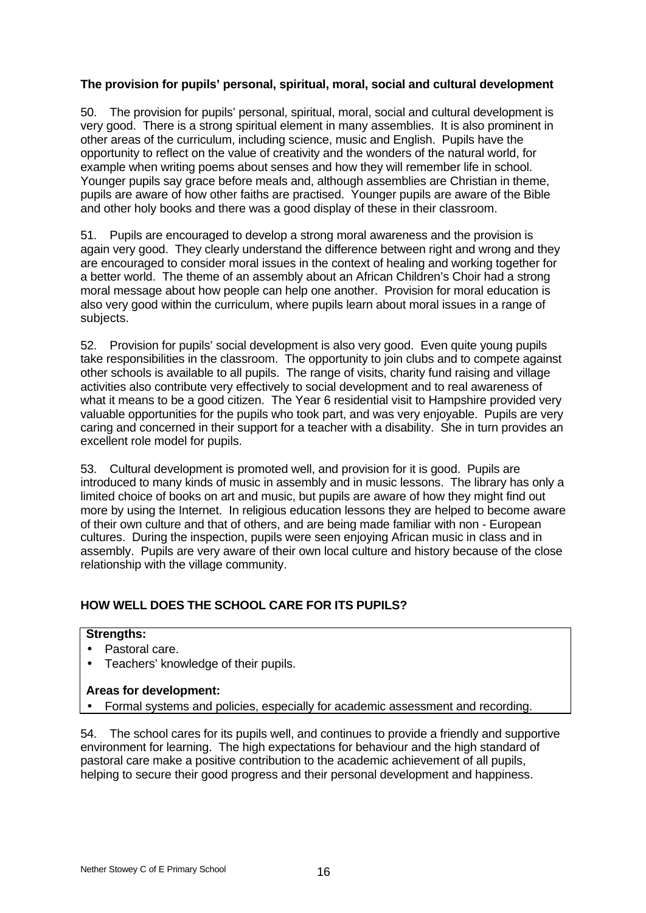### The provision for pupils' personal, spiritual, moral, social and cultural development

50. The provision for pupils' personal, spiritual, moral, social and cultural development is very good. There is a strong spiritual element in many assemblies. It is also prominent in other areas of the curriculum, including science, music and English. Pupils have the opportunity to reflect on the value of creativity and the wonders of the natural world, for example when writing poems about senses and how they will remember life in school. Younger pupils say grace before meals and, although assemblies are Christian in theme, pupils are aware of how other faiths are practised. Younger pupils are aware of the Bible and other holy books and there was a good display of these in their classroom.

51. Pupils are encouraged to develop a strong moral awareness and the provision is again very good. They clearly understand the difference between right and wrong and they are encouraged to consider moral issues in the context of healing and working together for a better world. The theme of an assembly about an African Children's Choir had a strong moral message about how people can help one another. Provision for moral education is also very good within the curriculum, where pupils learn about moral issues in a range of subjects.

52. Provision for pupils' social development is also very good. Even quite young pupils take responsibilities in the classroom. The opportunity to join clubs and to compete against other schools is available to all pupils. The range of visits, charity fund raising and village activities also contribute very effectively to social development and to real awareness of what it means to be a good citizen. The Year 6 residential visit to Hampshire provided very valuable opportunities for the pupils who took part, and was very enjoyable. Pupils are very caring and concerned in their support for a teacher with a disability. She in turn provides an excellent role model for pupils.

53. Cultural development is promoted well, and provision for it is good. Pupils are introduced to many kinds of music in assembly and in music lessons. The library has only a limited choice of books on art and music, but pupils are aware of how they might find out more by using the Internet. In religious education lessons they are helped to become aware of their own culture and that of others, and are being made familiar with non - European cultures. During the inspection, pupils were seen enjoying African music in class and in assembly. Pupils are very aware of their own local culture and history because of the close relationship with the village community.

## HOW WELL DOES THE SCHOOL CARE FOR ITS PUPILS?

**Strengths:**

- Pastoral care.
- Teachers' knowledge of their pupils.

**Areas for development:**

- Formal systems and policies, especially for academic assessment and recording.

54. The school cares for its pupils well, and continues to provide a friendly and supportive environment for learning. The high expectations for behaviour and the high standard of pastoral care make a positive contribution to the academic achievement of all pupils, helping to secure their good progress and their personal development and happiness.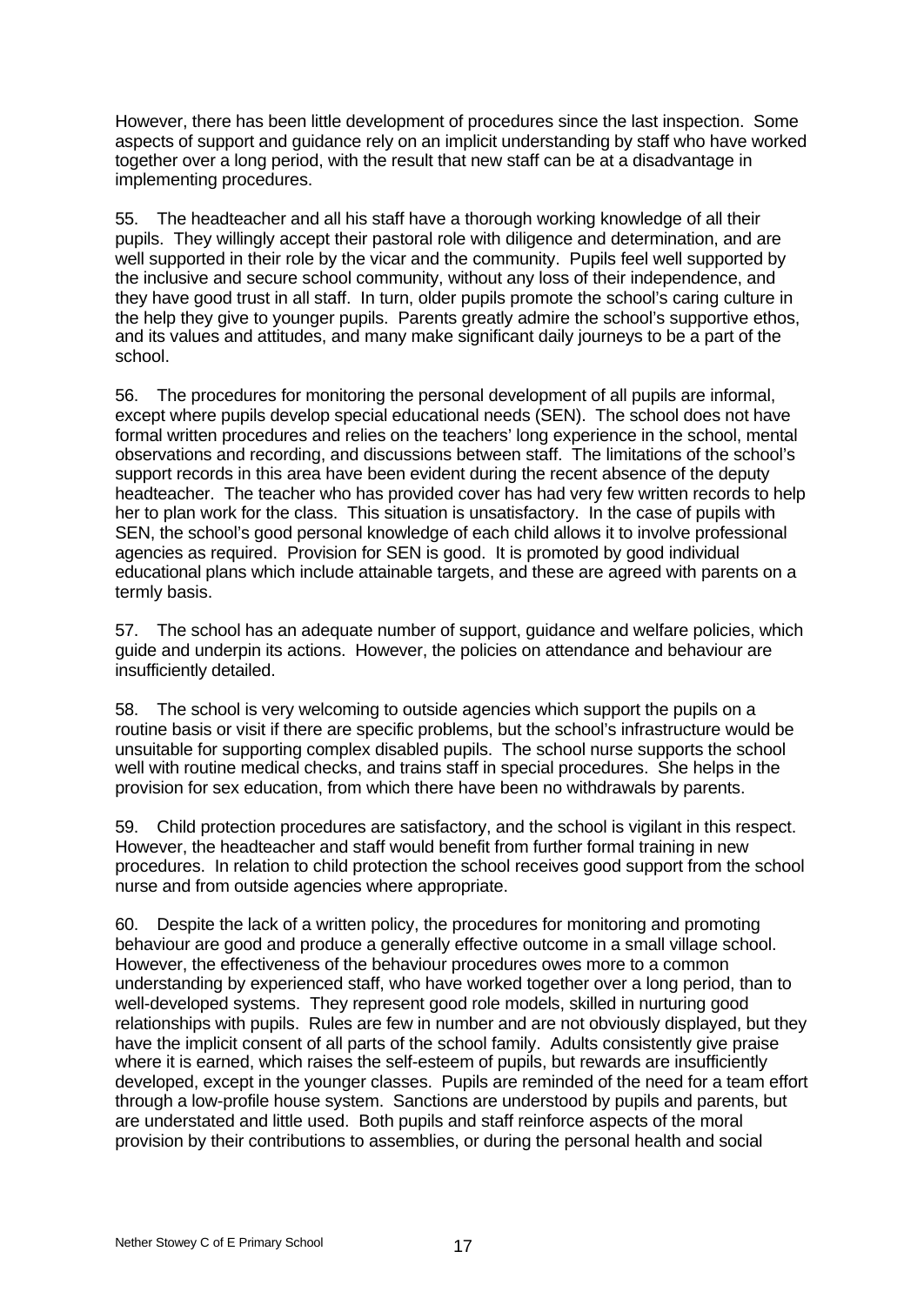However, there has been little development of procedures since the last inspection. Some aspects of support and guidance rely on an implicit understanding by staff who have worked together over a long period, with the result that new staff can be at a disadvantage in implementing procedures.

55. The headteacher and all his staff have a thorough working knowledge of all their pupils. They willingly accept their pastoral role with diligence and determination, and are well supported in their role by the vicar and the community. Pupils feel well supported by the inclusive and secure school community, without any loss of their independence, and they have good trust in all staff. In turn, older pupils promote the school's caring culture in the help they give to younger pupils. Parents greatly admire the school's supportive ethos, and its values and attitudes, and many make significant daily journeys to be a part of the school.

56. The procedures for monitoring the personal development of all pupils are informal, except where pupils develop special educational needs (SEN). The school does not have formal written procedures and relies on the teachers' long experience in the school, mental observations and recording, and discussions between staff. The limitations of the school's support records in this area have been evident during the recent absence of the deputy headteacher. The teacher who has provided cover has had very few written records to help her to plan work for the class. This situation is unsatisfactory. In the case of pupils with SEN, the school's good personal knowledge of each child allows it to involve professional agencies as required. Provision for SEN is good. It is promoted by good individual educational plans which include attainable targets, and these are agreed with parents on a termly basis.

57. The school has an adequate number of support, guidance and welfare policies, which guide and underpin its actions. However, the policies on attendance and behaviour are insufficiently detailed.

58. The school is very welcoming to outside agencies which support the pupils on a routine basis or visit if there are specific problems, but the school's infrastructure would be unsuitable for supporting complex disabled pupils. The school nurse supports the school well with routine medical checks, and trains staff in special procedures. She helps in the provision for sex education, from which there have been no withdrawals by parents.

59. Child protection procedures are satisfactory, and the school is vigilant in this respect. However, the headteacher and staff would benefit from further formal training in new procedures. In relation to child protection the school receives good support from the school nurse and from outside agencies where appropriate.

60. Despite the lack of a written policy, the procedures for monitoring and promoting behaviour are good and produce a generally effective outcome in a small village school. However, the effectiveness of the behaviour procedures owes more to a common understanding by experienced staff, who have worked together over a long period, than to well-developed systems. They represent good role models, skilled in nurturing good relationships with pupils. Rules are few in number and are not obviously displayed, but they have the implicit consent of all parts of the school family. Adults consistently give praise where it is earned, which raises the self-esteem of pupils, but rewards are insufficiently developed, except in the younger classes. Pupils are reminded of the need for a team effort through a low-profile house system. Sanctions are understood by pupils and parents, but are understated and little used. Both pupils and staff reinforce aspects of the moral provision by their contributions to assemblies, or during the personal health and social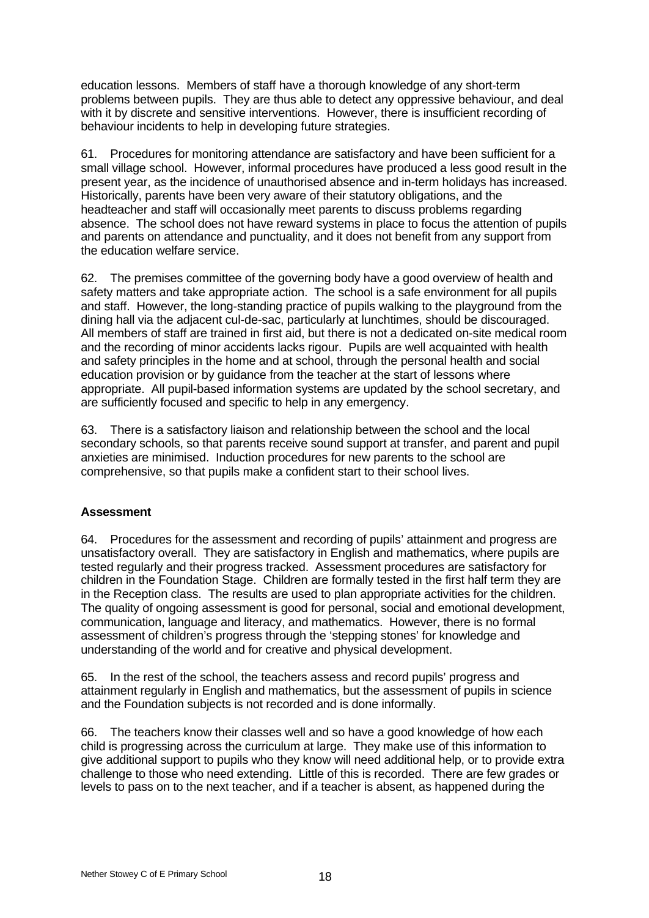education lessons. Members of staff have a thorough knowledge of any short-term problems between pupils. They are thus able to detect any oppressive behaviour, and deal with it by discrete and sensitive interventions. However, there is insufficient recording of behaviour incidents to help in developing future strategies.

61. Procedures for monitoring attendance are satisfactory and have been sufficient for a small village school. However, informal procedures have produced a less good result in the present year, as the incidence of unauthorised absence and in-term holidays has increased. Historically, parents have been very aware of their statutory obligations, and the headteacher and staff will occasionally meet parents to discuss problems regarding absence. The school does not have reward systems in place to focus the attention of pupils and parents on attendance and punctuality, and it does not benefit from any support from the education welfare service.

62. The premises committee of the governing body have a good overview of health and safety matters and take appropriate action. The school is a safe environment for all pupils and staff. However, the long-standing practice of pupils walking to the playground from the dining hall via the adjacent cul-de-sac, particularly at lunchtimes, should be discouraged. All members of staff are trained in first aid, but there is not a dedicated on-site medical room and the recording of minor accidents lacks rigour. Pupils are well acquainted with health and safety principles in the home and at school, through the personal health and social education provision or by guidance from the teacher at the start of lessons where appropriate. All pupil-based information systems are updated by the school secretary, and are sufficiently focused and specific to help in any emergency.

63. There is a satisfactory liaison and relationship between the school and the local secondary schools, so that parents receive sound support at transfer, and parent and pupil anxieties are minimised. Induction procedures for new parents to the school are comprehensive, so that pupils make a confident start to their school lives.

**Assessment**

64. Procedures for the assessment and recording of pupils' attainment and progress are unsatisfactory overall. They are satisfactory in English and mathematics, where pupils are tested regularly and their progress tracked. Assessment procedures are satisfactory for children in the Foundation Stage. Children are formally tested in the first half term they are in the Reception class. The results are used to plan appropriate activities for the children. The quality of ongoing assessment is good for personal, social and emotional development, communication, language and literacy, and mathematics. However, there is no formal assessment of children's progress through the 'stepping stones' for knowledge and understanding of the world and for creative and physical development.

65. In the rest of the school, the teachers assess and record pupils' progress and attainment regularly in English and mathematics, but the assessment of pupils in science and the Foundation subjects is not recorded and is done informally.

66. The teachers know their classes well and so have a good knowledge of how each child is progressing across the curriculum at large. They make use of this information to give additional support to pupils who they know will need additional help, or to provide extra challenge to those who need extending. Little of this is recorded. There are few grades or levels to pass on to the next teacher, and if a teacher is absent, as happened during the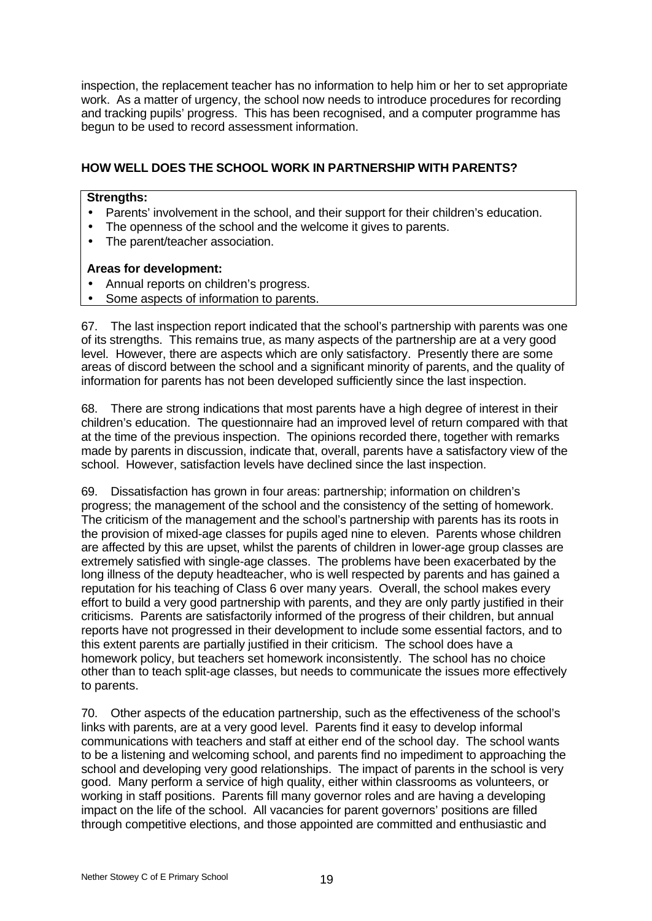inspection, the replacement teacher has no information to help him or her to set appropriate work. As a matter of urgency, the school now needs to introduce procedures for recording and tracking pupils' progress. This has been recognised, and a computer programme has begun to be used to record assessment information.

## HOW WELL DOES THE SCHOOL WORK IN PARTNERSHIP WITH PARENTS?

**Strengths:**

- Parents' involvement in the school, and their support for their children's education.
- The openness of the school and the welcome it gives to parents.
- The parent/teacher association.

**Areas for development:**

- Annual reports on children's progress.
- Some aspects of information to parents.

67. The last inspection report indicated that the school's partnership with parents was one of its strengths. This remains true, as many aspects of the partnership are at a very good level. However, there are aspects which are only satisfactory. Presently there are some areas of discord between the school and a significant minority of parents, and the quality of information for parents has not been developed sufficiently since the last inspection.

68. There are strong indications that most parents have a high degree of interest in their children's education. The questionnaire had an improved level of return compared with that at the time of the previous inspection. The opinions recorded there, together with remarks made by parents in discussion, indicate that, overall, parents have a satisfactory view of the school. However, satisfaction levels have declined since the last inspection.

69. Dissatisfaction has grown in four areas: partnership; information on children's progress; the management of the school and the consistency of the setting of homework. The criticism of the management and the school's partnership with parents has its roots in the provision of mixed-age classes for pupils aged nine to eleven. Parents whose children are affected by this are upset, whilst the parents of children in lower-age group classes are extremely satisfied with single-age classes. The problems have been exacerbated by the long illness of the deputy headteacher, who is well respected by parents and has gained a reputation for his teaching of Class 6 over many years. Overall, the school makes every effort to build a very good partnership with parents, and they are only partly justified in their criticisms. Parents are satisfactorily informed of the progress of their children, but annual reports have not progressed in their development to include some essential factors, and to this extent parents are partially justified in their criticism. The school does have a homework policy, but teachers set homework inconsistently. The school has no choice other than to teach split-age classes, but needs to communicate the issues more effectively to parents.

70. Other aspects of the education partnership, such as the effectiveness of the school's links with parents, are at a very good level. Parents find it easy to develop informal communications with teachers and staff at either end of the school day. The school wants to be a listening and welcoming school, and parents find no impediment to approaching the school and developing very good relationships. The impact of parents in the school is very good. Many perform a service of high quality, either within classrooms as volunteers, or working in staff positions. Parents fill many governor roles and are having a developing impact on the life of the school. All vacancies for parent governors' positions are filled through competitive elections, and those appointed are committed and enthusiastic and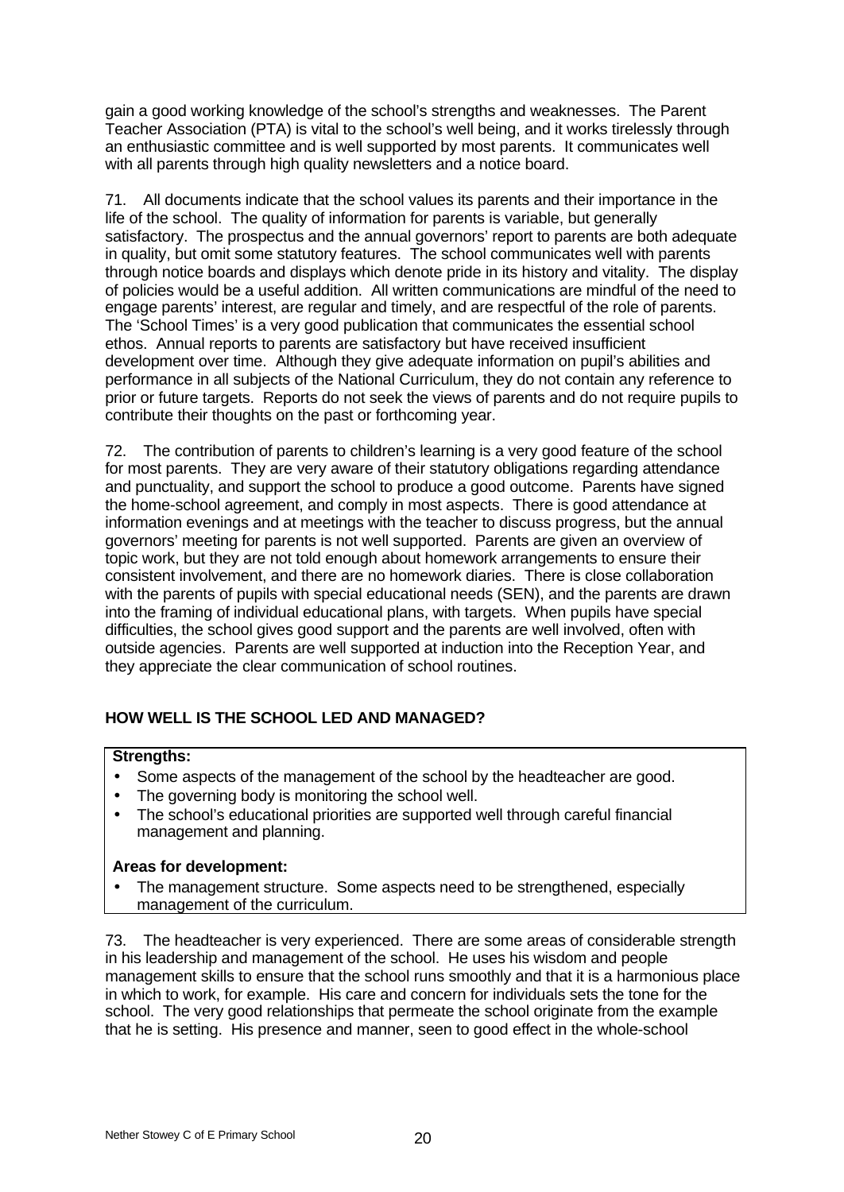gain a good working knowledge of the school's strengths and weaknesses. The Parent Teacher Association (PTA) is vital to the school's well being, and it works tirelessly through an enthusiastic committee and is well supported by most parents. It communicates well with all parents through high quality newsletters and a notice board.

71. All documents indicate that the school values its parents and their importance in the life of the school. The quality of information for parents is variable, but generally satisfactory. The prospectus and the annual governors' report to parents are both adequate in quality, but omit some statutory features. The school communicates well with parents through notice boards and displays which denote pride in its history and vitality. The display of policies would be a useful addition. All written communications are mindful of the need to engage parents' interest, are regular and timely, and are respectful of the role of parents. The 'School Times' is a very good publication that communicates the essential school ethos. Annual reports to parents are satisfactory but have received insufficient development over time. Although they give adequate information on pupil's abilities and performance in all subjects of the National Curriculum, they do not contain any reference to prior or future targets. Reports do not seek the views of parents and do not require pupils to contribute their thoughts on the past or forthcoming year.

72. The contribution of parents to children's learning is a very good feature of the school for most parents. They are very aware of their statutory obligations regarding attendance and punctuality, and support the school to produce a good outcome. Parents have signed the home-school agreement, and comply in most aspects. There is good attendance at information evenings and at meetings with the teacher to discuss progress, but the annual governors' meeting for parents is not well supported. Parents are given an overview of topic work, but they are not told enough about homework arrangements to ensure their consistent involvement, and there are no homework diaries. There is close collaboration with the parents of pupils with special educational needs (SEN), and the parents are drawn into the framing of individual educational plans, with targets. When pupils have special difficulties, the school gives good support and the parents are well involved, often with outside agencies. Parents are well supported at induction into the Reception Year, and they appreciate the clear communication of school routines.

## HOW WELL IS THE SCHOOL LED AND MANAGED?

**Strengths:**

- Some aspects of the management of the school by the headteacher are good.
- The governing body is monitoring the school well.
- The school's educational priorities are supported well through careful financial management and planning.

**Areas for development:**

- The management structure. Some aspects need to be strengthened, especially management of the curriculum.

73. The headteacher is very experienced. There are some areas of considerable strength in his leadership and management of the school. He uses his wisdom and people management skills to ensure that the school runs smoothly and that it is a harmonious place in which to work, for example. His care and concern for individuals sets the tone for the school. The very good relationships that permeate the school originate from the example that he is setting. His presence and manner, seen to good effect in the whole-school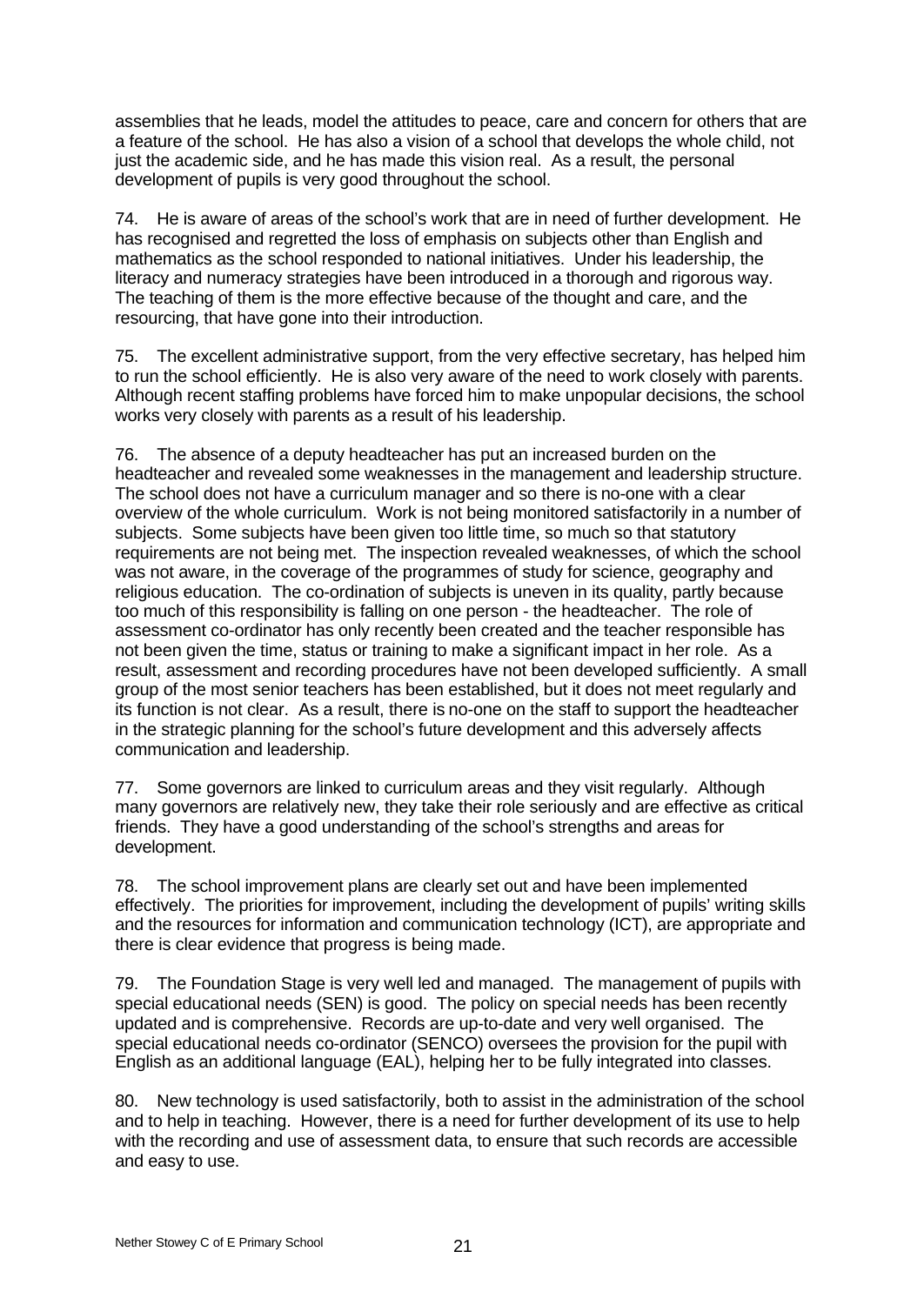assemblies that he leads, model the attitudes to peace, care and concern for others that are a feature of the school. He has also a vision of a school that develops the whole child, not just the academic side, and he has made this vision real. As a result, the personal development of pupils is very good throughout the school.

74. He is aware of areas of the school's work that are in need of further development. He has recognised and regretted the loss of emphasis on subjects other than English and mathematics as the school responded to national initiatives. Under his leadership, the literacy and numeracy strategies have been introduced in a thorough and rigorous way. The teaching of them is the more effective because of the thought and care, and the resourcing, that have gone into their introduction.

75. The excellent administrative support, from the very effective secretary, has helped him to run the school efficiently. He is also very aware of the need to work closely with parents. Although recent staffing problems have forced him to make unpopular decisions, the school works very closely with parents as a result of his leadership.

76. The absence of a deputy headteacher has put an increased burden on the headteacher and revealed some weaknesses in the management and leadership structure. The school does not have a curriculum manager and so there is no-one with a clear overview of the whole curriculum. Work is not being monitored satisfactorily in a number of subjects. Some subjects have been given too little time, so much so that statutory requirements are not being met. The inspection revealed weaknesses, of which the school was not aware, in the coverage of the programmes of study for science, geography and religious education. The co-ordination of subjects is uneven in its quality, partly because too much of this responsibility is falling on one person - the headteacher. The role of assessment co-ordinator has only recently been created and the teacher responsible has not been given the time, status or training to make a significant impact in her role. As a result, assessment and recording procedures have not been developed sufficiently. A small group of the most senior teachers has been established, but it does not meet regularly and its function is not clear. As a result, there is no-one on the staff to support the headteacher in the strategic planning for the school's future development and this adversely affects communication and leadership.

77. Some governors are linked to curriculum areas and they visit regularly. Although many governors are relatively new, they take their role seriously and are effective as critical friends. They have a good understanding of the school's strengths and areas for development.

78. The school improvement plans are clearly set out and have been implemented effectively. The priorities for improvement, including the development of pupils' writing skills and the resources for information and communication technology (ICT), are appropriate and there is clear evidence that progress is being made.

79. The Foundation Stage is very well led and managed. The management of pupils with special educational needs (SEN) is good. The policy on special needs has been recently updated and is comprehensive. Records are up-to-date and very well organised. The special educational needs co-ordinator (SENCO) oversees the provision for the pupil with English as an additional language (EAL), helping her to be fully integrated into classes.

80. New technology is used satisfactorily, both to assist in the administration of the school and to help in teaching. However, there is a need for further development of its use to help with the recording and use of assessment data, to ensure that such records are accessible and easy to use.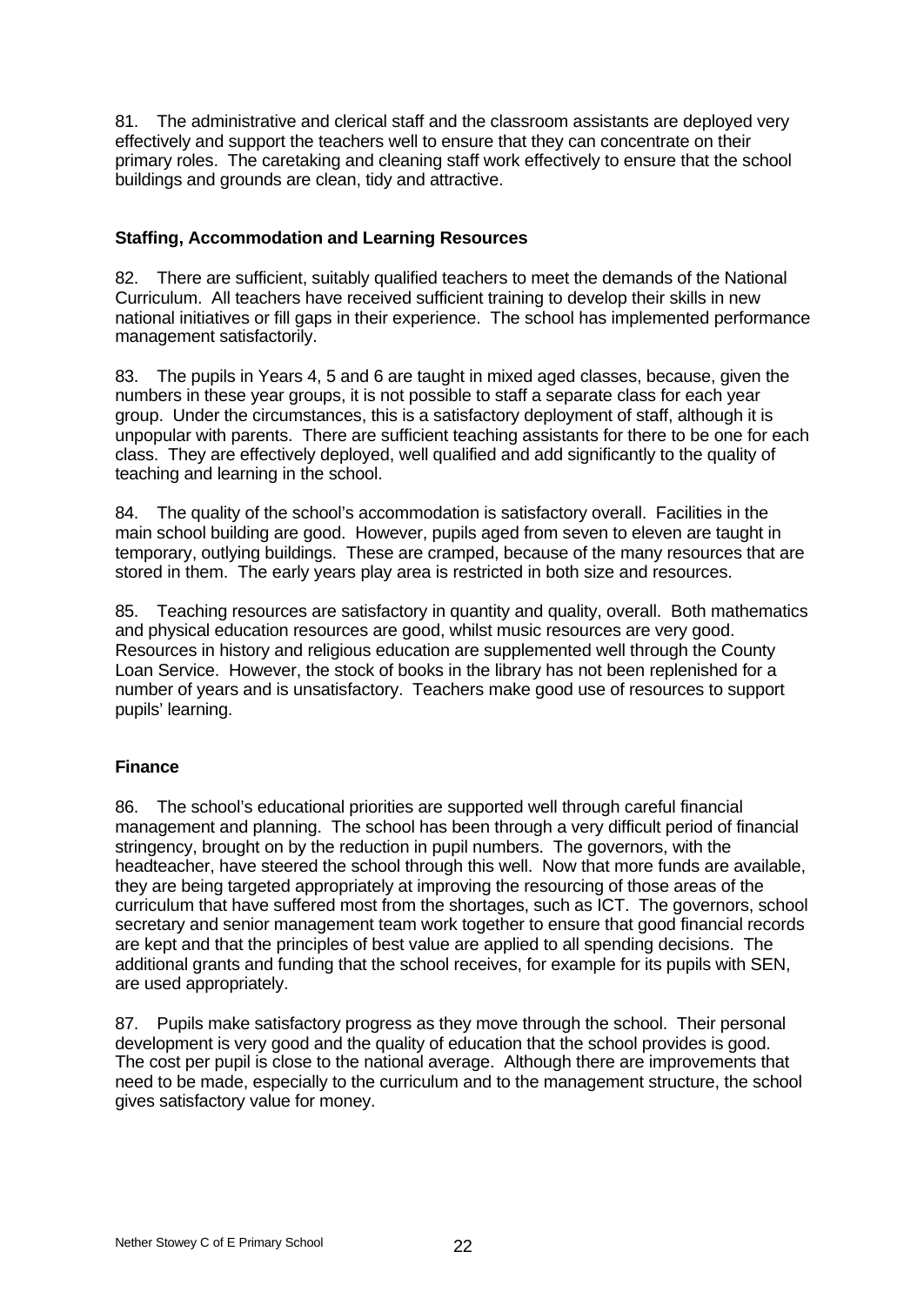81. The administrative and clerical staff and the classroom assistants are deployed very effectively and support the teachers well to ensure that they can concentrate on their primary roles. The caretaking and cleaning staff work effectively to ensure that the school buildings and grounds are clean, tidy and attractive.

### Staffing, Accommodation and Learning Resources

82. There are sufficient, suitably qualified teachers to meet the demands of the National Curriculum. All teachers have received sufficient training to develop their skills in new national initiatives or fill gaps in their experience. The school has implemented performance management satisfactorily.

83. The pupils in Years 4, 5 and 6 are taught in mixed aged classes, because, given the numbers in these year groups, it is not possible to staff a separate class for each year group. Under the circumstances, this is a satisfactory deployment of staff, although it is unpopular with parents. There are sufficient teaching assistants for there to be one for each class. They are effectively deployed, well qualified and add significantly to the quality of teaching and learning in the school.

84. The quality of the school's accommodation is satisfactory overall. Facilities in the main school building are good. However, pupils aged from seven to eleven are taught in temporary, outlying buildings. These are cramped, because of the many resources that are stored in them. The early years play area is restricted in both size and resources.

85. Teaching resources are satisfactory in quantity and quality, overall. Both mathematics and physical education resources are good, whilst music resources are very good. Resources in history and religious education are supplemented well through the County Loan Service. However, the stock of books in the library has not been replenished for a number of years and is unsatisfactory. Teachers make good use of resources to support pupils' learning.

### Finance

86. The school's educational priorities are supported well through careful financial management and planning. The school has been through a very difficult period of financial stringency, brought on by the reduction in pupil numbers. The governors, with the headteacher, have steered the school through this well. Now that more funds are available, they are being targeted appropriately at improving the resourcing of those areas of the curriculum that have suffered most from the shortages, such as ICT. The governors, school secretary and senior management team work together to ensure that good financial records are kept and that the principles of best value are applied to all spending decisions. The additional grants and funding that the school receives, for example for its pupils with SEN, are used appropriately.

87. Pupils make satisfactory progress as they move through the school. Their personal development is very good and the quality of education that the school provides is good. The cost per pupil is close to the national average. Although there are improvements that need to be made, especially to the curriculum and to the management structure, the school gives satisfactory value for money.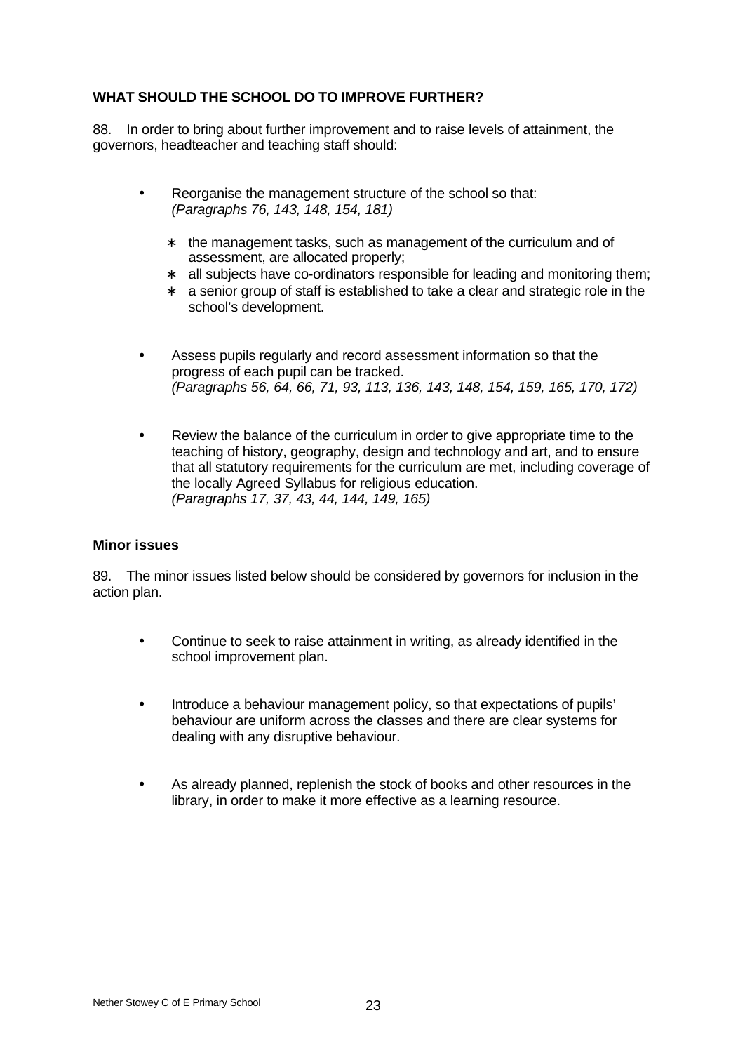## WHAT SHOULD THE SCHOOL DO TO IMPROVE FURTHER?

88. In order to bring about further improvement and to raise levels of attainment, the governors, headteacher and teaching staff should:

- Reorganise the management structure of the school so that:
  *(Paragraphs 76, 143, 148, 154, 181)*
  - the management tasks, such as management of the curriculum and of assessment, are allocated properly;
  - all subjects have co-ordinators responsible for leading and monitoring them;
  - a senior group of staff is established to take a clear and strategic role in the school's development.

- Assess pupils regularly and record assessment information so that the progress of each pupil can be tracked.
  *(Paragraphs 56, 64, 66, 71, 93, 113, 136, 143, 148, 154, 159, 165, 170, 172)*

- Review the balance of the curriculum in order to give appropriate time to the teaching of history, geography, design and technology and art, and to ensure that all statutory requirements for the curriculum are met, including coverage of the locally Agreed Syllabus for religious education.
  *(Paragraphs 17, 37, 43, 44, 144, 149, 165)*

### Minor issues

89. The minor issues listed below should be considered by governors for inclusion in the action plan.

- Continue to seek to raise attainment in writing, as already identified in the school improvement plan.

- Introduce a behaviour management policy, so that expectations of pupils' behaviour are uniform across the classes and there are clear systems for dealing with any disruptive behaviour.

- As already planned, replenish the stock of books and other resources in the library, in order to make it more effective as a learning resource.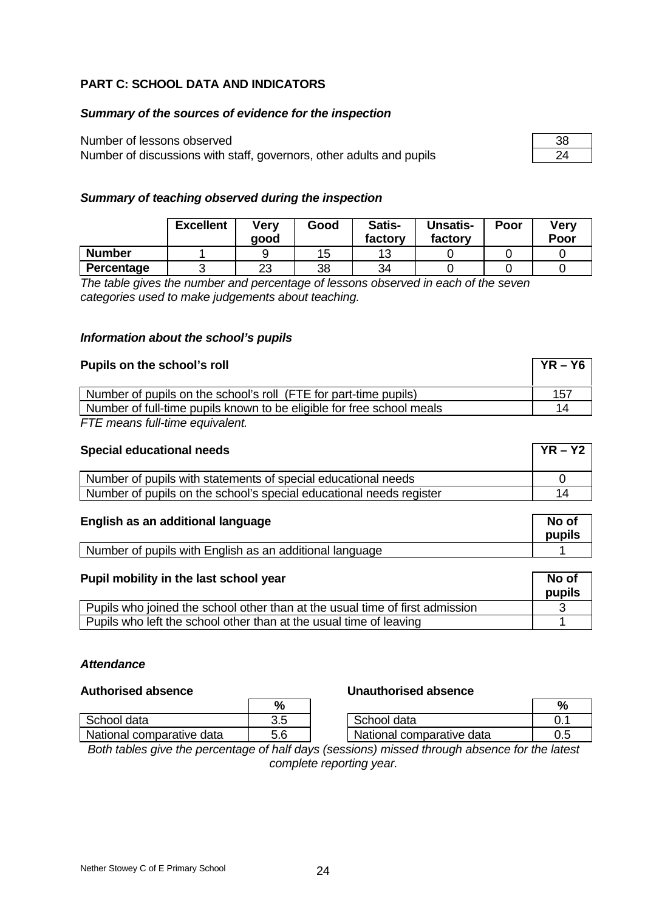## PART C: SCHOOL DATA AND INDICATORS

### *Summary of the sources of evidence for the inspection*

| | |
|---|---|
| Number of lessons observed | 38 |
| Number of discussions with staff, governors, other adults and pupils | 24 |

### *Summary of teaching observed during the inspection*

| | Excellent | Very good | Good | Satis-factory | Unsatis-factory | Poor | Very Poor |
|---|---|---|---|---|---|---|---|
| **Number** | 1 | 9 | 15 | 13 | 0 | 0 | 0 |
| **Percentage** | 3 | 23 | 38 | 34 | 0 | 0 | 0 |

*The table gives the number and percentage of lessons observed in each of the seven categories used to make judgements about teaching.*

### *Information about the school's pupils*

| **Pupils on the school's roll** | **YR – Y6** |
|---|---|
| Number of pupils on the school's roll (FTE for part-time pupils) | 157 |
| Number of full-time pupils known to be eligible for free school meals | 14 |

*FTE means full-time equivalent.*

| **Special educational needs** | **YR – Y2** |
|---|---|
| Number of pupils with statements of special educational needs | 0 |
| Number of pupils on the school's special educational needs register | 14 |

| **English as an additional language** | **No of pupils** |
|---|---|
| Number of pupils with English as an additional language | 1 |

| **Pupil mobility in the last school year** | **No of pupils** |
|---|---|
| Pupils who joined the school other than at the usual time of first admission | 3 |
| Pupils who left the school other than at the usual time of leaving | 1 |

### *Attendance*

**Authorised absence**

| | % |
|---|---|
| School data | 3.5 |
| National comparative data | 5.6 |

**Unauthorised absence**

| | % |
|---|---|
| School data | 0.1 |
| National comparative data | 0.5 |

*Both tables give the percentage of half days (sessions) missed through absence for the latest complete reporting year.*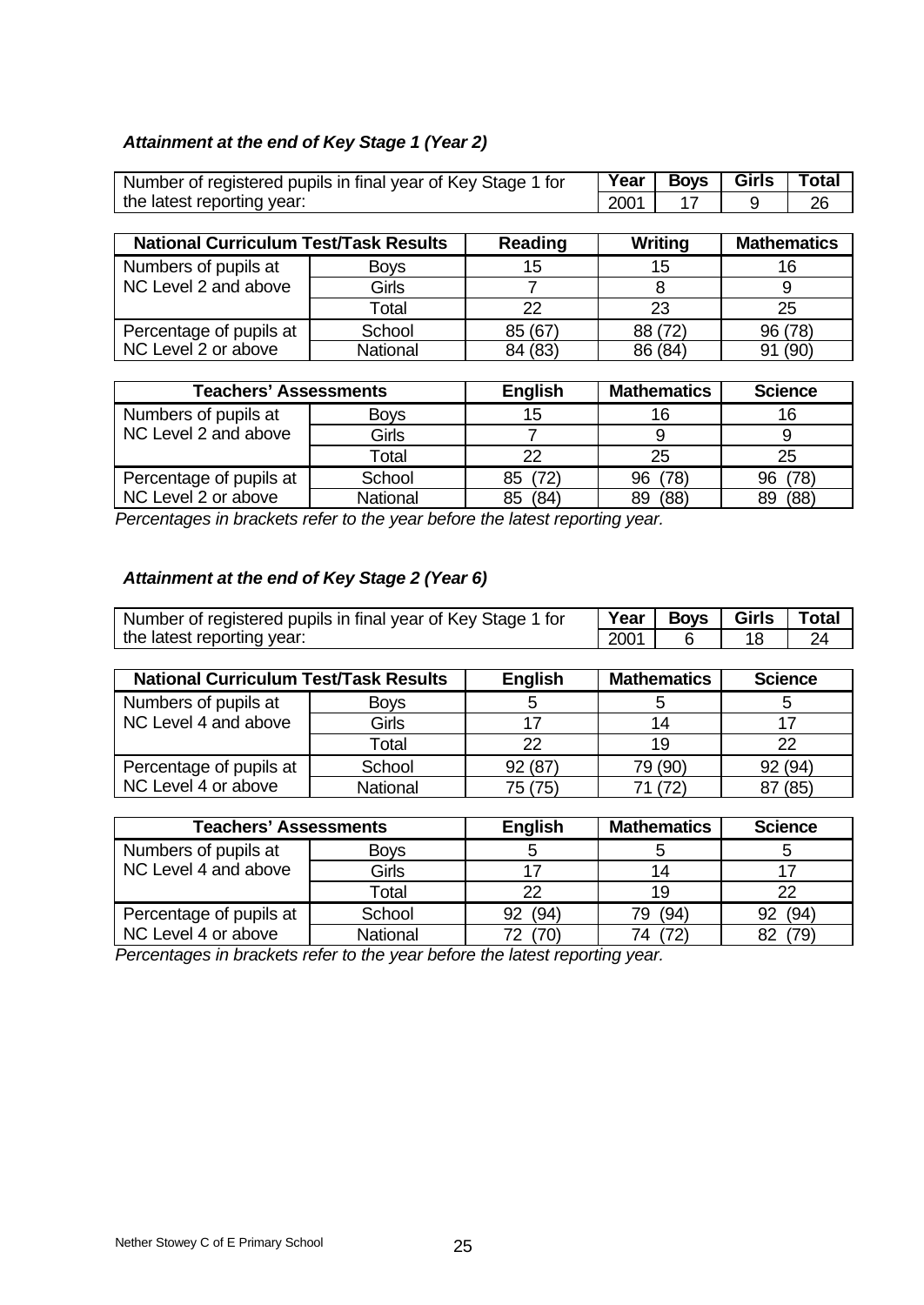### *Attainment at the end of Key Stage 1 (Year 2)*

| Number of registered pupils in final year of Key Stage 1 for the latest reporting year: | Year | Boys | Girls | Total |
|---|---|---|---|---|
| | 2001 | 17 | 9 | 26 |

| National Curriculum Test/Task Results | | Reading | Writing | Mathematics |
|---|---|---|---|---|
| Numbers of pupils at NC Level 2 and above | Boys | 15 | 15 | 16 |
| | Girls | 7 | 8 | 9 |
| | Total | 22 | 23 | 25 |
| Percentage of pupils at NC Level 2 or above | School | 85 (67) | 88 (72) | 96 (78) |
| | National | 84 (83) | 86 (84) | 91 (90) |

| Teachers' Assessments | | English | Mathematics | Science |
|---|---|---|---|---|
| Numbers of pupils at NC Level 2 and above | Boys | 15 | 16 | 16 |
| | Girls | 7 | 9 | 9 |
| | Total | 22 | 25 | 25 |
| Percentage of pupils at NC Level 2 or above | School | 85 (72) | 96 (78) | 96 (78) |
| | National | 85 (84) | 89 (88) | 89 (88) |

*Percentages in brackets refer to the year before the latest reporting year.*

### *Attainment at the end of Key Stage 2 (Year 6)*

| Number of registered pupils in final year of Key Stage 1 for the latest reporting year: | Year | Boys | Girls | Total |
|---|---|---|---|---|
| | 2001 | 6 | 18 | 24 |

| National Curriculum Test/Task Results | | English | Mathematics | Science |
|---|---|---|---|---|
| Numbers of pupils at NC Level 4 and above | Boys | 5 | 5 | 5 |
| | Girls | 17 | 14 | 17 |
| | Total | 22 | 19 | 22 |
| Percentage of pupils at NC Level 4 or above | School | 92 (87) | 79 (90) | 92 (94) |
| | National | 75 (75) | 71 (72) | 87 (85) |

| Teachers' Assessments | | English | Mathematics | Science |
|---|---|---|---|---|
| Numbers of pupils at NC Level 4 and above | Boys | 5 | 5 | 5 |
| | Girls | 17 | 14 | 17 |
| | Total | 22 | 19 | 22 |
| Percentage of pupils at NC Level 4 or above | School | 92 (94) | 79 (94) | 92 (94) |
| | National | 72 (70) | 74 (72) | 82 (79) |

*Percentages in brackets refer to the year before the latest reporting year.*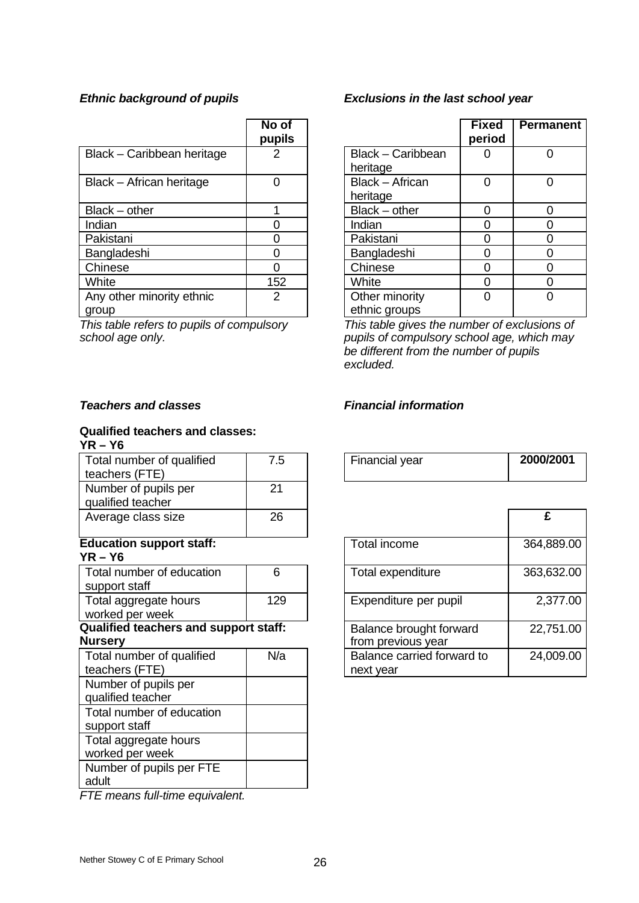*Ethnic background of pupils*

|  | No of pupils |
|---|---|
| Black – Caribbean heritage | 2 |
| Black – African heritage | 0 |
| Black – other | 1 |
| Indian | 0 |
| Pakistani | 0 |
| Bangladeshi | 0 |
| Chinese | 0 |
| White | 152 |
| Any other minority ethnic group | 2 |

*This table refers to pupils of compulsory school age only.*

*Exclusions in the last school year*

|  | Fixed period | Permanent |
|---|---|---|
| Black – Caribbean heritage | 0 | 0 |
| Black – African heritage | 0 | 0 |
| Black – other | 0 | 0 |
| Indian | 0 | 0 |
| Pakistani | 0 | 0 |
| Bangladeshi | 0 | 0 |
| Chinese | 0 | 0 |
| White | 0 | 0 |
| Other minority ethnic groups | 0 | 0 |

*This table gives the number of exclusions of pupils of compulsory school age, which may be different from the number of pupils excluded.*

*Teachers and classes*

**Qualified teachers and classes: YR – Y6**

| | |
|---|---|
| Total number of qualified teachers (FTE) | 7.5 |
| Number of pupils per qualified teacher | 21 |
| Average class size | 26 |

**Education support staff: YR – Y6**

| | |
|---|---|
| Total number of education support staff | 6 |
| Total aggregate hours worked per week | 129 |

**Qualified teachers and support staff: Nursery**

| | |
|---|---|
| Total number of qualified teachers (FTE) | N/a |
| Number of pupils per qualified teacher | |
| Total number of education support staff | |
| Total aggregate hours worked per week | |
| Number of pupils per FTE adult | |

*FTE means full-time equivalent.*

*Financial information*

| Financial year | **2000/2001** |
|---|---|

|  | **£** |
|---|---|
| Total income | 364,889.00 |
| Total expenditure | 363,632.00 |
| Expenditure per pupil | 2,377.00 |
| Balance brought forward from previous year | 22,751.00 |
| Balance carried forward to next year | 24,009.00 |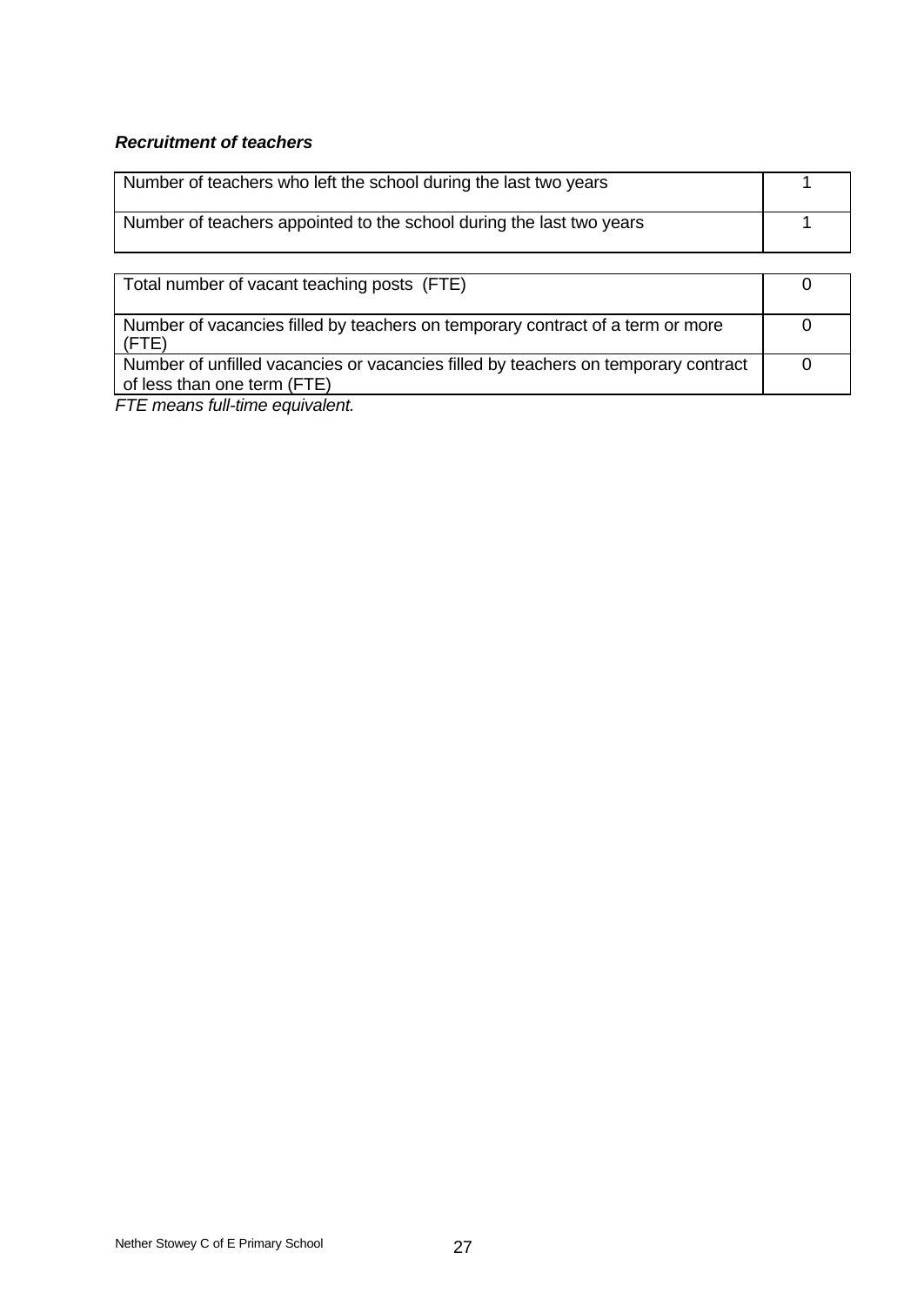***Recruitment of teachers***

| | |
|---|---|
| Number of teachers who left the school during the last two years | 1 |
| Number of teachers appointed to the school during the last two years | 1 |

| | |
|---|---|
| Total number of vacant teaching posts (FTE) | 0 |
| Number of vacancies filled by teachers on temporary contract of a term or more (FTE) | 0 |
| Number of unfilled vacancies or vacancies filled by teachers on temporary contract of less than one term (FTE) | 0 |

*FTE means full-time equivalent.*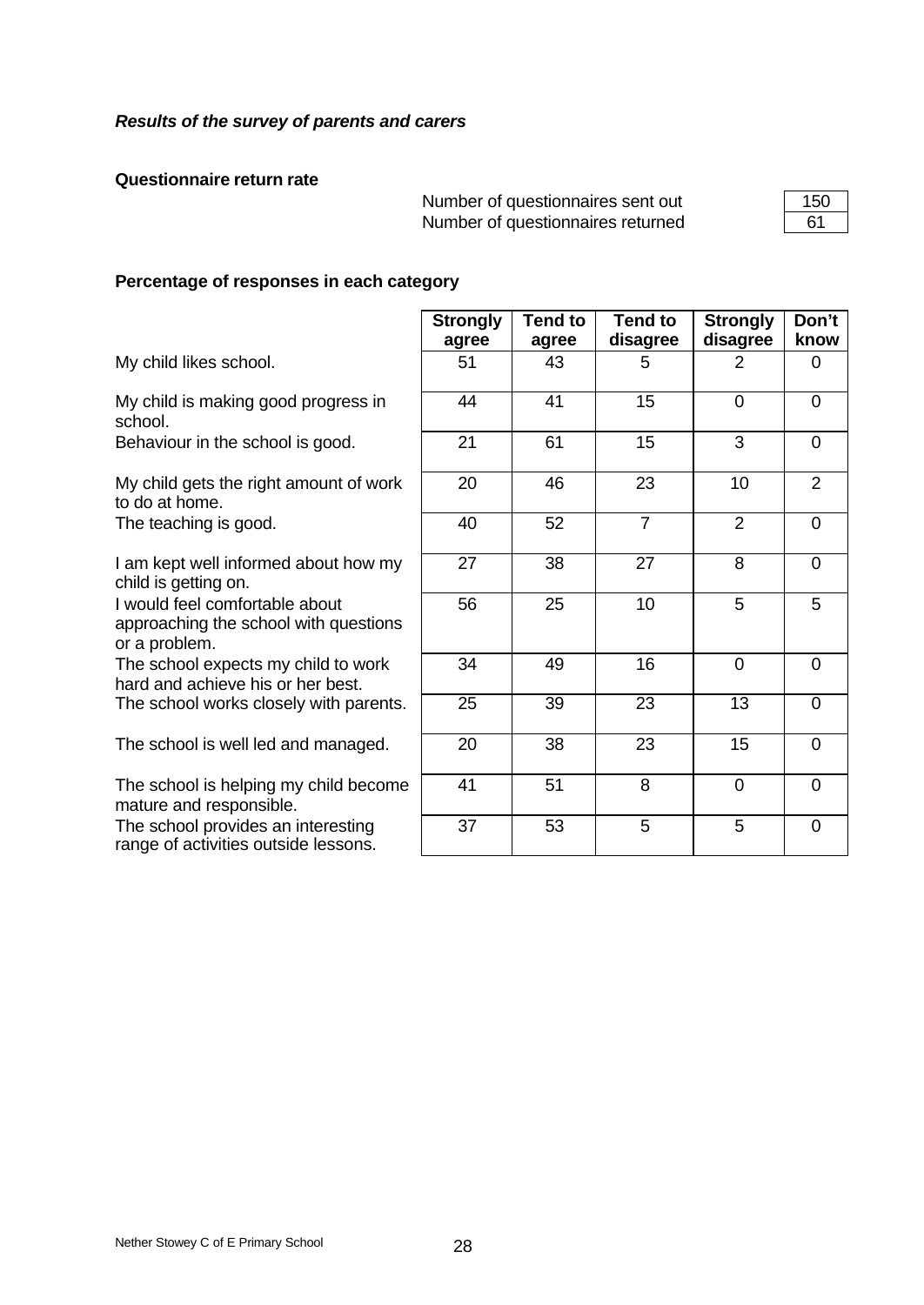***Results of the survey of parents and carers***

**Questionnaire return rate**

| | |
|---|---|
| Number of questionnaires sent out | 150 |
| Number of questionnaires returned | 61 |

**Percentage of responses in each category**

| | Strongly agree | Tend to agree | Tend to disagree | Strongly disagree | Don't know |
|---|---|---|---|---|---|
| My child likes school. | 51 | 43 | 5 | 2 | 0 |
| My child is making good progress in school. | 44 | 41 | 15 | 0 | 0 |
| Behaviour in the school is good. | 21 | 61 | 15 | 3 | 0 |
| My child gets the right amount of work to do at home. | 20 | 46 | 23 | 10 | 2 |
| The teaching is good. | 40 | 52 | 7 | 2 | 0 |
| I am kept well informed about how my child is getting on. | 27 | 38 | 27 | 8 | 0 |
| I would feel comfortable about approaching the school with questions or a problem. | 56 | 25 | 10 | 5 | 5 |
| The school expects my child to work hard and achieve his or her best. | 34 | 49 | 16 | 0 | 0 |
| The school works closely with parents. | 25 | 39 | 23 | 13 | 0 |
| The school is well led and managed. | 20 | 38 | 23 | 15 | 0 |
| The school is helping my child become mature and responsible. | 41 | 51 | 8 | 0 | 0 |
| The school provides an interesting range of activities outside lessons. | 37 | 53 | 5 | 5 | 0 |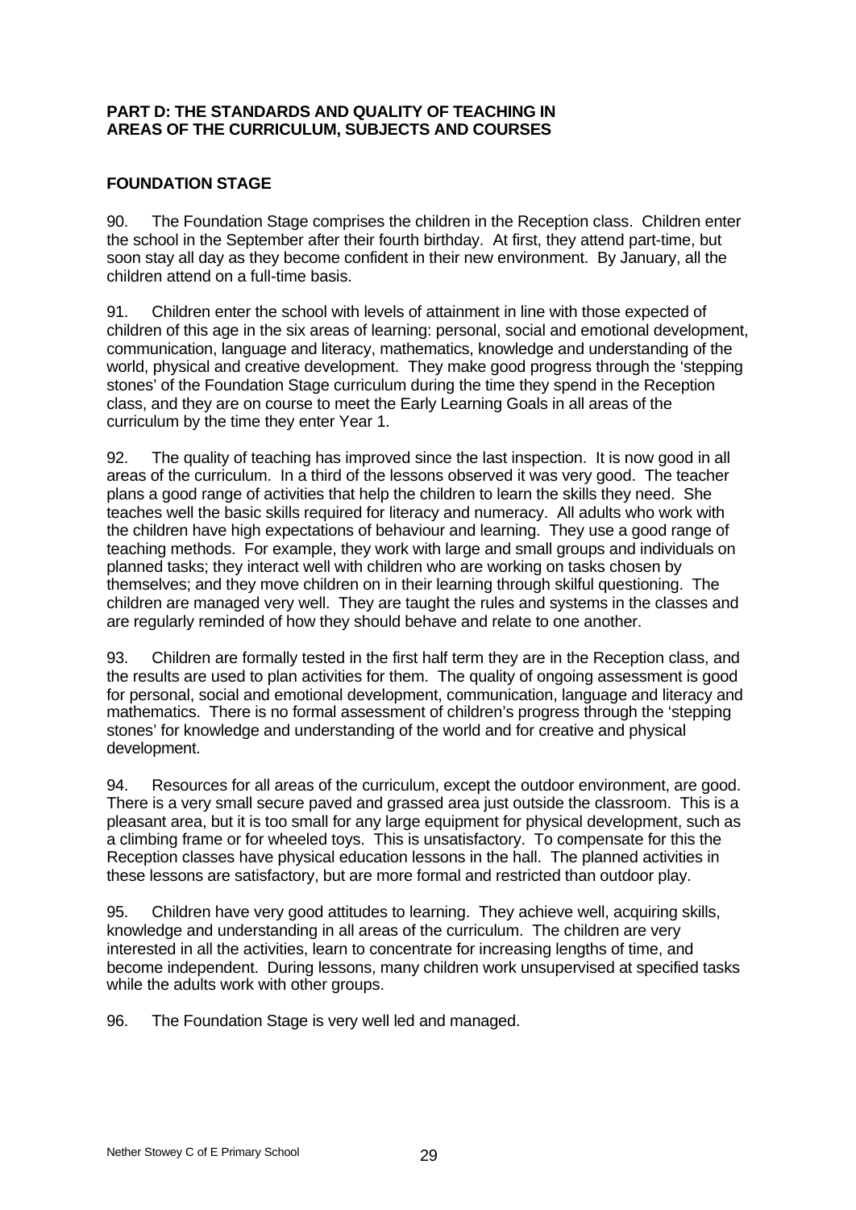**PART D: THE STANDARDS AND QUALITY OF TEACHING IN AREAS OF THE CURRICULUM, SUBJECTS AND COURSES**

**FOUNDATION STAGE**

90. The Foundation Stage comprises the children in the Reception class. Children enter the school in the September after their fourth birthday. At first, they attend part-time, but soon stay all day as they become confident in their new environment. By January, all the children attend on a full-time basis.

91. Children enter the school with levels of attainment in line with those expected of children of this age in the six areas of learning: personal, social and emotional development, communication, language and literacy, mathematics, knowledge and understanding of the world, physical and creative development. They make good progress through the 'stepping stones' of the Foundation Stage curriculum during the time they spend in the Reception class, and they are on course to meet the Early Learning Goals in all areas of the curriculum by the time they enter Year 1.

92. The quality of teaching has improved since the last inspection. It is now good in all areas of the curriculum. In a third of the lessons observed it was very good. The teacher plans a good range of activities that help the children to learn the skills they need. She teaches well the basic skills required for literacy and numeracy. All adults who work with the children have high expectations of behaviour and learning. They use a good range of teaching methods. For example, they work with large and small groups and individuals on planned tasks; they interact well with children who are working on tasks chosen by themselves; and they move children on in their learning through skilful questioning. The children are managed very well. They are taught the rules and systems in the classes and are regularly reminded of how they should behave and relate to one another.

93. Children are formally tested in the first half term they are in the Reception class, and the results are used to plan activities for them. The quality of ongoing assessment is good for personal, social and emotional development, communication, language and literacy and mathematics. There is no formal assessment of children's progress through the 'stepping stones' for knowledge and understanding of the world and for creative and physical development.

94. Resources for all areas of the curriculum, except the outdoor environment, are good. There is a very small secure paved and grassed area just outside the classroom. This is a pleasant area, but it is too small for any large equipment for physical development, such as a climbing frame or for wheeled toys. This is unsatisfactory. To compensate for this the Reception classes have physical education lessons in the hall. The planned activities in these lessons are satisfactory, but are more formal and restricted than outdoor play.

95. Children have very good attitudes to learning. They achieve well, acquiring skills, knowledge and understanding in all areas of the curriculum. The children are very interested in all the activities, learn to concentrate for increasing lengths of time, and become independent. During lessons, many children work unsupervised at specified tasks while the adults work with other groups.

96. The Foundation Stage is very well led and managed.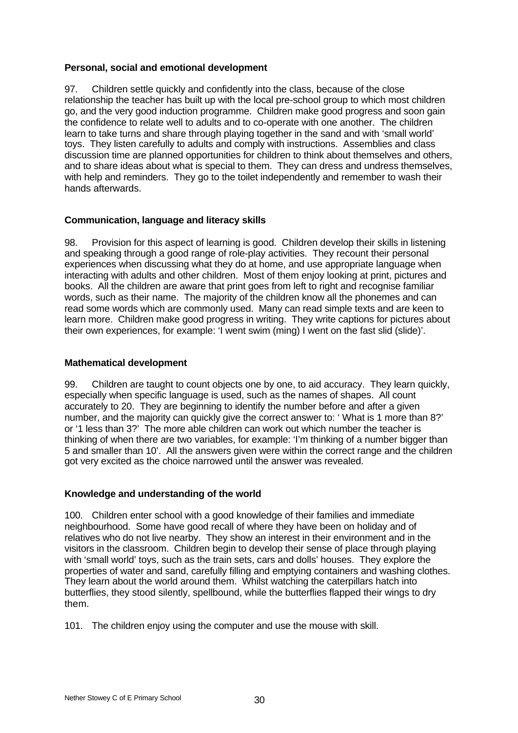**Personal, social and emotional development**

97. Children settle quickly and confidently into the class, because of the close relationship the teacher has built up with the local pre-school group to which most children go, and the very good induction programme. Children make good progress and soon gain the confidence to relate well to adults and to co-operate with one another. The children learn to take turns and share through playing together in the sand and with 'small world' toys. They listen carefully to adults and comply with instructions. Assemblies and class discussion time are planned opportunities for children to think about themselves and others, and to share ideas about what is special to them. They can dress and undress themselves, with help and reminders. They go to the toilet independently and remember to wash their hands afterwards.

**Communication, language and literacy skills**

98. Provision for this aspect of learning is good. Children develop their skills in listening and speaking through a good range of role-play activities. They recount their personal experiences when discussing what they do at home, and use appropriate language when interacting with adults and other children. Most of them enjoy looking at print, pictures and books. All the children are aware that print goes from left to right and recognise familiar words, such as their name. The majority of the children know all the phonemes and can read some words which are commonly used. Many can read simple texts and are keen to learn more. Children make good progress in writing. They write captions for pictures about their own experiences, for example: 'I went swim (ming) I went on the fast slid (slide)'.

**Mathematical development**

99. Children are taught to count objects one by one, to aid accuracy. They learn quickly, especially when specific language is used, such as the names of shapes. All count accurately to 20. They are beginning to identify the number before and after a given number, and the majority can quickly give the correct answer to: ' What is 1 more than 8?' or '1 less than 3?' The more able children can work out which number the teacher is thinking of when there are two variables, for example: 'I'm thinking of a number bigger than 5 and smaller than 10'. All the answers given were within the correct range and the children got very excited as the choice narrowed until the answer was revealed.

**Knowledge and understanding of the world**

100. Children enter school with a good knowledge of their families and immediate neighbourhood. Some have good recall of where they have been on holiday and of relatives who do not live nearby. They show an interest in their environment and in the visitors in the classroom. Children begin to develop their sense of place through playing with 'small world' toys, such as the train sets, cars and dolls' houses. They explore the properties of water and sand, carefully filling and emptying containers and washing clothes. They learn about the world around them. Whilst watching the caterpillars hatch into butterflies, they stood silently, spellbound, while the butterflies flapped their wings to dry them.

101. The children enjoy using the computer and use the mouse with skill.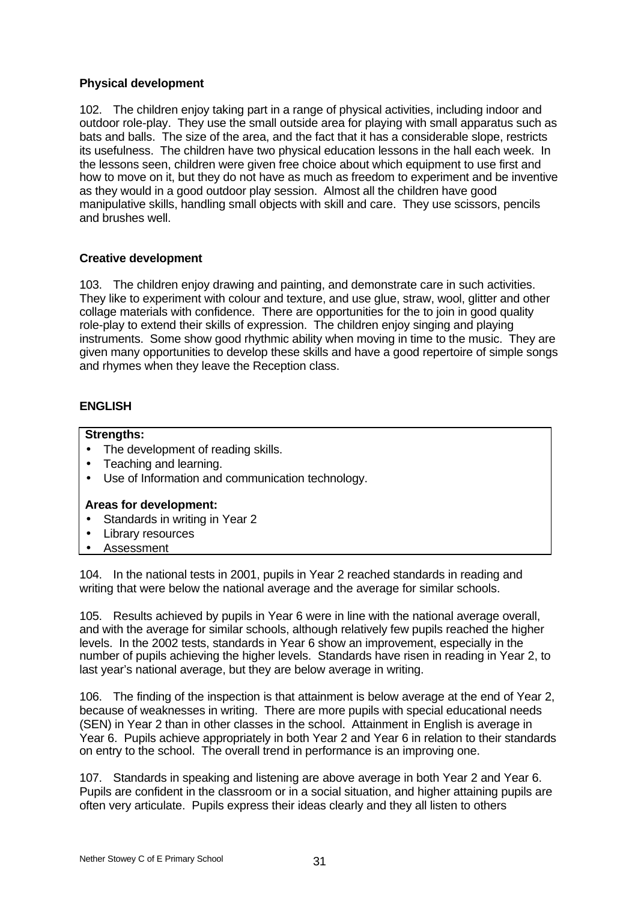### Physical development

102. The children enjoy taking part in a range of physical activities, including indoor and outdoor role-play. They use the small outside area for playing with small apparatus such as bats and balls. The size of the area, and the fact that it has a considerable slope, restricts its usefulness. The children have two physical education lessons in the hall each week. In the lessons seen, children were given free choice about which equipment to use first and how to move on it, but they do not have as much as freedom to experiment and be inventive as they would in a good outdoor play session. Almost all the children have good manipulative skills, handling small objects with skill and care. They use scissors, pencils and brushes well.

### Creative development

103. The children enjoy drawing and painting, and demonstrate care in such activities. They like to experiment with colour and texture, and use glue, straw, wool, glitter and other collage materials with confidence. There are opportunities for the to join in good quality role-play to extend their skills of expression. The children enjoy singing and playing instruments. Some show good rhythmic ability when moving in time to the music. They are given many opportunities to develop these skills and have a good repertoire of simple songs and rhymes when they leave the Reception class.

## ENGLISH

**Strengths:**

- The development of reading skills.
- Teaching and learning.
- Use of Information and communication technology.

**Areas for development:**

- Standards in writing in Year 2
- Library resources
- Assessment

104. In the national tests in 2001, pupils in Year 2 reached standards in reading and writing that were below the national average and the average for similar schools.

105. Results achieved by pupils in Year 6 were in line with the national average overall, and with the average for similar schools, although relatively few pupils reached the higher levels. In the 2002 tests, standards in Year 6 show an improvement, especially in the number of pupils achieving the higher levels. Standards have risen in reading in Year 2, to last year's national average, but they are below average in writing.

106. The finding of the inspection is that attainment is below average at the end of Year 2, because of weaknesses in writing. There are more pupils with special educational needs (SEN) in Year 2 than in other classes in the school. Attainment in English is average in Year 6. Pupils achieve appropriately in both Year 2 and Year 6 in relation to their standards on entry to the school. The overall trend in performance is an improving one.

107. Standards in speaking and listening are above average in both Year 2 and Year 6. Pupils are confident in the classroom or in a social situation, and higher attaining pupils are often very articulate. Pupils express their ideas clearly and they all listen to others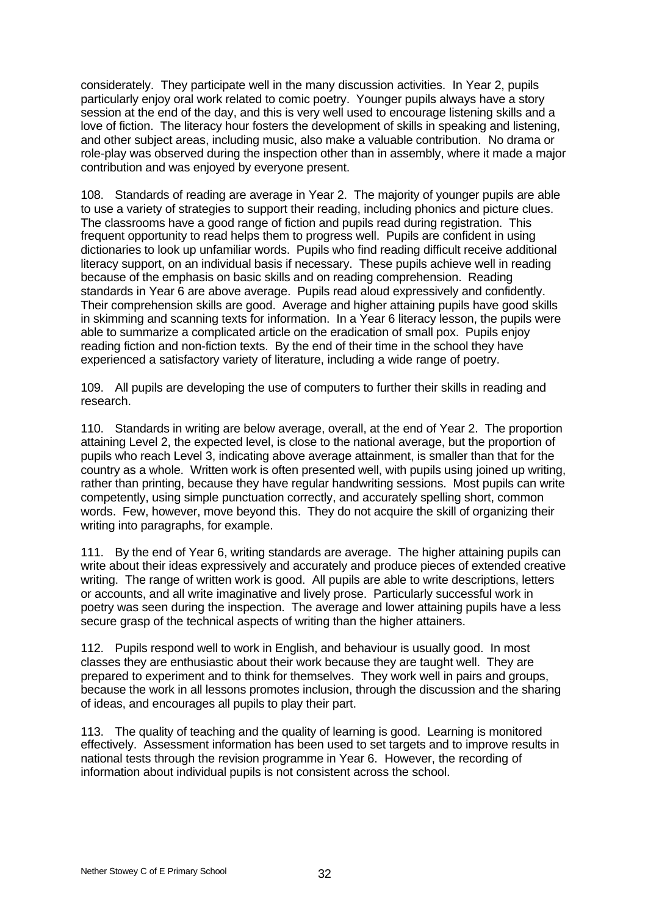considerately. They participate well in the many discussion activities. In Year 2, pupils particularly enjoy oral work related to comic poetry. Younger pupils always have a story session at the end of the day, and this is very well used to encourage listening skills and a love of fiction. The literacy hour fosters the development of skills in speaking and listening, and other subject areas, including music, also make a valuable contribution. No drama or role-play was observed during the inspection other than in assembly, where it made a major contribution and was enjoyed by everyone present.

108. Standards of reading are average in Year 2. The majority of younger pupils are able to use a variety of strategies to support their reading, including phonics and picture clues. The classrooms have a good range of fiction and pupils read during registration. This frequent opportunity to read helps them to progress well. Pupils are confident in using dictionaries to look up unfamiliar words. Pupils who find reading difficult receive additional literacy support, on an individual basis if necessary. These pupils achieve well in reading because of the emphasis on basic skills and on reading comprehension. Reading standards in Year 6 are above average. Pupils read aloud expressively and confidently. Their comprehension skills are good. Average and higher attaining pupils have good skills in skimming and scanning texts for information. In a Year 6 literacy lesson, the pupils were able to summarize a complicated article on the eradication of small pox. Pupils enjoy reading fiction and non-fiction texts. By the end of their time in the school they have experienced a satisfactory variety of literature, including a wide range of poetry.

109. All pupils are developing the use of computers to further their skills in reading and research.

110. Standards in writing are below average, overall, at the end of Year 2. The proportion attaining Level 2, the expected level, is close to the national average, but the proportion of pupils who reach Level 3, indicating above average attainment, is smaller than that for the country as a whole. Written work is often presented well, with pupils using joined up writing, rather than printing, because they have regular handwriting sessions. Most pupils can write competently, using simple punctuation correctly, and accurately spelling short, common words. Few, however, move beyond this. They do not acquire the skill of organizing their writing into paragraphs, for example.

111. By the end of Year 6, writing standards are average. The higher attaining pupils can write about their ideas expressively and accurately and produce pieces of extended creative writing. The range of written work is good. All pupils are able to write descriptions, letters or accounts, and all write imaginative and lively prose. Particularly successful work in poetry was seen during the inspection. The average and lower attaining pupils have a less secure grasp of the technical aspects of writing than the higher attainers.

112. Pupils respond well to work in English, and behaviour is usually good. In most classes they are enthusiastic about their work because they are taught well. They are prepared to experiment and to think for themselves. They work well in pairs and groups, because the work in all lessons promotes inclusion, through the discussion and the sharing of ideas, and encourages all pupils to play their part.

113. The quality of teaching and the quality of learning is good. Learning is monitored effectively. Assessment information has been used to set targets and to improve results in national tests through the revision programme in Year 6. However, the recording of information about individual pupils is not consistent across the school.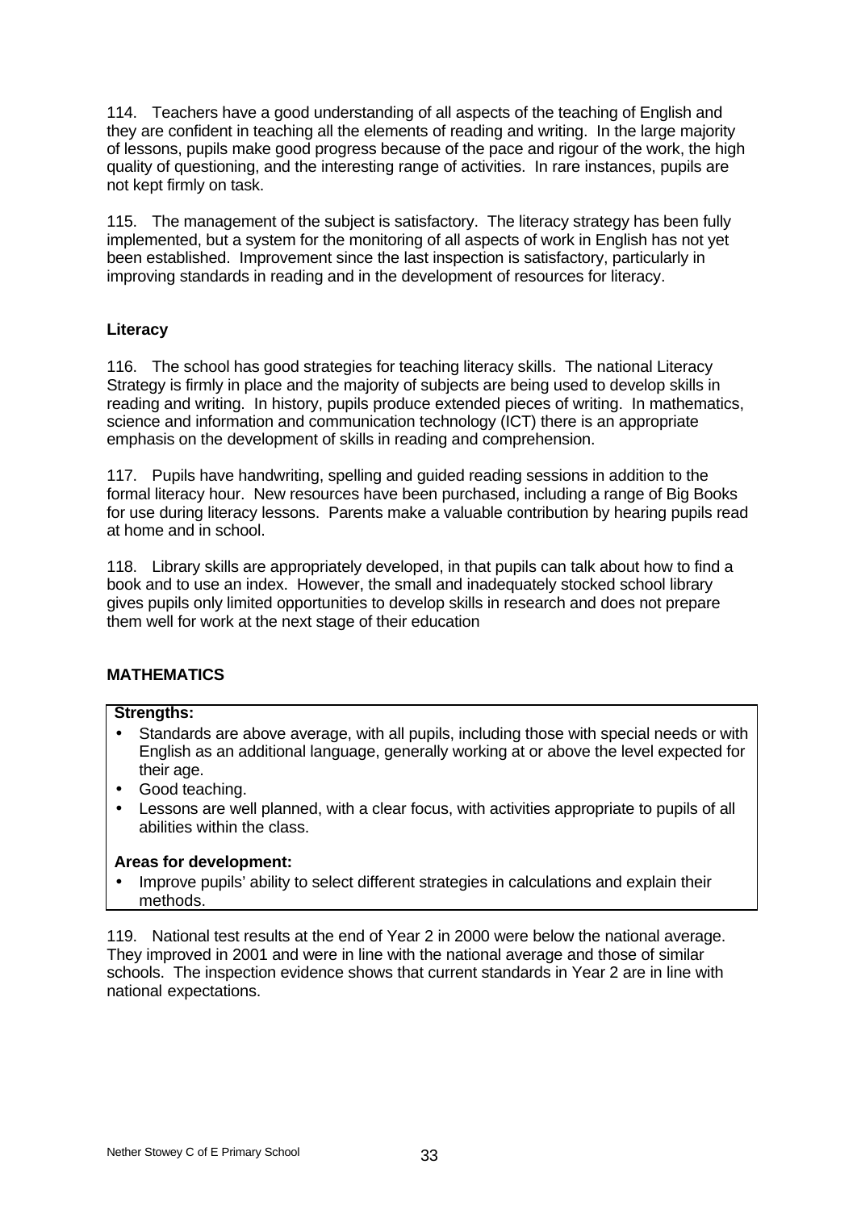114. Teachers have a good understanding of all aspects of the teaching of English and they are confident in teaching all the elements of reading and writing. In the large majority of lessons, pupils make good progress because of the pace and rigour of the work, the high quality of questioning, and the interesting range of activities. In rare instances, pupils are not kept firmly on task.

115. The management of the subject is satisfactory. The literacy strategy has been fully implemented, but a system for the monitoring of all aspects of work in English has not yet been established. Improvement since the last inspection is satisfactory, particularly in improving standards in reading and in the development of resources for literacy.

### Literacy

116. The school has good strategies for teaching literacy skills. The national Literacy Strategy is firmly in place and the majority of subjects are being used to develop skills in reading and writing. In history, pupils produce extended pieces of writing. In mathematics, science and information and communication technology (ICT) there is an appropriate emphasis on the development of skills in reading and comprehension.

117. Pupils have handwriting, spelling and guided reading sessions in addition to the formal literacy hour. New resources have been purchased, including a range of Big Books for use during literacy lessons. Parents make a valuable contribution by hearing pupils read at home and in school.

118. Library skills are appropriately developed, in that pupils can talk about how to find a book and to use an index. However, the small and inadequately stocked school library gives pupils only limited opportunities to develop skills in research and does not prepare them well for work at the next stage of their education

## MATHEMATICS

**Strengths:**

- Standards are above average, with all pupils, including those with special needs or with English as an additional language, generally working at or above the level expected for their age.
- Good teaching.
- Lessons are well planned, with a clear focus, with activities appropriate to pupils of all abilities within the class.

**Areas for development:**

- Improve pupils' ability to select different strategies in calculations and explain their methods.

119. National test results at the end of Year 2 in 2000 were below the national average. They improved in 2001 and were in line with the national average and those of similar schools. The inspection evidence shows that current standards in Year 2 are in line with national expectations.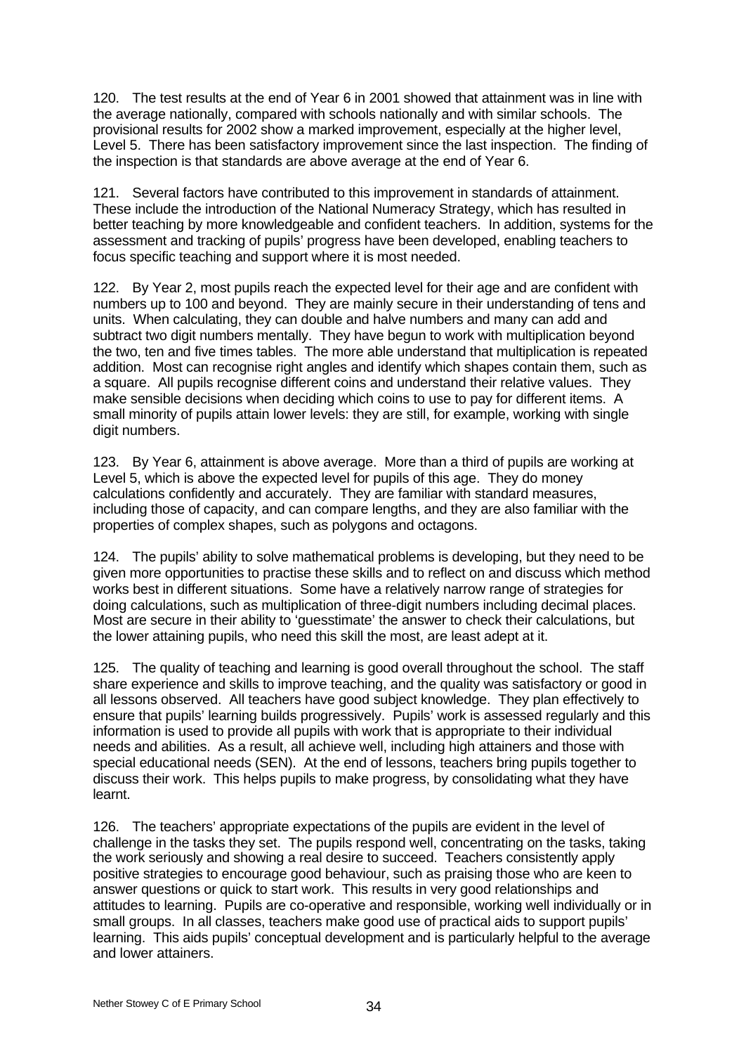120. The test results at the end of Year 6 in 2001 showed that attainment was in line with the average nationally, compared with schools nationally and with similar schools. The provisional results for 2002 show a marked improvement, especially at the higher level, Level 5. There has been satisfactory improvement since the last inspection. The finding of the inspection is that standards are above average at the end of Year 6.

121. Several factors have contributed to this improvement in standards of attainment. These include the introduction of the National Numeracy Strategy, which has resulted in better teaching by more knowledgeable and confident teachers. In addition, systems for the assessment and tracking of pupils' progress have been developed, enabling teachers to focus specific teaching and support where it is most needed.

122. By Year 2, most pupils reach the expected level for their age and are confident with numbers up to 100 and beyond. They are mainly secure in their understanding of tens and units. When calculating, they can double and halve numbers and many can add and subtract two digit numbers mentally. They have begun to work with multiplication beyond the two, ten and five times tables. The more able understand that multiplication is repeated addition. Most can recognise right angles and identify which shapes contain them, such as a square. All pupils recognise different coins and understand their relative values. They make sensible decisions when deciding which coins to use to pay for different items. A small minority of pupils attain lower levels: they are still, for example, working with single digit numbers.

123. By Year 6, attainment is above average. More than a third of pupils are working at Level 5, which is above the expected level for pupils of this age. They do money calculations confidently and accurately. They are familiar with standard measures, including those of capacity, and can compare lengths, and they are also familiar with the properties of complex shapes, such as polygons and octagons.

124. The pupils' ability to solve mathematical problems is developing, but they need to be given more opportunities to practise these skills and to reflect on and discuss which method works best in different situations. Some have a relatively narrow range of strategies for doing calculations, such as multiplication of three-digit numbers including decimal places. Most are secure in their ability to 'guesstimate' the answer to check their calculations, but the lower attaining pupils, who need this skill the most, are least adept at it.

125. The quality of teaching and learning is good overall throughout the school. The staff share experience and skills to improve teaching, and the quality was satisfactory or good in all lessons observed. All teachers have good subject knowledge. They plan effectively to ensure that pupils' learning builds progressively. Pupils' work is assessed regularly and this information is used to provide all pupils with work that is appropriate to their individual needs and abilities. As a result, all achieve well, including high attainers and those with special educational needs (SEN). At the end of lessons, teachers bring pupils together to discuss their work. This helps pupils to make progress, by consolidating what they have learnt.

126. The teachers' appropriate expectations of the pupils are evident in the level of challenge in the tasks they set. The pupils respond well, concentrating on the tasks, taking the work seriously and showing a real desire to succeed. Teachers consistently apply positive strategies to encourage good behaviour, such as praising those who are keen to answer questions or quick to start work. This results in very good relationships and attitudes to learning. Pupils are co-operative and responsible, working well individually or in small groups. In all classes, teachers make good use of practical aids to support pupils' learning. This aids pupils' conceptual development and is particularly helpful to the average and lower attainers.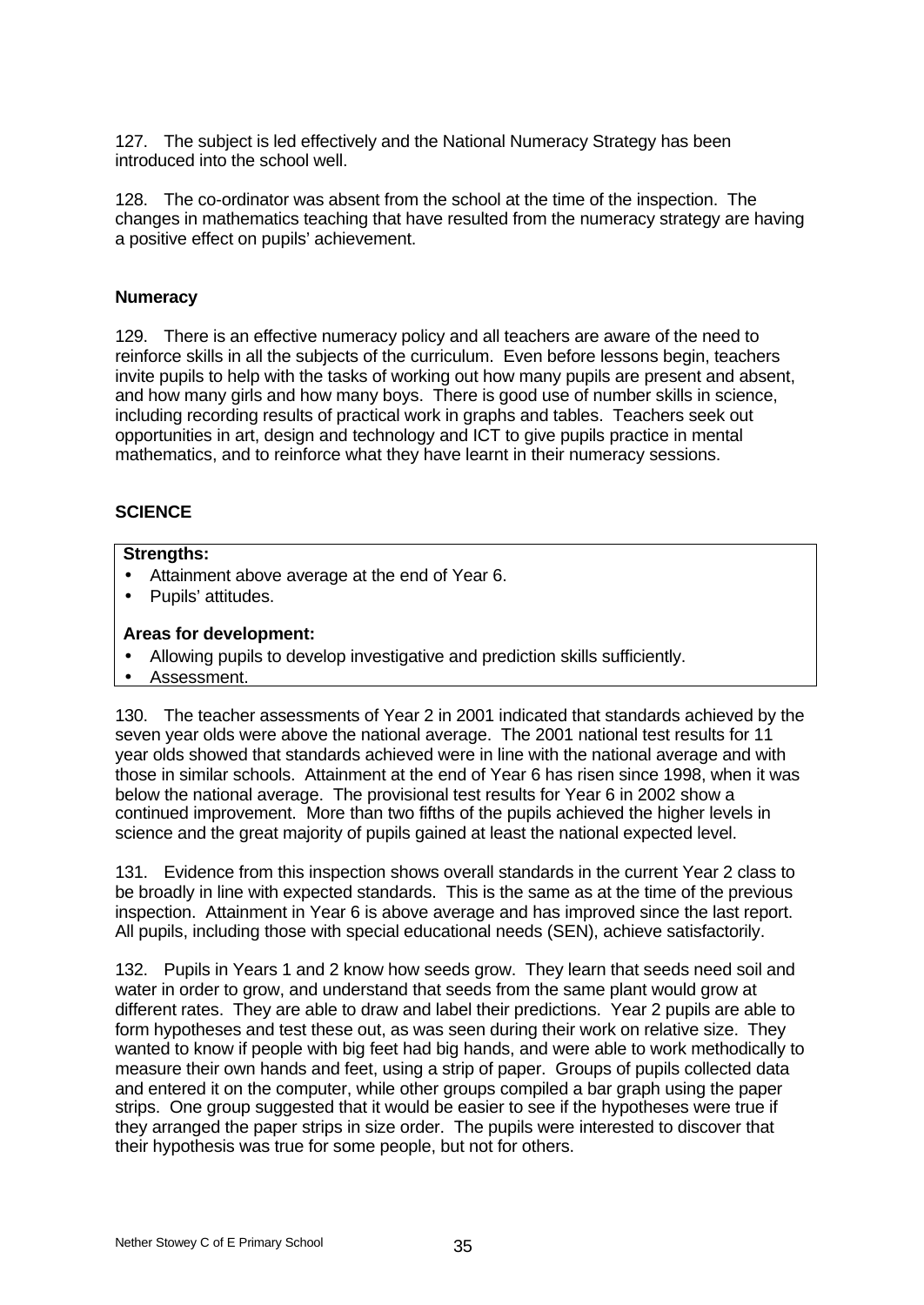127. The subject is led effectively and the National Numeracy Strategy has been introduced into the school well.

128. The co-ordinator was absent from the school at the time of the inspection. The changes in mathematics teaching that have resulted from the numeracy strategy are having a positive effect on pupils' achievement.

### Numeracy

129. There is an effective numeracy policy and all teachers are aware of the need to reinforce skills in all the subjects of the curriculum. Even before lessons begin, teachers invite pupils to help with the tasks of working out how many pupils are present and absent, and how many girls and how many boys. There is good use of number skills in science, including recording results of practical work in graphs and tables. Teachers seek out opportunities in art, design and technology and ICT to give pupils practice in mental mathematics, and to reinforce what they have learnt in their numeracy sessions.

## SCIENCE

**Strengths:**

- Attainment above average at the end of Year 6.
- Pupils' attitudes.

**Areas for development:**

- Allowing pupils to develop investigative and prediction skills sufficiently.
- Assessment.

130. The teacher assessments of Year 2 in 2001 indicated that standards achieved by the seven year olds were above the national average. The 2001 national test results for 11 year olds showed that standards achieved were in line with the national average and with those in similar schools. Attainment at the end of Year 6 has risen since 1998, when it was below the national average. The provisional test results for Year 6 in 2002 show a continued improvement. More than two fifths of the pupils achieved the higher levels in science and the great majority of pupils gained at least the national expected level.

131. Evidence from this inspection shows overall standards in the current Year 2 class to be broadly in line with expected standards. This is the same as at the time of the previous inspection. Attainment in Year 6 is above average and has improved since the last report. All pupils, including those with special educational needs (SEN), achieve satisfactorily.

132. Pupils in Years 1 and 2 know how seeds grow. They learn that seeds need soil and water in order to grow, and understand that seeds from the same plant would grow at different rates. They are able to draw and label their predictions. Year 2 pupils are able to form hypotheses and test these out, as was seen during their work on relative size. They wanted to know if people with big feet had big hands, and were able to work methodically to measure their own hands and feet, using a strip of paper. Groups of pupils collected data and entered it on the computer, while other groups compiled a bar graph using the paper strips. One group suggested that it would be easier to see if the hypotheses were true if they arranged the paper strips in size order. The pupils were interested to discover that their hypothesis was true for some people, but not for others.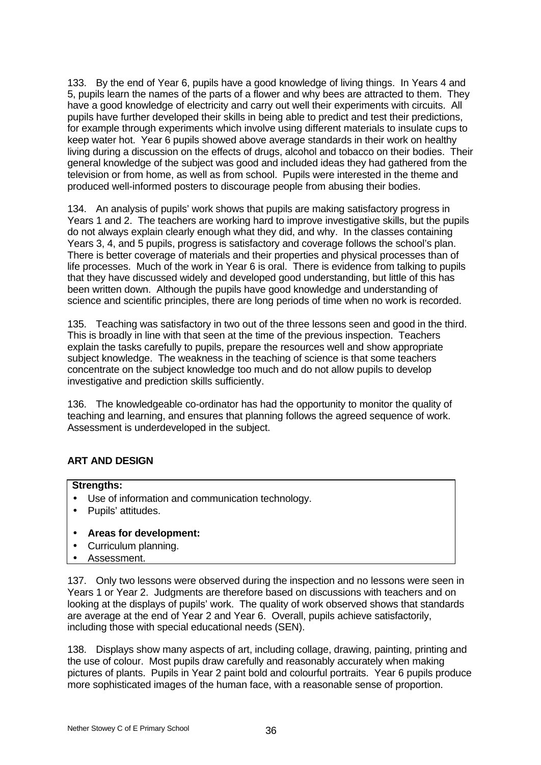133. By the end of Year 6, pupils have a good knowledge of living things. In Years 4 and 5, pupils learn the names of the parts of a flower and why bees are attracted to them. They have a good knowledge of electricity and carry out well their experiments with circuits. All pupils have further developed their skills in being able to predict and test their predictions, for example through experiments which involve using different materials to insulate cups to keep water hot. Year 6 pupils showed above average standards in their work on healthy living during a discussion on the effects of drugs, alcohol and tobacco on their bodies. Their general knowledge of the subject was good and included ideas they had gathered from the television or from home, as well as from school. Pupils were interested in the theme and produced well-informed posters to discourage people from abusing their bodies.

134. An analysis of pupils' work shows that pupils are making satisfactory progress in Years 1 and 2. The teachers are working hard to improve investigative skills, but the pupils do not always explain clearly enough what they did, and why. In the classes containing Years 3, 4, and 5 pupils, progress is satisfactory and coverage follows the school's plan. There is better coverage of materials and their properties and physical processes than of life processes. Much of the work in Year 6 is oral. There is evidence from talking to pupils that they have discussed widely and developed good understanding, but little of this has been written down. Although the pupils have good knowledge and understanding of science and scientific principles, there are long periods of time when no work is recorded.

135. Teaching was satisfactory in two out of the three lessons seen and good in the third. This is broadly in line with that seen at the time of the previous inspection. Teachers explain the tasks carefully to pupils, prepare the resources well and show appropriate subject knowledge. The weakness in the teaching of science is that some teachers concentrate on the subject knowledge too much and do not allow pupils to develop investigative and prediction skills sufficiently.

136. The knowledgeable co-ordinator has had the opportunity to monitor the quality of teaching and learning, and ensures that planning follows the agreed sequence of work. Assessment is underdeveloped in the subject.

## ART AND DESIGN

**Strengths:**

- Use of information and communication technology.
- Pupils' attitudes.

- **Areas for development:**
- Curriculum planning.
- Assessment.

137. Only two lessons were observed during the inspection and no lessons were seen in Years 1 or Year 2. Judgments are therefore based on discussions with teachers and on looking at the displays of pupils' work. The quality of work observed shows that standards are average at the end of Year 2 and Year 6. Overall, pupils achieve satisfactorily, including those with special educational needs (SEN).

138. Displays show many aspects of art, including collage, drawing, painting, printing and the use of colour. Most pupils draw carefully and reasonably accurately when making pictures of plants. Pupils in Year 2 paint bold and colourful portraits. Year 6 pupils produce more sophisticated images of the human face, with a reasonable sense of proportion.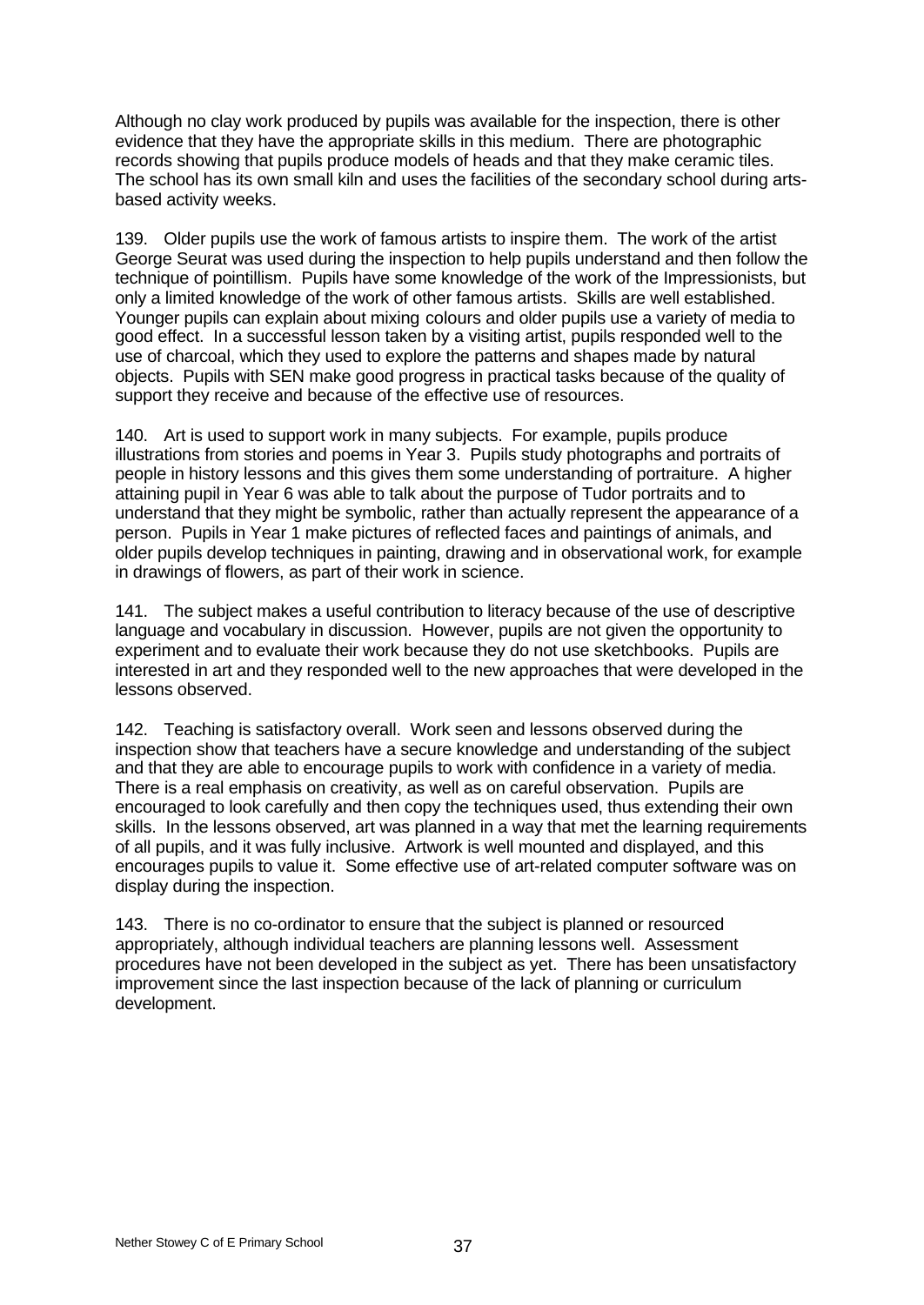Although no clay work produced by pupils was available for the inspection, there is other evidence that they have the appropriate skills in this medium. There are photographic records showing that pupils produce models of heads and that they make ceramic tiles. The school has its own small kiln and uses the facilities of the secondary school during arts-based activity weeks.

139. Older pupils use the work of famous artists to inspire them. The work of the artist George Seurat was used during the inspection to help pupils understand and then follow the technique of pointillism. Pupils have some knowledge of the work of the Impressionists, but only a limited knowledge of the work of other famous artists. Skills are well established. Younger pupils can explain about mixing colours and older pupils use a variety of media to good effect. In a successful lesson taken by a visiting artist, pupils responded well to the use of charcoal, which they used to explore the patterns and shapes made by natural objects. Pupils with SEN make good progress in practical tasks because of the quality of support they receive and because of the effective use of resources.

140. Art is used to support work in many subjects. For example, pupils produce illustrations from stories and poems in Year 3. Pupils study photographs and portraits of people in history lessons and this gives them some understanding of portraiture. A higher attaining pupil in Year 6 was able to talk about the purpose of Tudor portraits and to understand that they might be symbolic, rather than actually represent the appearance of a person. Pupils in Year 1 make pictures of reflected faces and paintings of animals, and older pupils develop techniques in painting, drawing and in observational work, for example in drawings of flowers, as part of their work in science.

141. The subject makes a useful contribution to literacy because of the use of descriptive language and vocabulary in discussion. However, pupils are not given the opportunity to experiment and to evaluate their work because they do not use sketchbooks. Pupils are interested in art and they responded well to the new approaches that were developed in the lessons observed.

142. Teaching is satisfactory overall. Work seen and lessons observed during the inspection show that teachers have a secure knowledge and understanding of the subject and that they are able to encourage pupils to work with confidence in a variety of media. There is a real emphasis on creativity, as well as on careful observation. Pupils are encouraged to look carefully and then copy the techniques used, thus extending their own skills. In the lessons observed, art was planned in a way that met the learning requirements of all pupils, and it was fully inclusive. Artwork is well mounted and displayed, and this encourages pupils to value it. Some effective use of art-related computer software was on display during the inspection.

143. There is no co-ordinator to ensure that the subject is planned or resourced appropriately, although individual teachers are planning lessons well. Assessment procedures have not been developed in the subject as yet. There has been unsatisfactory improvement since the last inspection because of the lack of planning or curriculum development.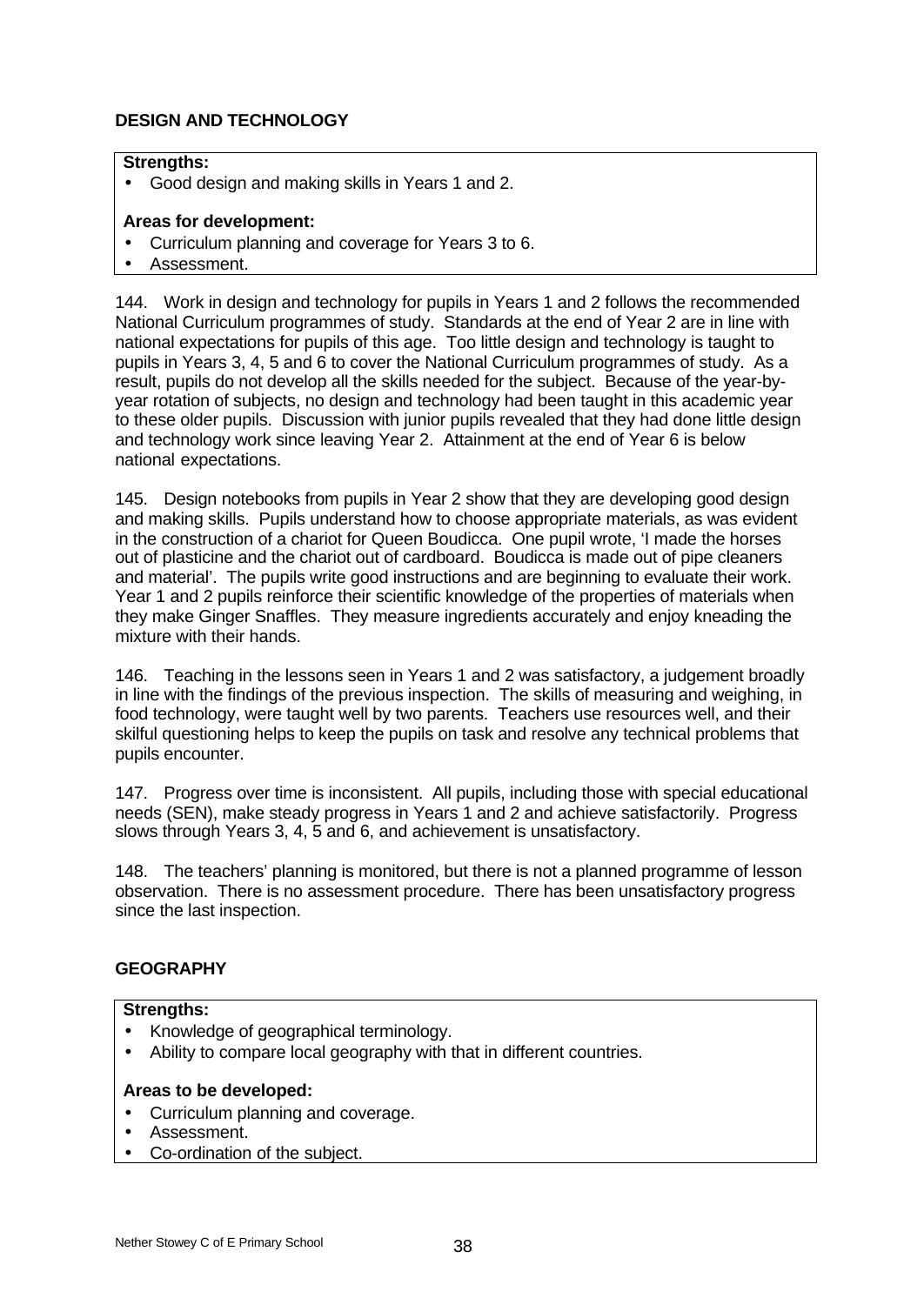## DESIGN AND TECHNOLOGY

**Strengths:**

- Good design and making skills in Years 1 and 2.

**Areas for development:**

- Curriculum planning and coverage for Years 3 to 6.
- Assessment.

144. Work in design and technology for pupils in Years 1 and 2 follows the recommended National Curriculum programmes of study. Standards at the end of Year 2 are in line with national expectations for pupils of this age. Too little design and technology is taught to pupils in Years 3, 4, 5 and 6 to cover the National Curriculum programmes of study. As a result, pupils do not develop all the skills needed for the subject. Because of the year-by-year rotation of subjects, no design and technology had been taught in this academic year to these older pupils. Discussion with junior pupils revealed that they had done little design and technology work since leaving Year 2. Attainment at the end of Year 6 is below national expectations.

145. Design notebooks from pupils in Year 2 show that they are developing good design and making skills. Pupils understand how to choose appropriate materials, as was evident in the construction of a chariot for Queen Boudicca. One pupil wrote, 'I made the horses out of plasticine and the chariot out of cardboard. Boudicca is made out of pipe cleaners and material'. The pupils write good instructions and are beginning to evaluate their work. Year 1 and 2 pupils reinforce their scientific knowledge of the properties of materials when they make Ginger Snaffles. They measure ingredients accurately and enjoy kneading the mixture with their hands.

146. Teaching in the lessons seen in Years 1 and 2 was satisfactory, a judgement broadly in line with the findings of the previous inspection. The skills of measuring and weighing, in food technology, were taught well by two parents. Teachers use resources well, and their skilful questioning helps to keep the pupils on task and resolve any technical problems that pupils encounter.

147. Progress over time is inconsistent. All pupils, including those with special educational needs (SEN), make steady progress in Years 1 and 2 and achieve satisfactorily. Progress slows through Years 3, 4, 5 and 6, and achievement is unsatisfactory.

148. The teachers' planning is monitored, but there is not a planned programme of lesson observation. There is no assessment procedure. There has been unsatisfactory progress since the last inspection.

## GEOGRAPHY

**Strengths:**

- Knowledge of geographical terminology.
- Ability to compare local geography with that in different countries.

**Areas to be developed:**

- Curriculum planning and coverage.
- Assessment.
- Co-ordination of the subject.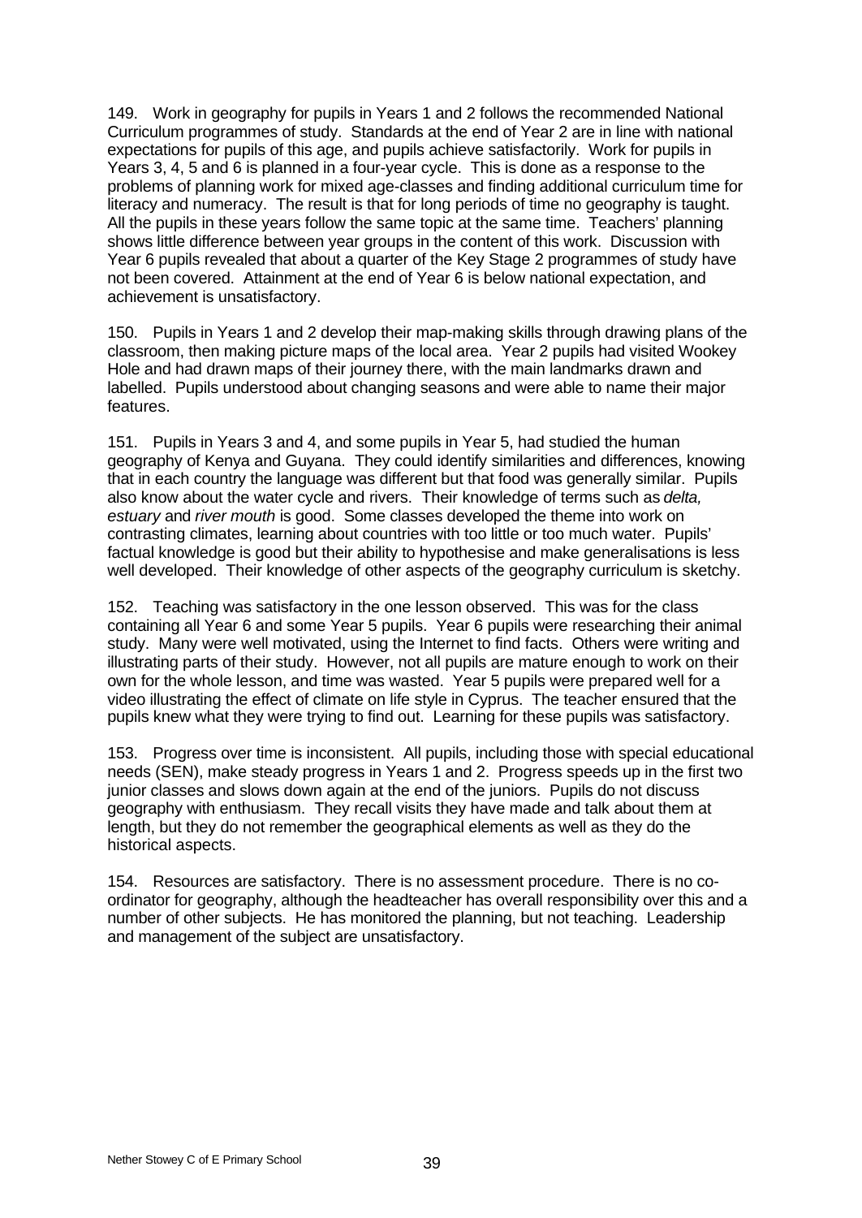149. Work in geography for pupils in Years 1 and 2 follows the recommended National Curriculum programmes of study. Standards at the end of Year 2 are in line with national expectations for pupils of this age, and pupils achieve satisfactorily. Work for pupils in Years 3, 4, 5 and 6 is planned in a four-year cycle. This is done as a response to the problems of planning work for mixed age-classes and finding additional curriculum time for literacy and numeracy. The result is that for long periods of time no geography is taught. All the pupils in these years follow the same topic at the same time. Teachers' planning shows little difference between year groups in the content of this work. Discussion with Year 6 pupils revealed that about a quarter of the Key Stage 2 programmes of study have not been covered. Attainment at the end of Year 6 is below national expectation, and achievement is unsatisfactory.

150. Pupils in Years 1 and 2 develop their map-making skills through drawing plans of the classroom, then making picture maps of the local area. Year 2 pupils had visited Wookey Hole and had drawn maps of their journey there, with the main landmarks drawn and labelled. Pupils understood about changing seasons and were able to name their major features.

151. Pupils in Years 3 and 4, and some pupils in Year 5, had studied the human geography of Kenya and Guyana. They could identify similarities and differences, knowing that in each country the language was different but that food was generally similar. Pupils also know about the water cycle and rivers. Their knowledge of terms such as *delta, estuary* and *river mouth* is good. Some classes developed the theme into work on contrasting climates, learning about countries with too little or too much water. Pupils' factual knowledge is good but their ability to hypothesise and make generalisations is less well developed. Their knowledge of other aspects of the geography curriculum is sketchy.

152. Teaching was satisfactory in the one lesson observed. This was for the class containing all Year 6 and some Year 5 pupils. Year 6 pupils were researching their animal study. Many were well motivated, using the Internet to find facts. Others were writing and illustrating parts of their study. However, not all pupils are mature enough to work on their own for the whole lesson, and time was wasted. Year 5 pupils were prepared well for a video illustrating the effect of climate on life style in Cyprus. The teacher ensured that the pupils knew what they were trying to find out. Learning for these pupils was satisfactory.

153. Progress over time is inconsistent. All pupils, including those with special educational needs (SEN), make steady progress in Years 1 and 2. Progress speeds up in the first two junior classes and slows down again at the end of the juniors. Pupils do not discuss geography with enthusiasm. They recall visits they have made and talk about them at length, but they do not remember the geographical elements as well as they do the historical aspects.

154. Resources are satisfactory. There is no assessment procedure. There is no co-ordinator for geography, although the headteacher has overall responsibility over this and a number of other subjects. He has monitored the planning, but not teaching. Leadership and management of the subject are unsatisfactory.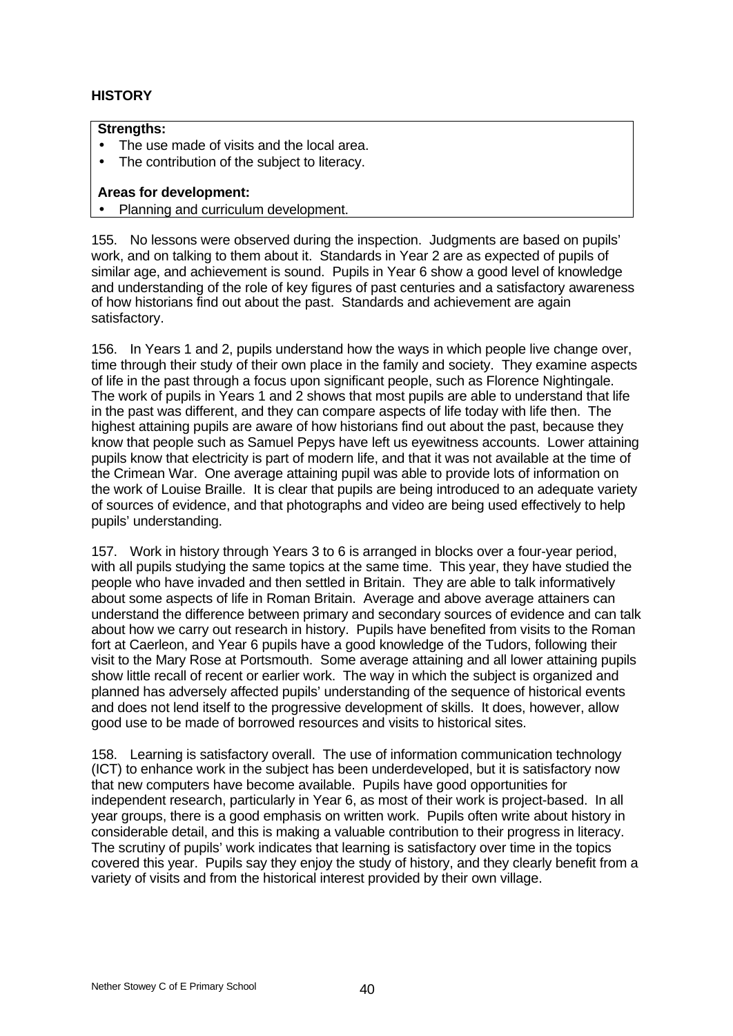## HISTORY

**Strengths:**

- The use made of visits and the local area.
- The contribution of the subject to literacy.

**Areas for development:**

- Planning and curriculum development.

155. No lessons were observed during the inspection. Judgments are based on pupils' work, and on talking to them about it. Standards in Year 2 are as expected of pupils of similar age, and achievement is sound. Pupils in Year 6 show a good level of knowledge and understanding of the role of key figures of past centuries and a satisfactory awareness of how historians find out about the past. Standards and achievement are again satisfactory.

156. In Years 1 and 2, pupils understand how the ways in which people live change over, time through their study of their own place in the family and society. They examine aspects of life in the past through a focus upon significant people, such as Florence Nightingale. The work of pupils in Years 1 and 2 shows that most pupils are able to understand that life in the past was different, and they can compare aspects of life today with life then. The highest attaining pupils are aware of how historians find out about the past, because they know that people such as Samuel Pepys have left us eyewitness accounts. Lower attaining pupils know that electricity is part of modern life, and that it was not available at the time of the Crimean War. One average attaining pupil was able to provide lots of information on the work of Louise Braille. It is clear that pupils are being introduced to an adequate variety of sources of evidence, and that photographs and video are being used effectively to help pupils' understanding.

157. Work in history through Years 3 to 6 is arranged in blocks over a four-year period, with all pupils studying the same topics at the same time. This year, they have studied the people who have invaded and then settled in Britain. They are able to talk informatively about some aspects of life in Roman Britain. Average and above average attainers can understand the difference between primary and secondary sources of evidence and can talk about how we carry out research in history. Pupils have benefited from visits to the Roman fort at Caerleon, and Year 6 pupils have a good knowledge of the Tudors, following their visit to the Mary Rose at Portsmouth. Some average attaining and all lower attaining pupils show little recall of recent or earlier work. The way in which the subject is organized and planned has adversely affected pupils' understanding of the sequence of historical events and does not lend itself to the progressive development of skills. It does, however, allow good use to be made of borrowed resources and visits to historical sites.

158. Learning is satisfactory overall. The use of information communication technology (ICT) to enhance work in the subject has been underdeveloped, but it is satisfactory now that new computers have become available. Pupils have good opportunities for independent research, particularly in Year 6, as most of their work is project-based. In all year groups, there is a good emphasis on written work. Pupils often write about history in considerable detail, and this is making a valuable contribution to their progress in literacy. The scrutiny of pupils' work indicates that learning is satisfactory over time in the topics covered this year. Pupils say they enjoy the study of history, and they clearly benefit from a variety of visits and from the historical interest provided by their own village.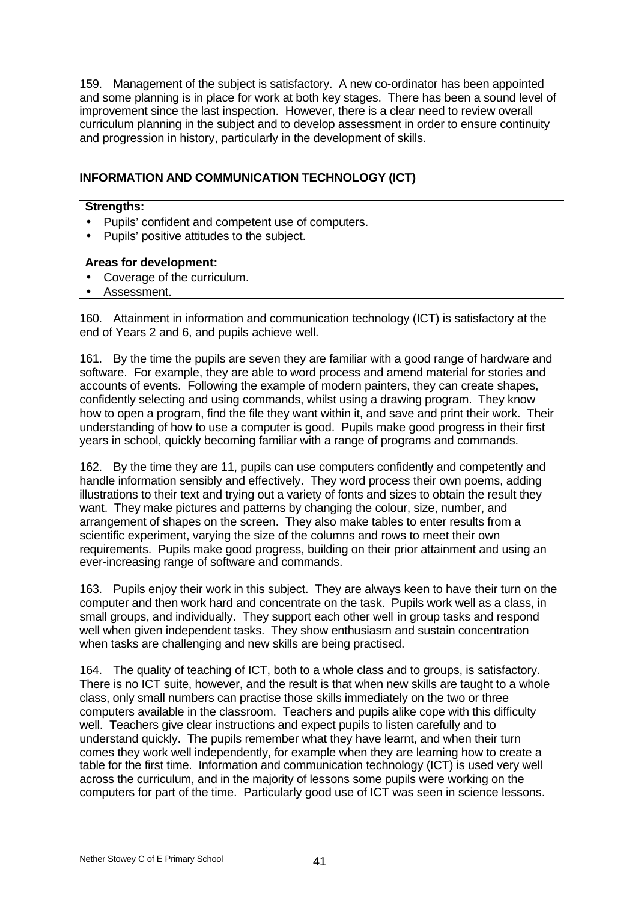159. Management of the subject is satisfactory. A new co-ordinator has been appointed and some planning is in place for work at both key stages. There has been a sound level of improvement since the last inspection. However, there is a clear need to review overall curriculum planning in the subject and to develop assessment in order to ensure continuity and progression in history, particularly in the development of skills.

## INFORMATION AND COMMUNICATION TECHNOLOGY (ICT)

**Strengths:**

- Pupils' confident and competent use of computers.
- Pupils' positive attitudes to the subject.

**Areas for development:**

- Coverage of the curriculum.
- Assessment.

160. Attainment in information and communication technology (ICT) is satisfactory at the end of Years 2 and 6, and pupils achieve well.

161. By the time the pupils are seven they are familiar with a good range of hardware and software. For example, they are able to word process and amend material for stories and accounts of events. Following the example of modern painters, they can create shapes, confidently selecting and using commands, whilst using a drawing program. They know how to open a program, find the file they want within it, and save and print their work. Their understanding of how to use a computer is good. Pupils make good progress in their first years in school, quickly becoming familiar with a range of programs and commands.

162. By the time they are 11, pupils can use computers confidently and competently and handle information sensibly and effectively. They word process their own poems, adding illustrations to their text and trying out a variety of fonts and sizes to obtain the result they want. They make pictures and patterns by changing the colour, size, number, and arrangement of shapes on the screen. They also make tables to enter results from a scientific experiment, varying the size of the columns and rows to meet their own requirements. Pupils make good progress, building on their prior attainment and using an ever-increasing range of software and commands.

163. Pupils enjoy their work in this subject. They are always keen to have their turn on the computer and then work hard and concentrate on the task. Pupils work well as a class, in small groups, and individually. They support each other well in group tasks and respond well when given independent tasks. They show enthusiasm and sustain concentration when tasks are challenging and new skills are being practised.

164. The quality of teaching of ICT, both to a whole class and to groups, is satisfactory. There is no ICT suite, however, and the result is that when new skills are taught to a whole class, only small numbers can practise those skills immediately on the two or three computers available in the classroom. Teachers and pupils alike cope with this difficulty well. Teachers give clear instructions and expect pupils to listen carefully and to understand quickly. The pupils remember what they have learnt, and when their turn comes they work well independently, for example when they are learning how to create a table for the first time. Information and communication technology (ICT) is used very well across the curriculum, and in the majority of lessons some pupils were working on the computers for part of the time. Particularly good use of ICT was seen in science lessons.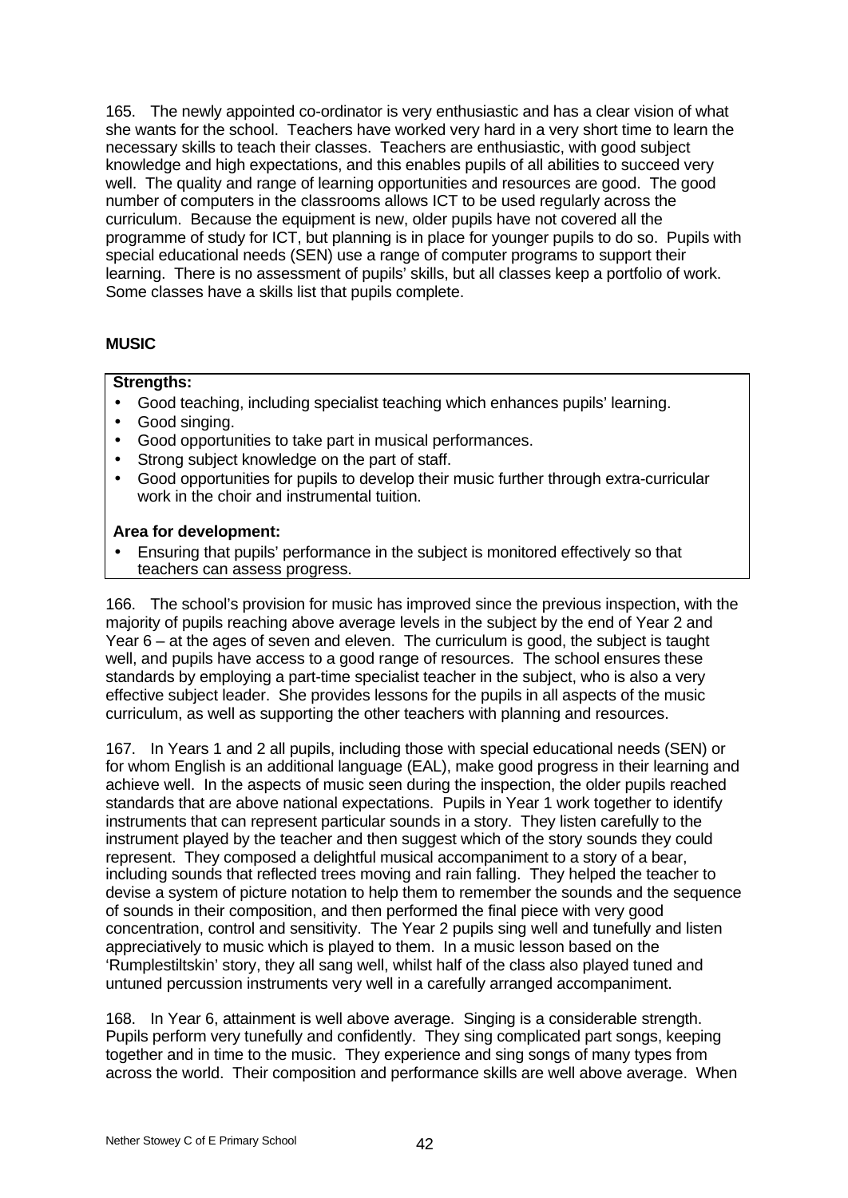165. The newly appointed co-ordinator is very enthusiastic and has a clear vision of what she wants for the school. Teachers have worked very hard in a very short time to learn the necessary skills to teach their classes. Teachers are enthusiastic, with good subject knowledge and high expectations, and this enables pupils of all abilities to succeed very well. The quality and range of learning opportunities and resources are good. The good number of computers in the classrooms allows ICT to be used regularly across the curriculum. Because the equipment is new, older pupils have not covered all the programme of study for ICT, but planning is in place for younger pupils to do so. Pupils with special educational needs (SEN) use a range of computer programs to support their learning. There is no assessment of pupils' skills, but all classes keep a portfolio of work. Some classes have a skills list that pupils complete.

### MUSIC

**Strengths:**

- Good teaching, including specialist teaching which enhances pupils' learning.
- Good singing.
- Good opportunities to take part in musical performances.
- Strong subject knowledge on the part of staff.
- Good opportunities for pupils to develop their music further through extra-curricular work in the choir and instrumental tuition.

**Area for development:**

- Ensuring that pupils' performance in the subject is monitored effectively so that teachers can assess progress.

166. The school's provision for music has improved since the previous inspection, with the majority of pupils reaching above average levels in the subject by the end of Year 2 and Year 6 – at the ages of seven and eleven. The curriculum is good, the subject is taught well, and pupils have access to a good range of resources. The school ensures these standards by employing a part-time specialist teacher in the subject, who is also a very effective subject leader. She provides lessons for the pupils in all aspects of the music curriculum, as well as supporting the other teachers with planning and resources.

167. In Years 1 and 2 all pupils, including those with special educational needs (SEN) or for whom English is an additional language (EAL), make good progress in their learning and achieve well. In the aspects of music seen during the inspection, the older pupils reached standards that are above national expectations. Pupils in Year 1 work together to identify instruments that can represent particular sounds in a story. They listen carefully to the instrument played by the teacher and then suggest which of the story sounds they could represent. They composed a delightful musical accompaniment to a story of a bear, including sounds that reflected trees moving and rain falling. They helped the teacher to devise a system of picture notation to help them to remember the sounds and the sequence of sounds in their composition, and then performed the final piece with very good concentration, control and sensitivity. The Year 2 pupils sing well and tunefully and listen appreciatively to music which is played to them. In a music lesson based on the 'Rumplestiltskin' story, they all sang very well, whilst half of the class also played tuned and untuned percussion instruments very well in a carefully arranged accompaniment.

168. In Year 6, attainment is well above average. Singing is a considerable strength. Pupils perform very tunefully and confidently. They sing complicated part songs, keeping together and in time to the music. They experience and sing songs of many types from across the world. Their composition and performance skills are well above average. When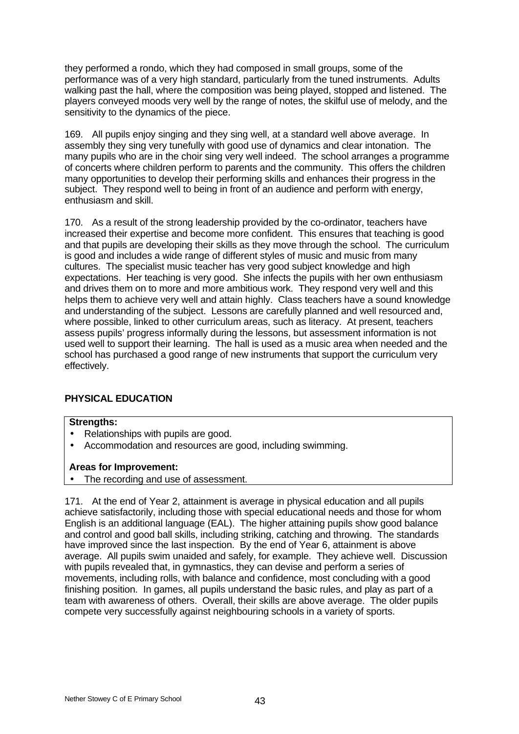they performed a rondo, which they had composed in small groups, some of the performance was of a very high standard, particularly from the tuned instruments. Adults walking past the hall, where the composition was being played, stopped and listened. The players conveyed moods very well by the range of notes, the skilful use of melody, and the sensitivity to the dynamics of the piece.

169. All pupils enjoy singing and they sing well, at a standard well above average. In assembly they sing very tunefully with good use of dynamics and clear intonation. The many pupils who are in the choir sing very well indeed. The school arranges a programme of concerts where children perform to parents and the community. This offers the children many opportunities to develop their performing skills and enhances their progress in the subject. They respond well to being in front of an audience and perform with energy, enthusiasm and skill.

170. As a result of the strong leadership provided by the co-ordinator, teachers have increased their expertise and become more confident. This ensures that teaching is good and that pupils are developing their skills as they move through the school. The curriculum is good and includes a wide range of different styles of music and music from many cultures. The specialist music teacher has very good subject knowledge and high expectations. Her teaching is very good. She infects the pupils with her own enthusiasm and drives them on to more and more ambitious work. They respond very well and this helps them to achieve very well and attain highly. Class teachers have a sound knowledge and understanding of the subject. Lessons are carefully planned and well resourced and, where possible, linked to other curriculum areas, such as literacy. At present, teachers assess pupils' progress informally during the lessons, but assessment information is not used well to support their learning. The hall is used as a music area when needed and the school has purchased a good range of new instruments that support the curriculum very effectively.

## PHYSICAL EDUCATION

**Strengths:**

- Relationships with pupils are good.
- Accommodation and resources are good, including swimming.

**Areas for Improvement:**

- The recording and use of assessment.

171. At the end of Year 2, attainment is average in physical education and all pupils achieve satisfactorily, including those with special educational needs and those for whom English is an additional language (EAL). The higher attaining pupils show good balance and control and good ball skills, including striking, catching and throwing. The standards have improved since the last inspection. By the end of Year 6, attainment is above average. All pupils swim unaided and safely, for example. They achieve well. Discussion with pupils revealed that, in gymnastics, they can devise and perform a series of movements, including rolls, with balance and confidence, most concluding with a good finishing position. In games, all pupils understand the basic rules, and play as part of a team with awareness of others. Overall, their skills are above average. The older pupils compete very successfully against neighbouring schools in a variety of sports.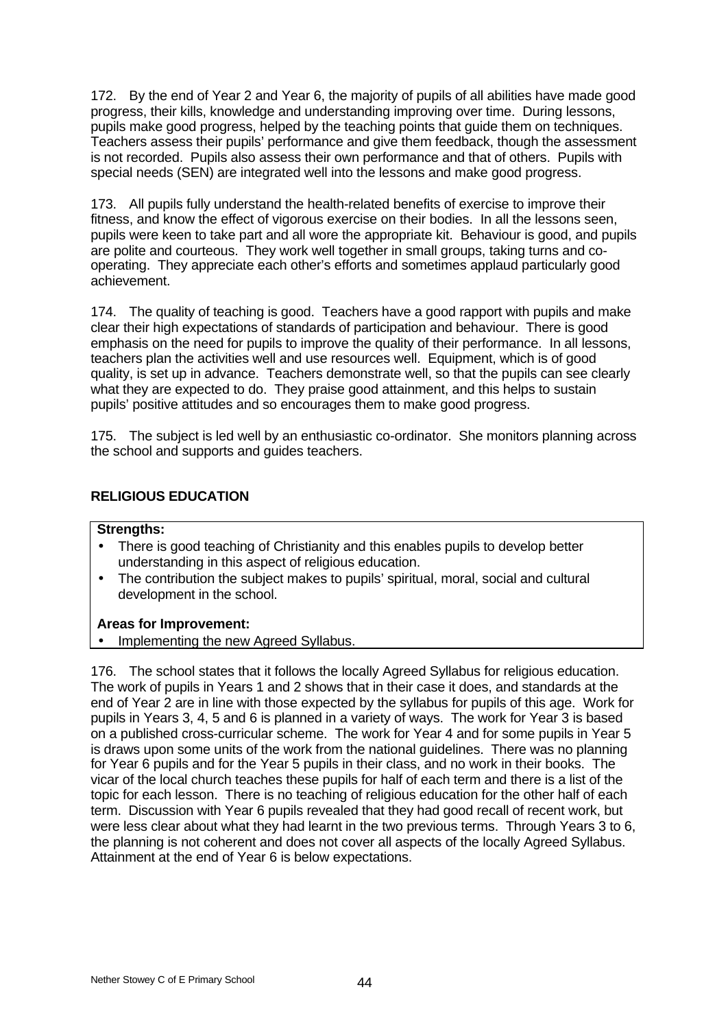172. By the end of Year 2 and Year 6, the majority of pupils of all abilities have made good progress, their kills, knowledge and understanding improving over time. During lessons, pupils make good progress, helped by the teaching points that guide them on techniques. Teachers assess their pupils' performance and give them feedback, though the assessment is not recorded. Pupils also assess their own performance and that of others. Pupils with special needs (SEN) are integrated well into the lessons and make good progress.

173. All pupils fully understand the health-related benefits of exercise to improve their fitness, and know the effect of vigorous exercise on their bodies. In all the lessons seen, pupils were keen to take part and all wore the appropriate kit. Behaviour is good, and pupils are polite and courteous. They work well together in small groups, taking turns and co-operating. They appreciate each other's efforts and sometimes applaud particularly good achievement.

174. The quality of teaching is good. Teachers have a good rapport with pupils and make clear their high expectations of standards of participation and behaviour. There is good emphasis on the need for pupils to improve the quality of their performance. In all lessons, teachers plan the activities well and use resources well. Equipment, which is of good quality, is set up in advance. Teachers demonstrate well, so that the pupils can see clearly what they are expected to do. They praise good attainment, and this helps to sustain pupils' positive attitudes and so encourages them to make good progress.

175. The subject is led well by an enthusiastic co-ordinator. She monitors planning across the school and supports and guides teachers.

## RELIGIOUS EDUCATION

**Strengths:**

- There is good teaching of Christianity and this enables pupils to develop better understanding in this aspect of religious education.
- The contribution the subject makes to pupils' spiritual, moral, social and cultural development in the school.

**Areas for Improvement:**

- Implementing the new Agreed Syllabus.

176. The school states that it follows the locally Agreed Syllabus for religious education. The work of pupils in Years 1 and 2 shows that in their case it does, and standards at the end of Year 2 are in line with those expected by the syllabus for pupils of this age. Work for pupils in Years 3, 4, 5 and 6 is planned in a variety of ways. The work for Year 3 is based on a published cross-curricular scheme. The work for Year 4 and for some pupils in Year 5 is draws upon some units of the work from the national guidelines. There was no planning for Year 6 pupils and for the Year 5 pupils in their class, and no work in their books. The vicar of the local church teaches these pupils for half of each term and there is a list of the topic for each lesson. There is no teaching of religious education for the other half of each term. Discussion with Year 6 pupils revealed that they had good recall of recent work, but were less clear about what they had learnt in the two previous terms. Through Years 3 to 6, the planning is not coherent and does not cover all aspects of the locally Agreed Syllabus. Attainment at the end of Year 6 is below expectations.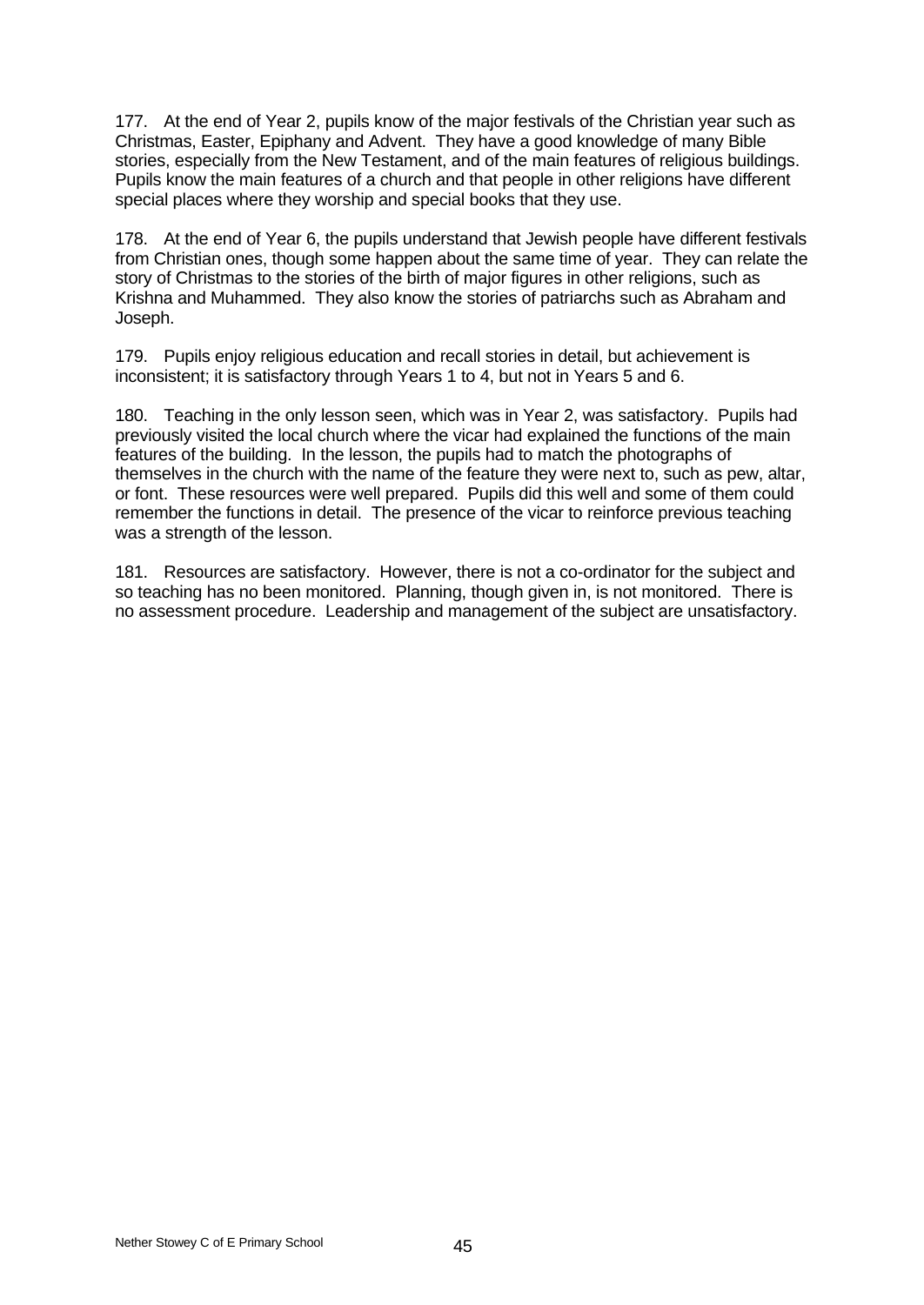177. At the end of Year 2, pupils know of the major festivals of the Christian year such as Christmas, Easter, Epiphany and Advent. They have a good knowledge of many Bible stories, especially from the New Testament, and of the main features of religious buildings. Pupils know the main features of a church and that people in other religions have different special places where they worship and special books that they use.

178. At the end of Year 6, the pupils understand that Jewish people have different festivals from Christian ones, though some happen about the same time of year. They can relate the story of Christmas to the stories of the birth of major figures in other religions, such as Krishna and Muhammed. They also know the stories of patriarchs such as Abraham and Joseph.

179. Pupils enjoy religious education and recall stories in detail, but achievement is inconsistent; it is satisfactory through Years 1 to 4, but not in Years 5 and 6.

180. Teaching in the only lesson seen, which was in Year 2, was satisfactory. Pupils had previously visited the local church where the vicar had explained the functions of the main features of the building. In the lesson, the pupils had to match the photographs of themselves in the church with the name of the feature they were next to, such as pew, altar, or font. These resources were well prepared. Pupils did this well and some of them could remember the functions in detail. The presence of the vicar to reinforce previous teaching was a strength of the lesson.

181. Resources are satisfactory. However, there is not a co-ordinator for the subject and so teaching has no been monitored. Planning, though given in, is not monitored. There is no assessment procedure. Leadership and management of the subject are unsatisfactory.